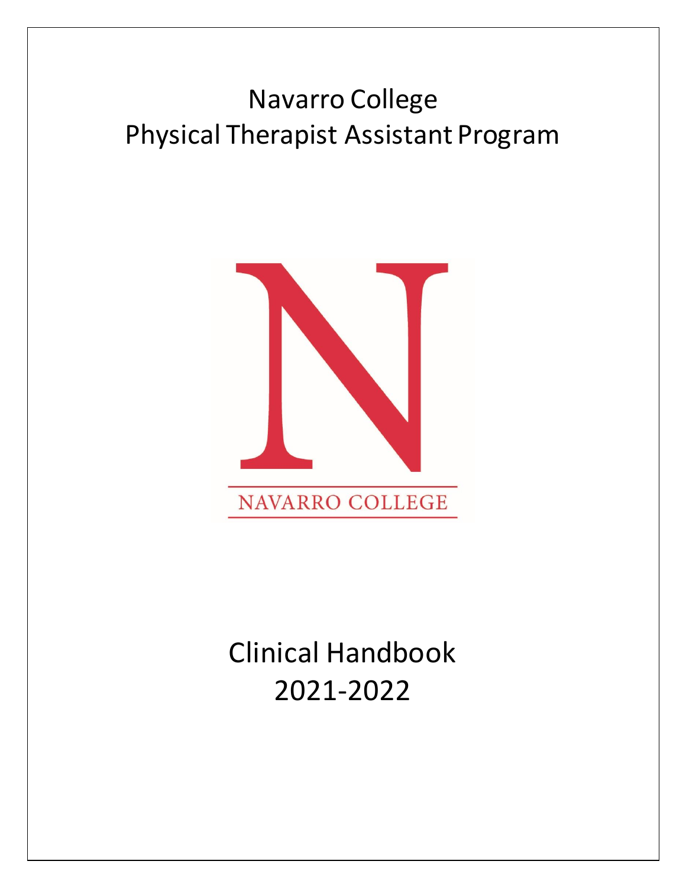# Navarro College
# Physical Therapist Assistant Program

NAVARRO COLLEGE

# Clinical Handbook
# 2021-2022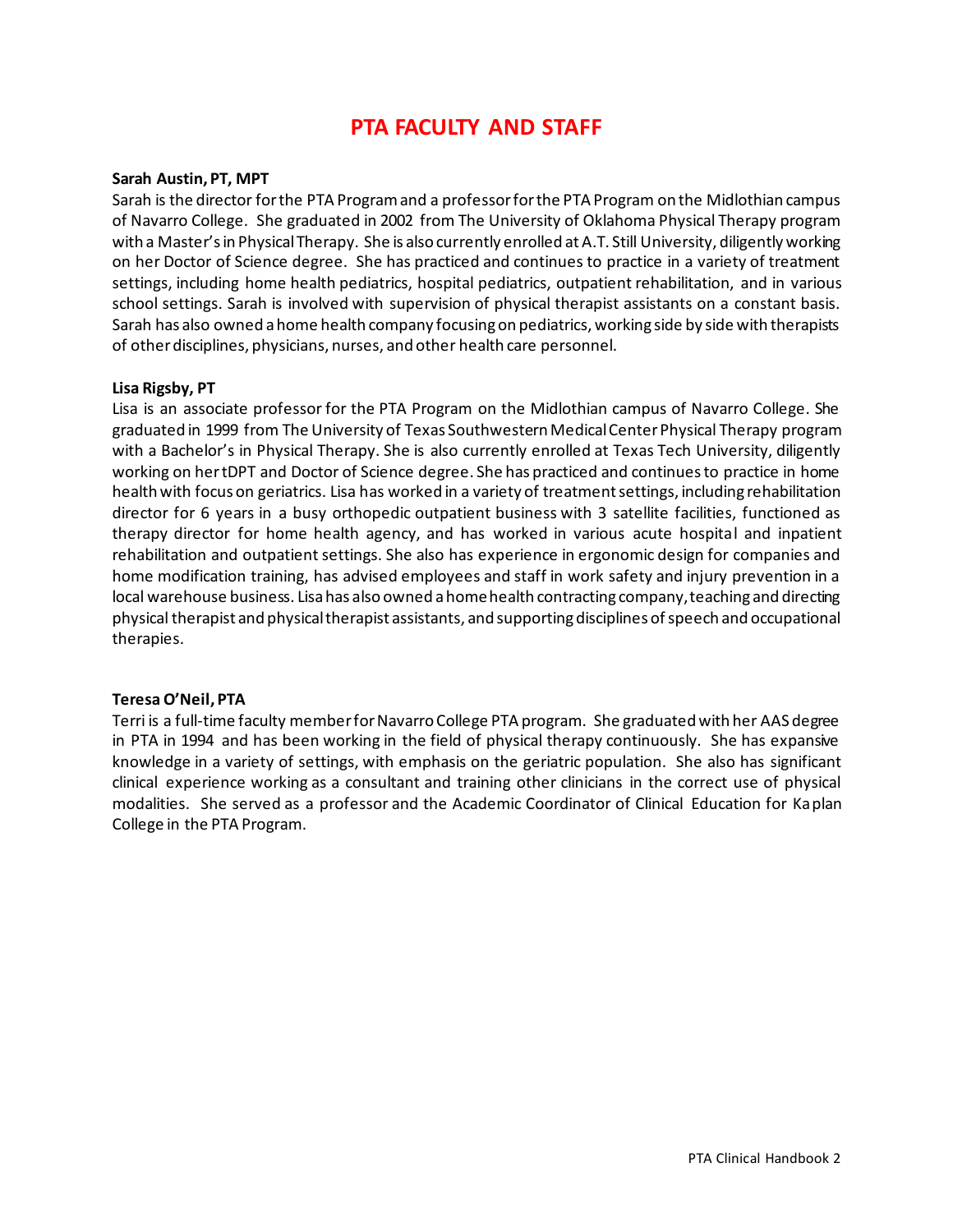# PTA FACULTY AND STAFF

**Sarah Austin, PT, MPT**

Sarah is the director for the PTA Program and a professor for the PTA Program on the Midlothian campus of Navarro College. She graduated in 2002 from The University of Oklahoma Physical Therapy program with a Master's in Physical Therapy. She is also currently enrolled at A.T. Still University, diligently working on her Doctor of Science degree. She has practiced and continues to practice in a variety of treatment settings, including home health pediatrics, hospital pediatrics, outpatient rehabilitation, and in various school settings. Sarah is involved with supervision of physical therapist assistants on a constant basis. Sarah has also owned a home health company focusing on pediatrics, working side by side with therapists of other disciplines, physicians, nurses, and other health care personnel.

**Lisa Rigsby, PT**

Lisa is an associate professor for the PTA Program on the Midlothian campus of Navarro College. She graduated in 1999 from The University of Texas Southwestern Medical Center Physical Therapy program with a Bachelor's in Physical Therapy. She is also currently enrolled at Texas Tech University, diligently working on her tDPT and Doctor of Science degree. She has practiced and continues to practice in home health with focus on geriatrics. Lisa has worked in a variety of treatment settings, including rehabilitation director for 6 years in a busy orthopedic outpatient business with 3 satellite facilities, functioned as therapy director for home health agency, and has worked in various acute hospital and inpatient rehabilitation and outpatient settings. She also has experience in ergonomic design for companies and home modification training, has advised employees and staff in work safety and injury prevention in a local warehouse business. Lisa has also owned a home health contracting company, teaching and directing physical therapist and physical therapist assistants, and supporting disciplines of speech and occupational therapies.

**Teresa O'Neil, PTA**

Terri is a full-time faculty member for Navarro College PTA program. She graduated with her AAS degree in PTA in 1994 and has been working in the field of physical therapy continuously. She has expansive knowledge in a variety of settings, with emphasis on the geriatric population. She also has significant clinical experience working as a consultant and training other clinicians in the correct use of physical modalities. She served as a professor and the Academic Coordinator of Clinical Education for Kaplan College in the PTA Program.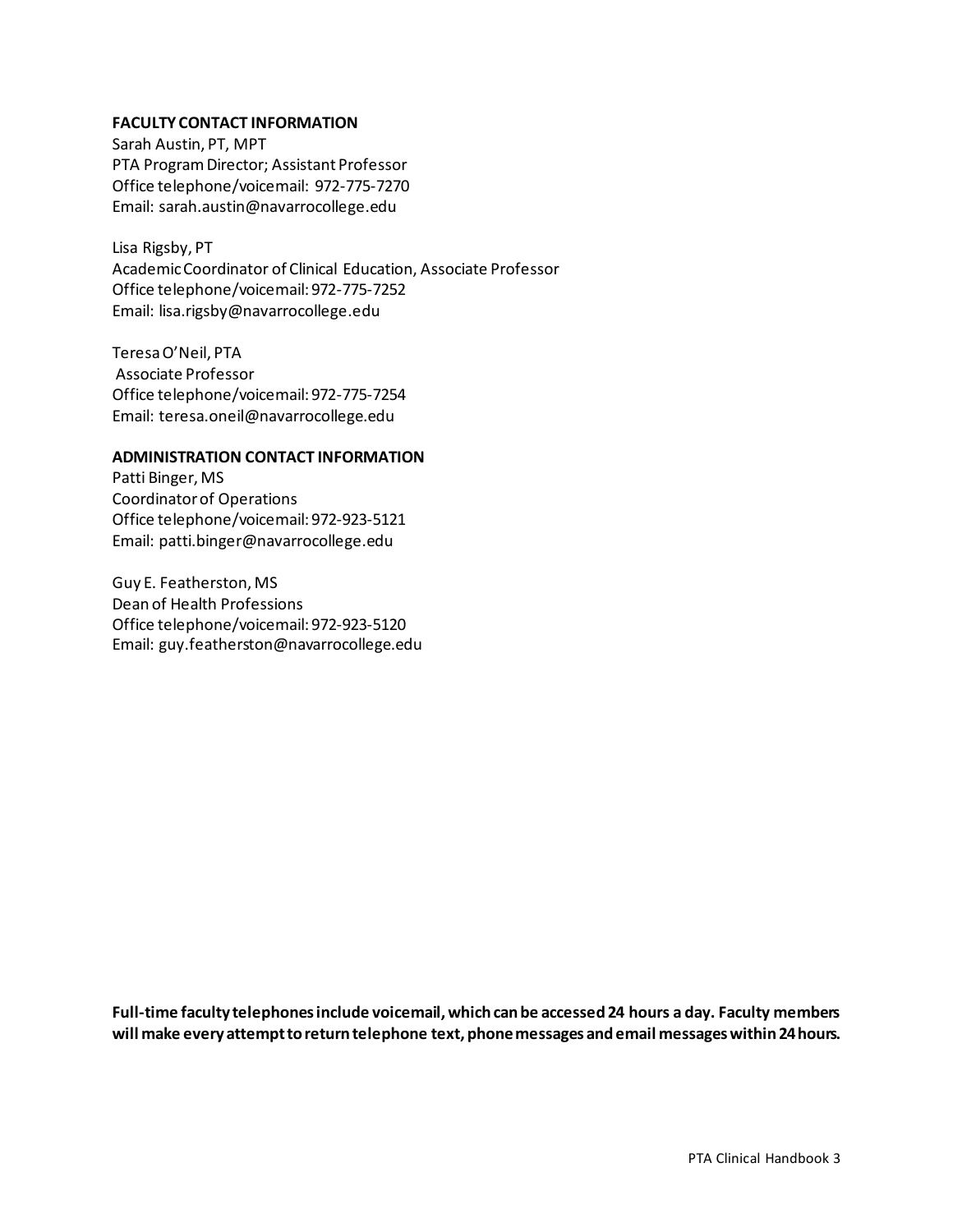## FACULTY CONTACT INFORMATION

Sarah Austin, PT, MPT
PTA Program Director; Assistant Professor
Office telephone/voicemail: 972-775-7270
Email: sarah.austin@navarrocollege.edu

Lisa Rigsby, PT
Academic Coordinator of Clinical Education, Associate Professor
Office telephone/voicemail: 972-775-7252
Email: lisa.rigsby@navarrocollege.edu

Teresa O'Neil, PTA
Associate Professor
Office telephone/voicemail: 972-775-7254
Email: teresa.oneil@navarrocollege.edu

## ADMINISTRATION CONTACT INFORMATION

Patti Binger, MS
Coordinator of Operations
Office telephone/voicemail: 972-923-5121
Email: patti.binger@navarrocollege.edu

Guy E. Featherston, MS
Dean of Health Professions
Office telephone/voicemail: 972-923-5120
Email: guy.featherston@navarrocollege.edu

**Full-time faculty telephones include voicemail, which can be accessed 24 hours a day. Faculty members will make every attempt to return telephone text, phone messages and email messages within 24 hours.**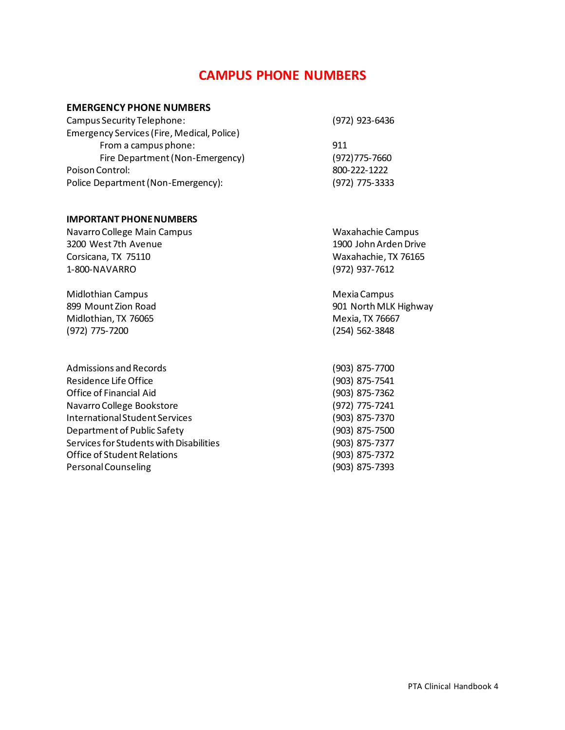# CAMPUS PHONE NUMBERS

**EMERGENCY PHONE NUMBERS**

| | |
|---|---|
| Campus Security Telephone: | (972) 923-6436 |
| Emergency Services (Fire, Medical, Police) | |
| From a campus phone: | 911 |
| Fire Department (Non-Emergency) | (972)775-7660 |
| Poison Control: | 800-222-1222 |
| Police Department (Non-Emergency): | (972) 775-3333 |

**IMPORTANT PHONE NUMBERS**

Navarro College Main Campus
3200 West 7th Avenue
Corsicana, TX 75110
1-800-NAVARRO

Waxahachie Campus
1900 John Arden Drive
Waxahachie, TX 76165
(972) 937-7612

Midlothian Campus
899 Mount Zion Road
Midlothian, TX 76065
(972) 775-7200

Mexia Campus
901 North MLK Highway
Mexia, TX 76667
(254) 562-3848

| | |
|---|---|
| Admissions and Records | (903) 875-7700 |
| Residence Life Office | (903) 875-7541 |
| Office of Financial Aid | (903) 875-7362 |
| Navarro College Bookstore | (972) 775-7241 |
| International Student Services | (903) 875-7370 |
| Department of Public Safety | (903) 875-7500 |
| Services for Students with Disabilities | (903) 875-7377 |
| Office of Student Relations | (903) 875-7372 |
| Personal Counseling | (903) 875-7393 |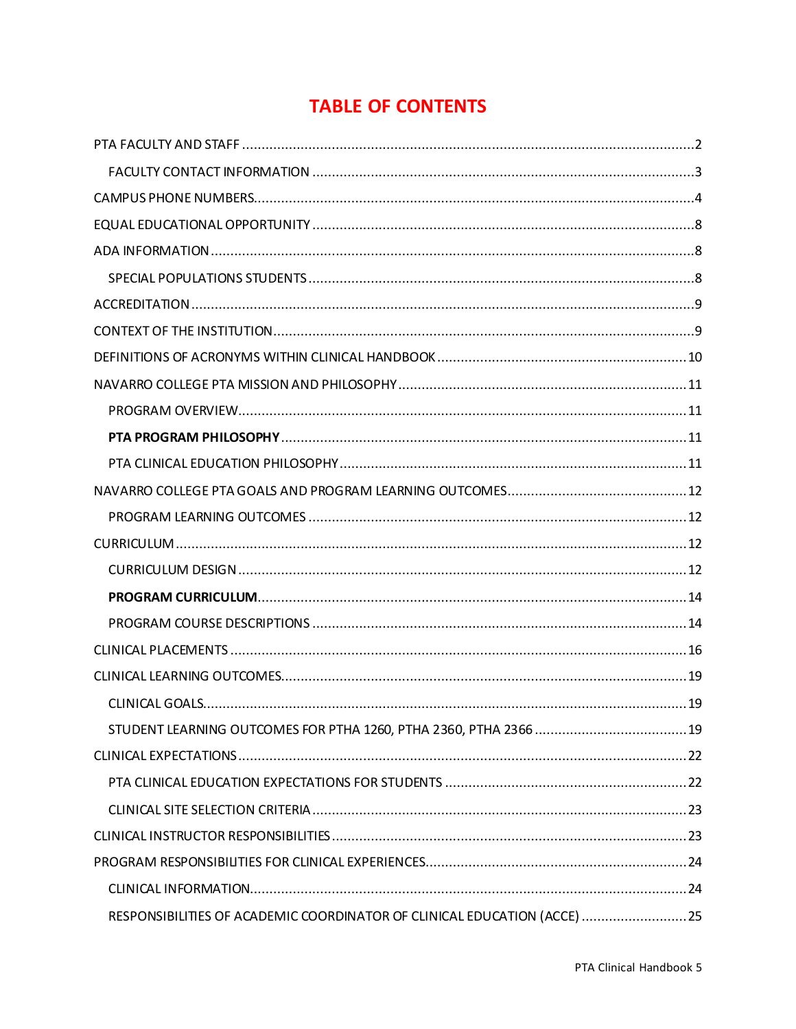# TABLE OF CONTENTS

PTA FACULTY AND STAFF ....................................................................................................... 2

- FACULTY CONTACT INFORMATION ................................................................................... 3

CAMPUS PHONE NUMBERS ................................................................................................. 4

EQUAL EDUCATIONAL OPPORTUNITY ................................................................................. 8

ADA INFORMATION ............................................................................................................ 8

- SPECIAL POPULATIONS STUDENTS .................................................................................. 8

ACCREDITATION ................................................................................................................. 9

CONTEXT OF THE INSTITUTION ........................................................................................... 9

DEFINITIONS OF ACRONYMS WITHIN CLINICAL HANDBOOK .............................................. 10

NAVARRO COLLEGE PTA MISSION AND PHILOSOPHY ........................................................ 11

- PROGRAM OVERVIEW .................................................................................................. 11
- **PTA PROGRAM PHILOSOPHY** ...................................................................................... 11
- PTA CLINICAL EDUCATION PHILOSOPHY ........................................................................ 11

NAVARRO COLLEGE PTA GOALS AND PROGRAM LEARNING OUTCOMES ............................. 12

- PROGRAM LEARNING OUTCOMES ................................................................................ 12

CURRICULUM .................................................................................................................... 12

- CURRICULUM DESIGN .................................................................................................. 12
- **PROGRAM CURRICULUM** ............................................................................................. 14
- PROGRAM COURSE DESCRIPTIONS ............................................................................... 14

CLINICAL PLACEMENTS ..................................................................................................... 16

CLINICAL LEARNING OUTCOMES ....................................................................................... 19

- CLINICAL GOALS ........................................................................................................... 19
- STUDENT LEARNING OUTCOMES FOR PTHA 1260, PTHA 2360, PTHA 2366 ....................... 19

CLINICAL EXPECTATIONS ................................................................................................... 22

- PTA CLINICAL EDUCATION EXPECTATIONS FOR STUDENTS ............................................. 22
- CLINICAL SITE SELECTION CRITERIA ............................................................................... 23

CLINICAL INSTRUCTOR RESPONSIBILITIES .......................................................................... 23

PROGRAM RESPONSIBILITIES FOR CLINICAL EXPERIENCES .................................................. 24

- CLINICAL INFORMATION ............................................................................................... 24
- RESPONSIBILITIES OF ACADEMIC COORDINATOR OF CLINICAL EDUCATION (ACCE) .......... 25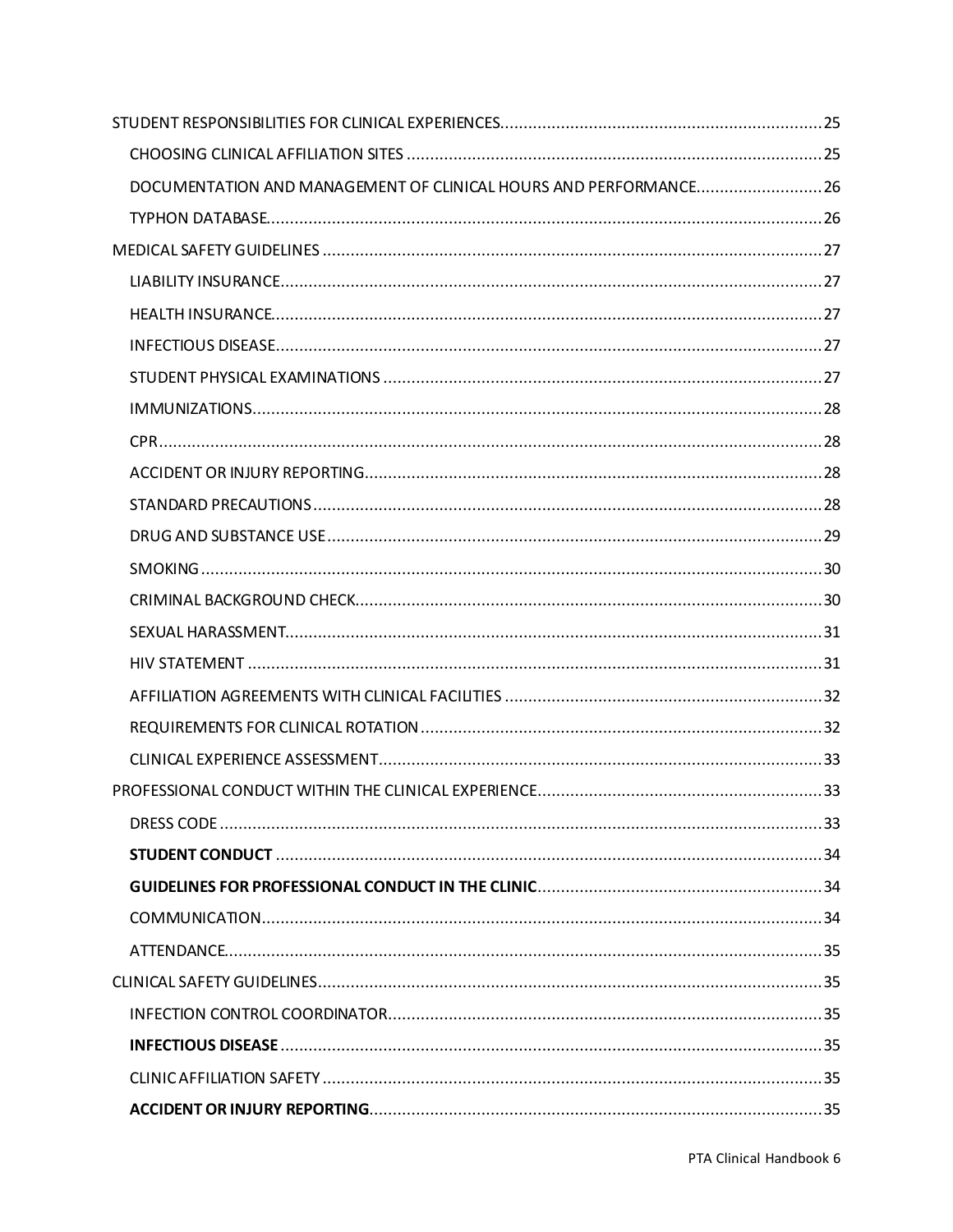STUDENT RESPONSIBILITIES FOR CLINICAL EXPERIENCES....................................................................25

CHOOSING CLINICAL AFFILIATION SITES ........................................................................................25

DOCUMENTATION AND MANAGEMENT OF CLINICAL HOURS AND PERFORMANCE...........................26

TYPHON DATABASE.......................................................................................................................26

MEDICAL SAFETY GUIDELINES ..........................................................................................................27

LIABILITY INSURANCE....................................................................................................................27

HEALTH INSURANCE.......................................................................................................................27

INFECTIOUS DISEASE.....................................................................................................................27

STUDENT PHYSICAL EXAMINATIONS .............................................................................................27

IMMUNIZATIONS...........................................................................................................................28

CPR...............................................................................................................................................28

ACCIDENT OR INJURY REPORTING.................................................................................................28

STANDARD PRECAUTIONS .............................................................................................................28

DRUG AND SUBSTANCE USE ..........................................................................................................29

SMOKING ......................................................................................................................................30

CRIMINAL BACKGROUND CHECK...................................................................................................30

SEXUAL HARASSMENT...................................................................................................................31

HIV STATEMENT ...........................................................................................................................31

AFFILIATION AGREEMENTS WITH CLINICAL FACILITIES ....................................................................32

REQUIREMENTS FOR CLINICAL ROTATION ......................................................................................32

CLINICAL EXPERIENCE ASSESSMENT...............................................................................................33

PROFESSIONAL CONDUCT WITHIN THE CLINICAL EXPERIENCE.............................................................33

DRESS CODE .................................................................................................................................33

**STUDENT CONDUCT** .....................................................................................................................34

**GUIDELINES FOR PROFESSIONAL CONDUCT IN THE CLINIC**............................................................34

COMMUNICATION........................................................................................................................34

ATTENDANCE.................................................................................................................................35

CLINICAL SAFETY GUIDELINES............................................................................................................35

INFECTION CONTROL COORDINATOR............................................................................................35

**INFECTIOUS DISEASE** ....................................................................................................................35

CLINIC AFFILIATION SAFETY ...........................................................................................................35

**ACCIDENT OR INJURY REPORTING**.................................................................................................35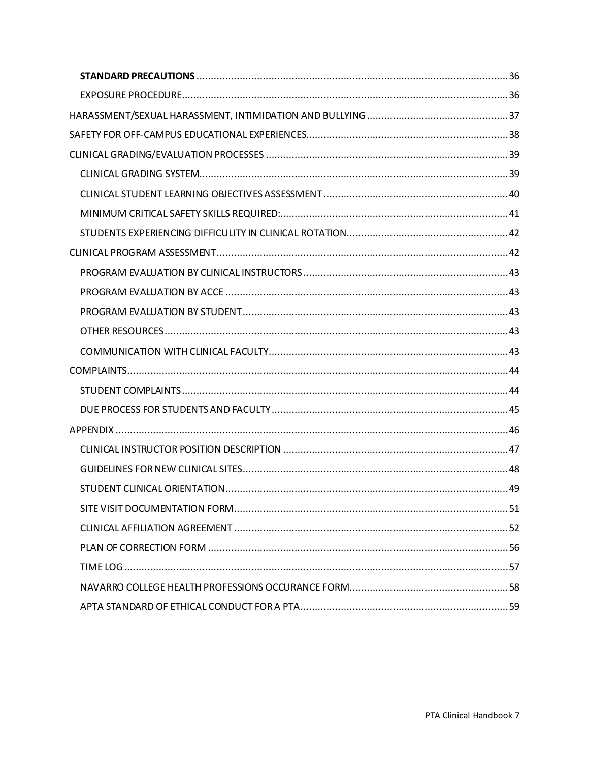**STANDARD PRECAUTIONS** ........................................................................................................... 36

EXPOSURE PROCEDURE ............................................................................................................ 36

HARASSMENT/SEXUAL HARASSMENT, INTIMIDATION AND BULLYING ................................................ 37

SAFETY FOR OFF-CAMPUS EDUCATIONAL EXPERIENCES ..................................................................... 38

CLINICAL GRADING/EVALUATION PROCESSES .................................................................................. 39

CLINICAL GRADING SYSTEM ......................................................................................................... 39

CLINICAL STUDENT LEARNING OBJECTIVES ASSESSMENT ................................................................ 40

MINIMUM CRITICAL SAFETY SKILLS REQUIRED: ............................................................................... 41

STUDENTS EXPERIENCING DIFFICULTY IN CLINICAL ROTATION ....................................................... 42

CLINICAL PROGRAM ASSESSMENT ...................................................................................................... 42

PROGRAM EVALUATION BY CLINICAL INSTRUCTORS ....................................................................... 43

PROGRAM EVALUATION BY ACCE ................................................................................................... 43

PROGRAM EVALUATION BY STUDENT ............................................................................................. 43

OTHER RESOURCES ......................................................................................................................... 43

COMMUNICATION WITH CLINICAL FACULTY .................................................................................. 43

COMPLAINTS .......................................................................................................................................... 44

STUDENT COMPLAINTS ................................................................................................................... 44

DUE PROCESS FOR STUDENTS AND FACULTY .................................................................................. 45

APPENDIX ............................................................................................................................................... 46

CLINICAL INSTRUCTOR POSITION DESCRIPTION .............................................................................. 47

GUIDELINES FOR NEW CLINICAL SITES ............................................................................................ 48

STUDENT CLINICAL ORIENTATION .................................................................................................. 49

SITE VISIT DOCUMENTATION FORM ................................................................................................ 51

CLINICAL AFFILIATION AGREEMENT ............................................................................................... 52

PLAN OF CORRECTION FORM ......................................................................................................... 56

TIME LOG ........................................................................................................................................ 57

NAVARRO COLLEGE HEALTH PROFESSIONS OCCURANCE FORM ....................................................... 58

APTA STANDARD OF ETHICAL CONDUCT FOR A PTA ........................................................................ 59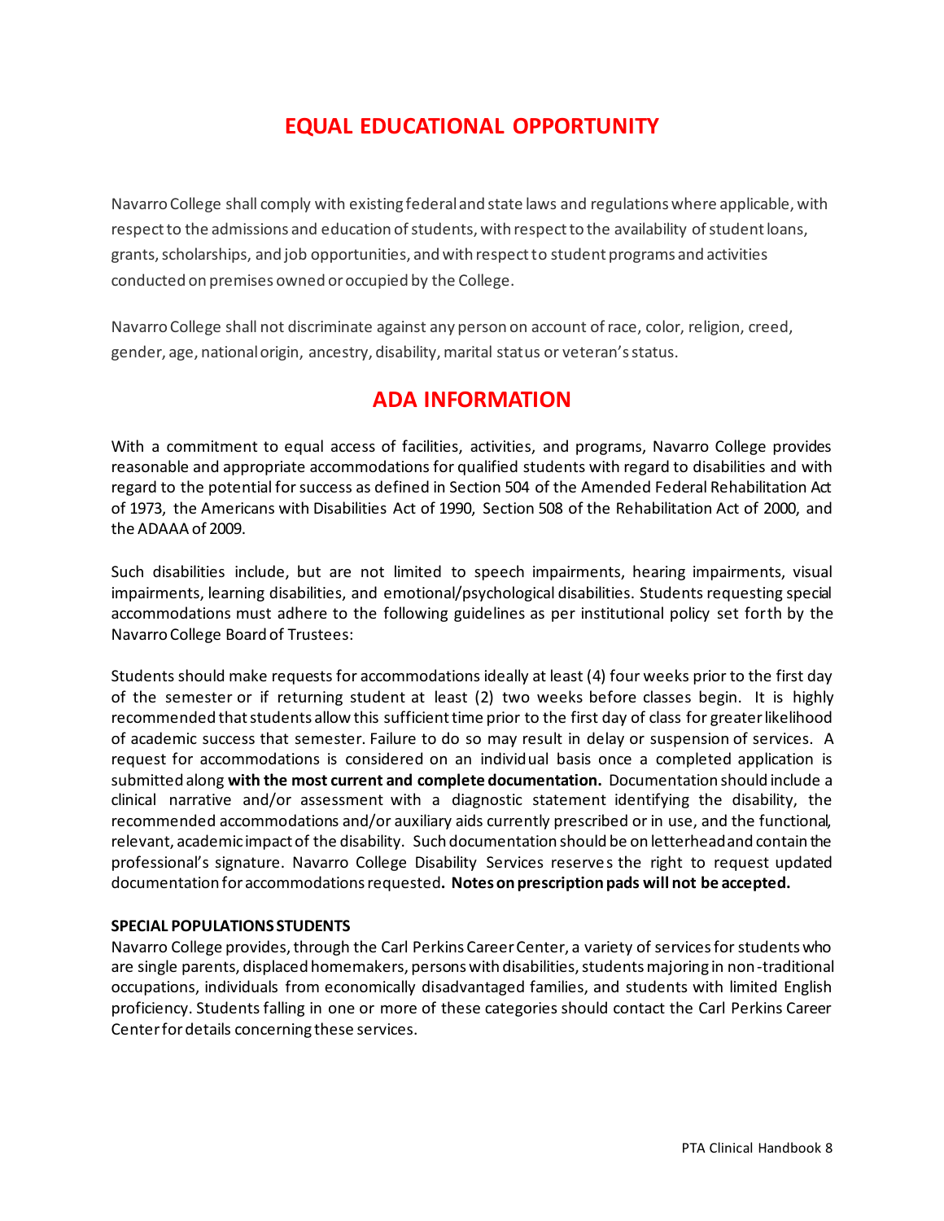# EQUAL EDUCATIONAL OPPORTUNITY

Navarro College shall comply with existing federal and state laws and regulations where applicable, with respect to the admissions and education of students, with respect to the availability of student loans, grants, scholarships, and job opportunities, and with respect to student programs and activities conducted on premises owned or occupied by the College.

Navarro College shall not discriminate against any person on account of race, color, religion, creed, gender, age, national origin, ancestry, disability, marital status or veteran's status.

# ADA INFORMATION

With a commitment to equal access of facilities, activities, and programs, Navarro College provides reasonable and appropriate accommodations for qualified students with regard to disabilities and with regard to the potential for success as defined in Section 504 of the Amended Federal Rehabilitation Act of 1973, the Americans with Disabilities Act of 1990, Section 508 of the Rehabilitation Act of 2000, and the ADAAA of 2009.

Such disabilities include, but are not limited to speech impairments, hearing impairments, visual impairments, learning disabilities, and emotional/psychological disabilities. Students requesting special accommodations must adhere to the following guidelines as per institutional policy set forth by the Navarro College Board of Trustees:

Students should make requests for accommodations ideally at least (4) four weeks prior to the first day of the semester or if returning student at least (2) two weeks before classes begin. It is highly recommended that students allow this sufficient time prior to the first day of class for greater likelihood of academic success that semester. Failure to do so may result in delay or suspension of services. A request for accommodations is considered on an individual basis once a completed application is submitted along **with the most current and complete documentation.** Documentation should include a clinical narrative and/or assessment with a diagnostic statement identifying the disability, the recommended accommodations and/or auxiliary aids currently prescribed or in use, and the functional, relevant, academic impact of the disability. Such documentation should be on letterhead and contain the professional's signature. Navarro College Disability Services reserves the right to request updated documentation for accommodations requested**. Notes on prescription pads will not be accepted.**

**SPECIAL POPULATIONS STUDENTS**

Navarro College provides, through the Carl Perkins Career Center, a variety of services for students who are single parents, displaced homemakers, persons with disabilities, students majoring in non-traditional occupations, individuals from economically disadvantaged families, and students with limited English proficiency. Students falling in one or more of these categories should contact the Carl Perkins Career Center for details concerning these services.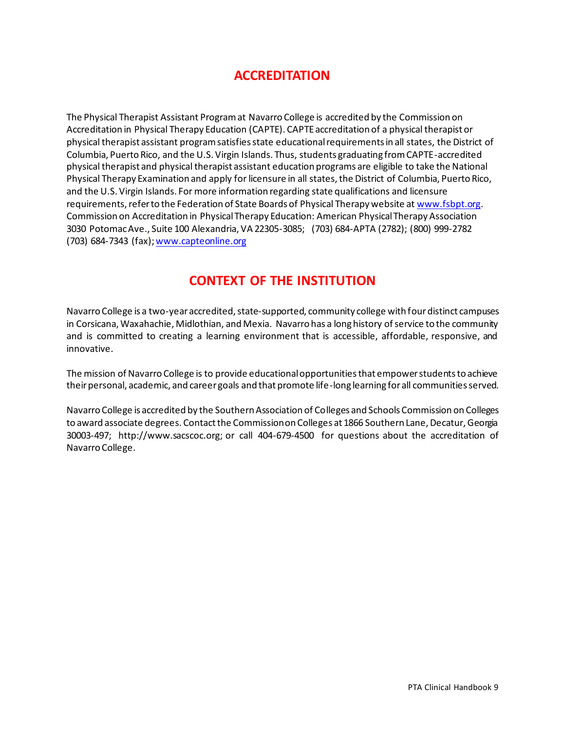## ACCREDITATION

The Physical Therapist Assistant Program at Navarro College is accredited by the Commission on Accreditation in Physical Therapy Education (CAPTE). CAPTE accreditation of a physical therapist or physical therapist assistant program satisfies state educational requirements in all states, the District of Columbia, Puerto Rico, and the U.S. Virgin Islands. Thus, students graduating from CAPTE-accredited physical therapist and physical therapist assistant education programs are eligible to take the National Physical Therapy Examination and apply for licensure in all states, the District of Columbia, Puerto Rico, and the U.S. Virgin Islands. For more information regarding state qualifications and licensure requirements, refer to the Federation of State Boards of Physical Therapy website at www.fsbpt.org. Commission on Accreditation in Physical Therapy Education: American Physical Therapy Association 3030 Potomac Ave., Suite 100 Alexandria, VA 22305-3085; (703) 684-APTA (2782); (800) 999-2782 (703) 684-7343 (fax); www.capteonline.org

## CONTEXT OF THE INSTITUTION

Navarro College is a two-year accredited, state-supported, community college with four distinct campuses in Corsicana, Waxahachie, Midlothian, and Mexia. Navarro has a long history of service to the community and is committed to creating a learning environment that is accessible, affordable, responsive, and innovative.

The mission of Navarro College is to provide educational opportunities that empower students to achieve their personal, academic, and career goals and that promote life-long learning for all communities served.

Navarro College is accredited by the Southern Association of Colleges and Schools Commission on Colleges to award associate degrees. Contact the Commission on Colleges at 1866 Southern Lane, Decatur, Georgia 30003-497; http://www.sacscoc.org; or call 404-679-4500 for questions about the accreditation of Navarro College.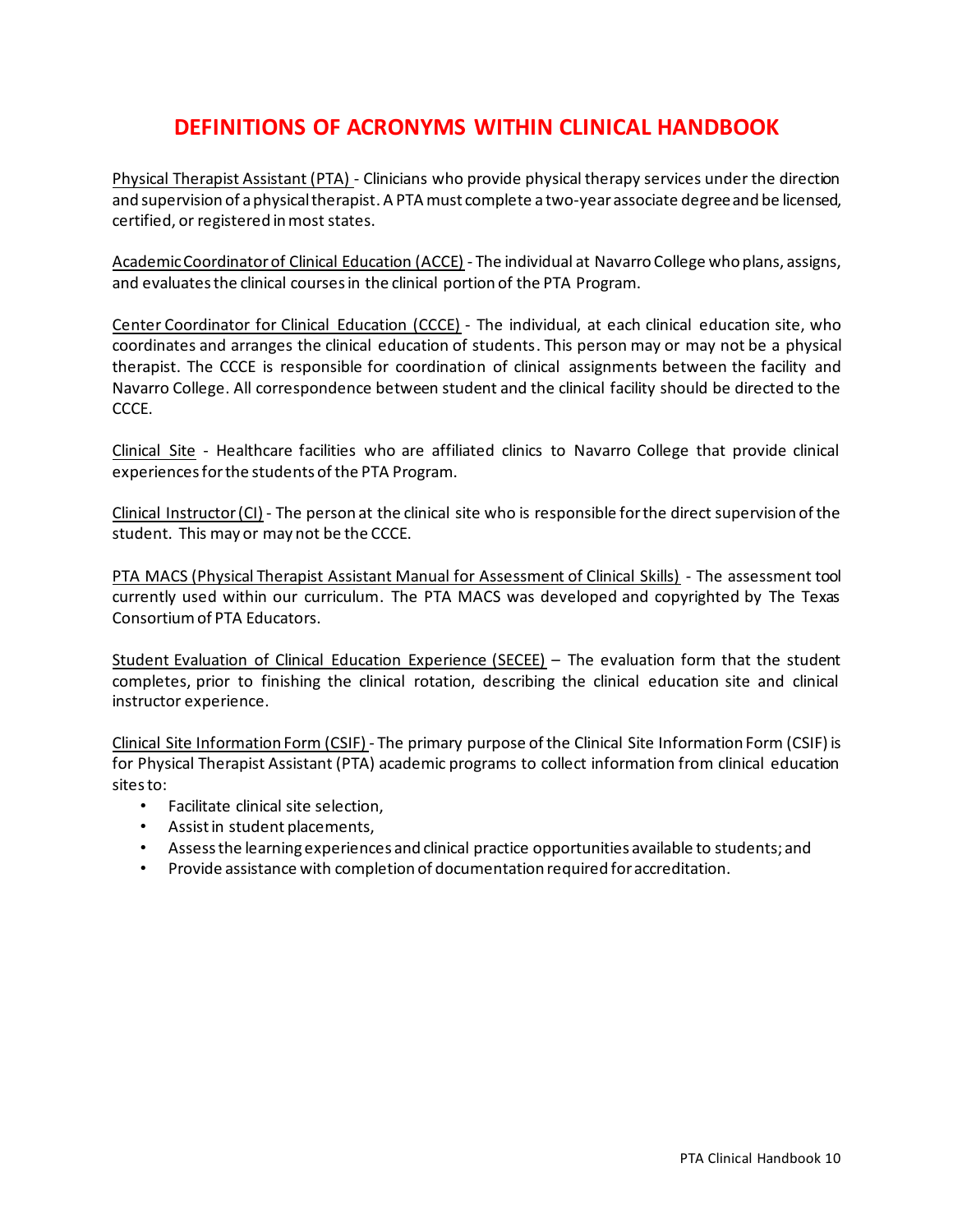# DEFINITIONS OF ACRONYMS WITHIN CLINICAL HANDBOOK

Physical Therapist Assistant (PTA) - Clinicians who provide physical therapy services under the direction and supervision of a physical therapist. A PTA must complete a two-year associate degree and be licensed, certified, or registered in most states.

Academic Coordinator of Clinical Education (ACCE) - The individual at Navarro College who plans, assigns, and evaluates the clinical courses in the clinical portion of the PTA Program.

Center Coordinator for Clinical Education (CCCE) - The individual, at each clinical education site, who coordinates and arranges the clinical education of students. This person may or may not be a physical therapist. The CCCE is responsible for coordination of clinical assignments between the facility and Navarro College. All correspondence between student and the clinical facility should be directed to the CCCE.

Clinical Site - Healthcare facilities who are affiliated clinics to Navarro College that provide clinical experiences for the students of the PTA Program.

Clinical Instructor (CI) - The person at the clinical site who is responsible for the direct supervision of the student. This may or may not be the CCCE.

PTA MACS (Physical Therapist Assistant Manual for Assessment of Clinical Skills) - The assessment tool currently used within our curriculum. The PTA MACS was developed and copyrighted by The Texas Consortium of PTA Educators.

Student Evaluation of Clinical Education Experience (SECEE) – The evaluation form that the student completes, prior to finishing the clinical rotation, describing the clinical education site and clinical instructor experience.

Clinical Site Information Form (CSIF) - The primary purpose of the Clinical Site Information Form (CSIF) is for Physical Therapist Assistant (PTA) academic programs to collect information from clinical education sites to:

- Facilitate clinical site selection,
- Assist in student placements,
- Assess the learning experiences and clinical practice opportunities available to students; and
- Provide assistance with completion of documentation required for accreditation.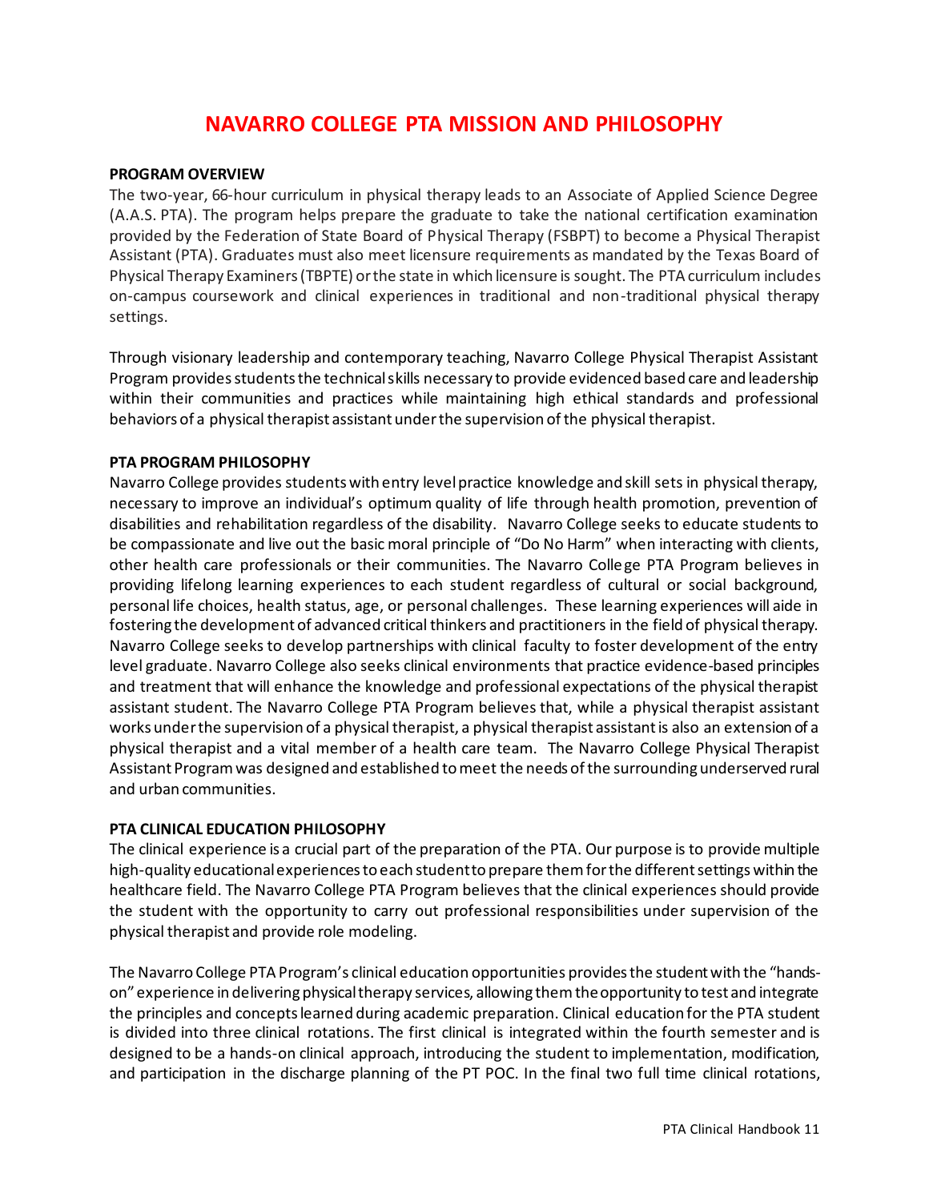# NAVARRO COLLEGE PTA MISSION AND PHILOSOPHY

**PROGRAM OVERVIEW**

The two-year, 66-hour curriculum in physical therapy leads to an Associate of Applied Science Degree (A.A.S. PTA). The program helps prepare the graduate to take the national certification examination provided by the Federation of State Board of Physical Therapy (FSBPT) to become a Physical Therapist Assistant (PTA). Graduates must also meet licensure requirements as mandated by the Texas Board of Physical Therapy Examiners (TBPTE) or the state in which licensure is sought. The PTA curriculum includes on-campus coursework and clinical experiences in traditional and non-traditional physical therapy settings.

Through visionary leadership and contemporary teaching, Navarro College Physical Therapist Assistant Program provides students the technical skills necessary to provide evidenced based care and leadership within their communities and practices while maintaining high ethical standards and professional behaviors of a physical therapist assistant under the supervision of the physical therapist.

**PTA PROGRAM PHILOSOPHY**

Navarro College provides students with entry level practice knowledge and skill sets in physical therapy, necessary to improve an individual's optimum quality of life through health promotion, prevention of disabilities and rehabilitation regardless of the disability. Navarro College seeks to educate students to be compassionate and live out the basic moral principle of "Do No Harm" when interacting with clients, other health care professionals or their communities. The Navarro College PTA Program believes in providing lifelong learning experiences to each student regardless of cultural or social background, personal life choices, health status, age, or personal challenges. These learning experiences will aide in fostering the development of advanced critical thinkers and practitioners in the field of physical therapy. Navarro College seeks to develop partnerships with clinical faculty to foster development of the entry level graduate. Navarro College also seeks clinical environments that practice evidence-based principles and treatment that will enhance the knowledge and professional expectations of the physical therapist assistant student. The Navarro College PTA Program believes that, while a physical therapist assistant works under the supervision of a physical therapist, a physical therapist assistant is also an extension of a physical therapist and a vital member of a health care team. The Navarro College Physical Therapist Assistant Program was designed and established to meet the needs of the surrounding underserved rural and urban communities.

**PTA CLINICAL EDUCATION PHILOSOPHY**

The clinical experience is a crucial part of the preparation of the PTA. Our purpose is to provide multiple high-quality educational experiences to each student to prepare them for the different settings within the healthcare field. The Navarro College PTA Program believes that the clinical experiences should provide the student with the opportunity to carry out professional responsibilities under supervision of the physical therapist and provide role modeling.

The Navarro College PTA Program's clinical education opportunities provides the student with the "hands-on" experience in delivering physical therapy services, allowing them the opportunity to test and integrate the principles and concepts learned during academic preparation. Clinical education for the PTA student is divided into three clinical rotations. The first clinical is integrated within the fourth semester and is designed to be a hands-on clinical approach, introducing the student to implementation, modification, and participation in the discharge planning of the PT POC. In the final two full time clinical rotations,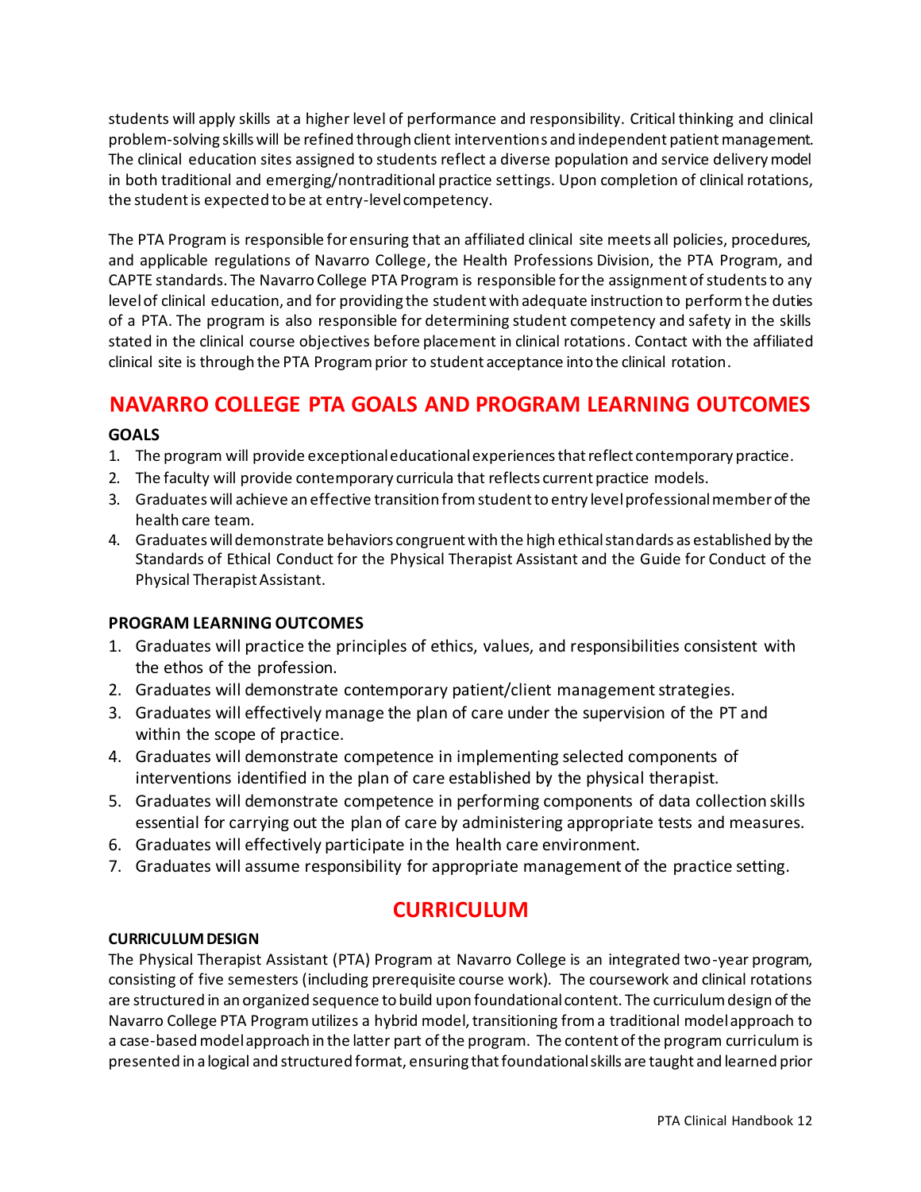students will apply skills at a higher level of performance and responsibility. Critical thinking and clinical problem-solving skills will be refined through client interventions and independent patient management. The clinical education sites assigned to students reflect a diverse population and service delivery model in both traditional and emerging/nontraditional practice settings. Upon completion of clinical rotations, the student is expected to be at entry-level competency.

The PTA Program is responsible for ensuring that an affiliated clinical site meets all policies, procedures, and applicable regulations of Navarro College, the Health Professions Division, the PTA Program, and CAPTE standards. The Navarro College PTA Program is responsible for the assignment of students to any level of clinical education, and for providing the student with adequate instruction to perform the duties of a PTA. The program is also responsible for determining student competency and safety in the skills stated in the clinical course objectives before placement in clinical rotations. Contact with the affiliated clinical site is through the PTA Program prior to student acceptance into the clinical rotation.

## NAVARRO COLLEGE PTA GOALS AND PROGRAM LEARNING OUTCOMES

### GOALS

1. The program will provide exceptional educational experiences that reflect contemporary practice.
2. The faculty will provide contemporary curricula that reflects current practice models.
3. Graduates will achieve an effective transition from student to entry level professional member of the health care team.
4. Graduates will demonstrate behaviors congruent with the high ethical standards as established by the Standards of Ethical Conduct for the Physical Therapist Assistant and the Guide for Conduct of the Physical Therapist Assistant.

### PROGRAM LEARNING OUTCOMES

1. Graduates will practice the principles of ethics, values, and responsibilities consistent with the ethos of the profession.
2. Graduates will demonstrate contemporary patient/client management strategies.
3. Graduates will effectively manage the plan of care under the supervision of the PT and within the scope of practice.
4. Graduates will demonstrate competence in implementing selected components of interventions identified in the plan of care established by the physical therapist.
5. Graduates will demonstrate competence in performing components of data collection skills essential for carrying out the plan of care by administering appropriate tests and measures.
6. Graduates will effectively participate in the health care environment.
7. Graduates will assume responsibility for appropriate management of the practice setting.

## CURRICULUM

### CURRICULUM DESIGN

The Physical Therapist Assistant (PTA) Program at Navarro College is an integrated two-year program, consisting of five semesters (including prerequisite course work). The coursework and clinical rotations are structured in an organized sequence to build upon foundational content. The curriculum design of the Navarro College PTA Program utilizes a hybrid model, transitioning from a traditional model approach to a case-based model approach in the latter part of the program. The content of the program curriculum is presented in a logical and structured format, ensuring that foundational skills are taught and learned prior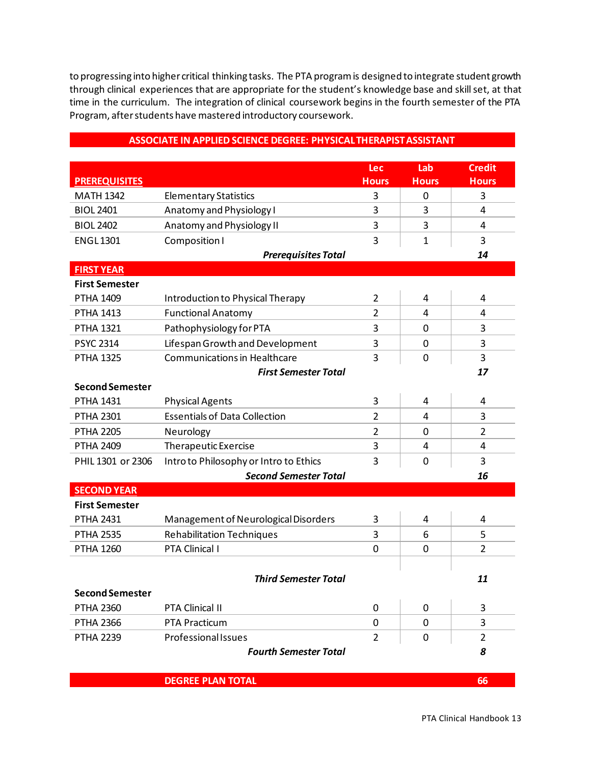to progressing into higher critical thinking tasks. The PTA program is designed to integrate student growth through clinical experiences that are appropriate for the student's knowledge base and skill set, at that time in the curriculum. The integration of clinical coursework begins in the fourth semester of the PTA Program, after students have mastered introductory coursework.

## ASSOCIATE IN APPLIED SCIENCE DEGREE: PHYSICAL THERAPIST ASSISTANT

| PREREQUISITES | | Lec Hours | Lab Hours | Credit Hours |
|---|---|---|---|---|
| MATH 1342 | Elementary Statistics | 3 | 0 | 3 |
| BIOL 2401 | Anatomy and Physiology I | 3 | 3 | 4 |
| BIOL 2402 | Anatomy and Physiology II | 3 | 3 | 4 |
| ENGL 1301 | Composition I | 3 | 1 | 3 |
| | ***Prerequisites Total*** | | | ***14*** |
| **FIRST YEAR** | | | | |
| **First Semester** | | | | |
| PTHA 1409 | Introduction to Physical Therapy | 2 | 4 | 4 |
| PTHA 1413 | Functional Anatomy | 2 | 4 | 4 |
| PTHA 1321 | Pathophysiology for PTA | 3 | 0 | 3 |
| PSYC 2314 | Lifespan Growth and Development | 3 | 0 | 3 |
| PTHA 1325 | Communications in Healthcare | 3 | 0 | 3 |
| | ***First Semester Total*** | | | ***17*** |
| **Second Semester** | | | | |
| PTHA 1431 | Physical Agents | 3 | 4 | 4 |
| PTHA 2301 | Essentials of Data Collection | 2 | 4 | 3 |
| PTHA 2205 | Neurology | 2 | 0 | 2 |
| PTHA 2409 | Therapeutic Exercise | 3 | 4 | 4 |
| PHIL 1301 or 2306 | Intro to Philosophy or Intro to Ethics | 3 | 0 | 3 |
| | ***Second Semester Total*** | | | ***16*** |
| **SECOND YEAR** | | | | |
| **First Semester** | | | | |
| PTHA 2431 | Management of Neurological Disorders | 3 | 4 | 4 |
| PTHA 2535 | Rehabilitation Techniques | 3 | 6 | 5 |
| PTHA 1260 | PTA Clinical I | 0 | 0 | 2 |
| | | | | |
| | ***Third Semester Total*** | | | ***11*** |
| **Second Semester** | | | | |
| PTHA 2360 | PTA Clinical II | 0 | 0 | 3 |
| PTHA 2366 | PTA Practicum | 0 | 0 | 3 |
| PTHA 2239 | Professional Issues | 2 | 0 | 2 |
| | ***Fourth Semester Total*** | | | ***8*** |
| | **DEGREE PLAN TOTAL** | | | **66** |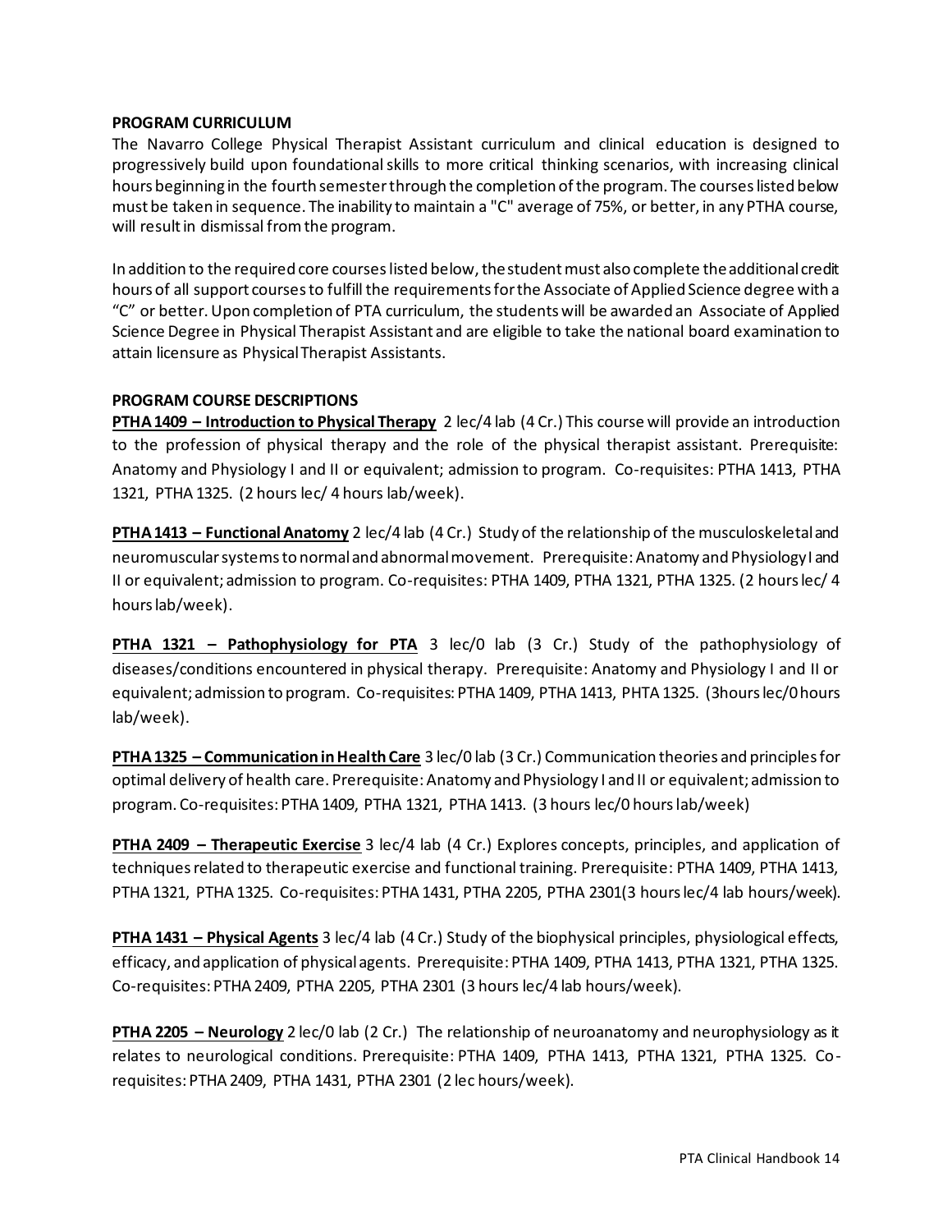**PROGRAM CURRICULUM**

The Navarro College Physical Therapist Assistant curriculum and clinical education is designed to progressively build upon foundational skills to more critical thinking scenarios, with increasing clinical hours beginning in the fourth semester through the completion of the program. The courses listed below must be taken in sequence. The inability to maintain a "C" average of 75%, or better, in any PTHA course, will result in dismissal from the program.

In addition to the required core courses listed below, the student must also complete the additional credit hours of all support courses to fulfill the requirements for the Associate of Applied Science degree with a “C” or better. Upon completion of PTA curriculum, the students will be awarded an Associate of Applied Science Degree in Physical Therapist Assistant and are eligible to take the national board examination to attain licensure as Physical Therapist Assistants.

**PROGRAM COURSE DESCRIPTIONS**

**PTHA 1409 – Introduction to Physical Therapy** 2 lec/4 lab (4 Cr.) This course will provide an introduction to the profession of physical therapy and the role of the physical therapist assistant. Prerequisite: Anatomy and Physiology I and II or equivalent; admission to program. Co-requisites: PTHA 1413, PTHA 1321, PTHA 1325. (2 hours lec/ 4 hours lab/week).

**PTHA 1413 – Functional Anatomy** 2 lec/4 lab (4 Cr.) Study of the relationship of the musculoskeletal and neuromuscular systems to normal and abnormal movement. Prerequisite: Anatomy and Physiology I and II or equivalent; admission to program. Co-requisites: PTHA 1409, PTHA 1321, PTHA 1325. (2 hours lec/ 4 hours lab/week).

**PTHA 1321 – Pathophysiology for PTA** 3 lec/0 lab (3 Cr.) Study of the pathophysiology of diseases/conditions encountered in physical therapy. Prerequisite: Anatomy and Physiology I and II or equivalent; admission to program. Co-requisites: PTHA 1409, PTHA 1413, PHTA 1325. (3hours lec/0 hours lab/week).

**PTHA 1325 – Communication in Health Care** 3 lec/0 lab (3 Cr.) Communication theories and principles for optimal delivery of health care. Prerequisite: Anatomy and Physiology I and II or equivalent; admission to program. Co-requisites: PTHA 1409, PTHA 1321, PTHA 1413. (3 hours lec/0 hours lab/week)

**PTHA 2409 – Therapeutic Exercise** 3 lec/4 lab (4 Cr.) Explores concepts, principles, and application of techniques related to therapeutic exercise and functional training. Prerequisite: PTHA 1409, PTHA 1413, PTHA 1321, PTHA 1325. Co-requisites: PTHA 1431, PTHA 2205, PTHA 2301(3 hours lec/4 lab hours/week).

**PTHA 1431 – Physical Agents** 3 lec/4 lab (4 Cr.) Study of the biophysical principles, physiological effects, efficacy, and application of physical agents. Prerequisite: PTHA 1409, PTHA 1413, PTHA 1321, PTHA 1325. Co-requisites: PTHA 2409, PTHA 2205, PTHA 2301 (3 hours lec/4 lab hours/week).

**PTHA 2205 – Neurology** 2 lec/0 lab (2 Cr.) The relationship of neuroanatomy and neurophysiology as it relates to neurological conditions. Prerequisite: PTHA 1409, PTHA 1413, PTHA 1321, PTHA 1325. Co-requisites: PTHA 2409, PTHA 1431, PTHA 2301 (2 lec hours/week).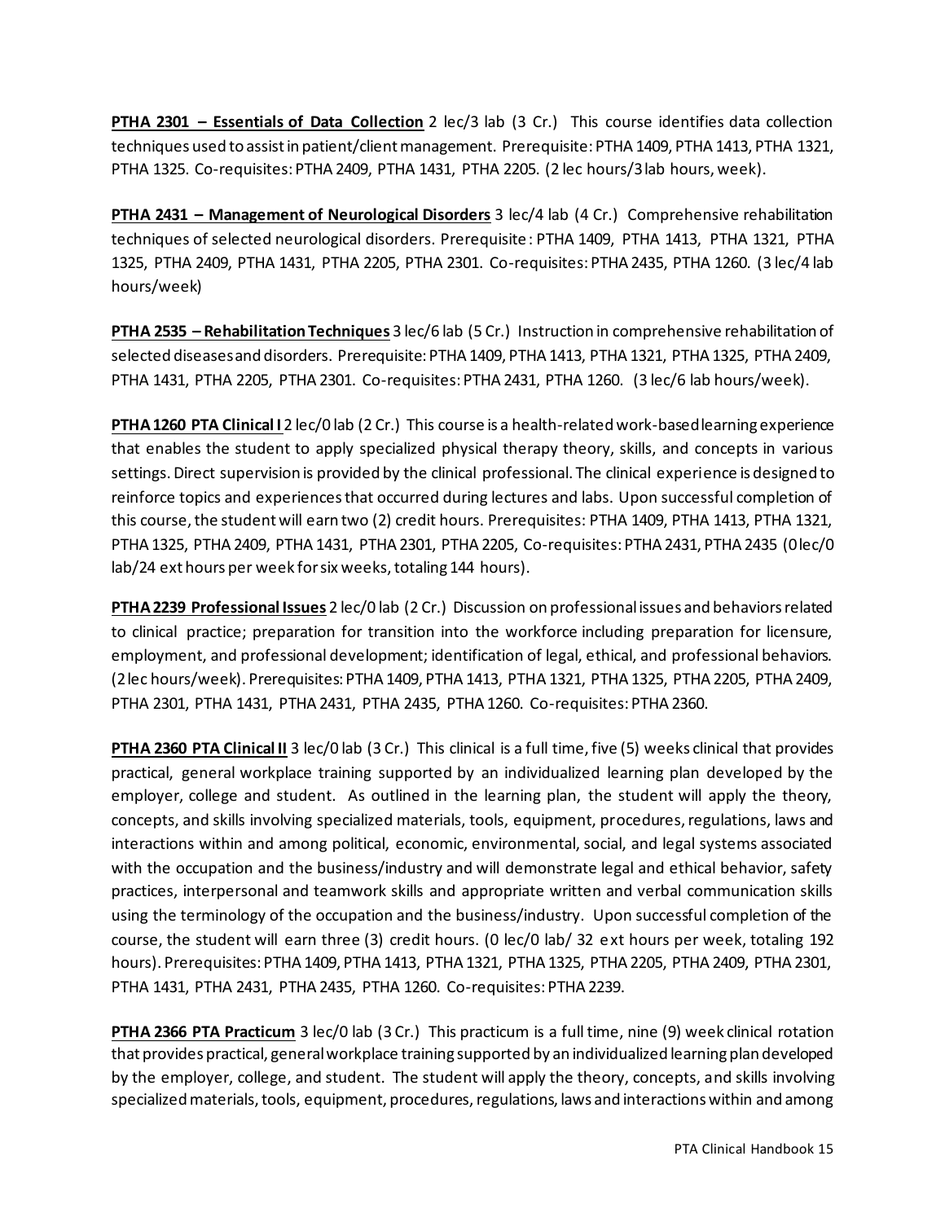**PTHA 2301 – Essentials of Data Collection** 2 lec/3 lab (3 Cr.) This course identifies data collection techniques used to assist in patient/client management. Prerequisite: PTHA 1409, PTHA 1413, PTHA 1321, PTHA 1325. Co-requisites: PTHA 2409, PTHA 1431, PTHA 2205. (2 lec hours/3 lab hours, week).

**PTHA 2431 – Management of Neurological Disorders** 3 lec/4 lab (4 Cr.) Comprehensive rehabilitation techniques of selected neurological disorders. Prerequisite: PTHA 1409, PTHA 1413, PTHA 1321, PTHA 1325, PTHA 2409, PTHA 1431, PTHA 2205, PTHA 2301. Co-requisites: PTHA 2435, PTHA 1260. (3 lec/4 lab hours/week)

**PTHA 2535 – Rehabilitation Techniques** 3 lec/6 lab (5 Cr.) Instruction in comprehensive rehabilitation of selected diseases and disorders. Prerequisite: PTHA 1409, PTHA 1413, PTHA 1321, PTHA 1325, PTHA 2409, PTHA 1431, PTHA 2205, PTHA 2301. Co-requisites: PTHA 2431, PTHA 1260. (3 lec/6 lab hours/week).

**PTHA 1260 PTA Clinical I** 2 lec/0 lab (2 Cr.) This course is a health-related work-based learning experience that enables the student to apply specialized physical therapy theory, skills, and concepts in various settings. Direct supervision is provided by the clinical professional. The clinical experience is designed to reinforce topics and experiences that occurred during lectures and labs. Upon successful completion of this course, the student will earn two (2) credit hours. Prerequisites: PTHA 1409, PTHA 1413, PTHA 1321, PTHA 1325, PTHA 2409, PTHA 1431, PTHA 2301, PTHA 2205, Co-requisites: PTHA 2431, PTHA 2435 (0 lec/0 lab/24 ext hours per week for six weeks, totaling 144 hours).

**PTHA 2239 Professional Issues** 2 lec/0 lab (2 Cr.) Discussion on professional issues and behaviors related to clinical practice; preparation for transition into the workforce including preparation for licensure, employment, and professional development; identification of legal, ethical, and professional behaviors. (2 lec hours/week). Prerequisites: PTHA 1409, PTHA 1413, PTHA 1321, PTHA 1325, PTHA 2205, PTHA 2409, PTHA 2301, PTHA 1431, PTHA 2431, PTHA 2435, PTHA 1260. Co-requisites: PTHA 2360.

**PTHA 2360 PTA Clinical II** 3 lec/0 lab (3 Cr.) This clinical is a full time, five (5) weeks clinical that provides practical, general workplace training supported by an individualized learning plan developed by the employer, college and student. As outlined in the learning plan, the student will apply the theory, concepts, and skills involving specialized materials, tools, equipment, procedures, regulations, laws and interactions within and among political, economic, environmental, social, and legal systems associated with the occupation and the business/industry and will demonstrate legal and ethical behavior, safety practices, interpersonal and teamwork skills and appropriate written and verbal communication skills using the terminology of the occupation and the business/industry. Upon successful completion of the course, the student will earn three (3) credit hours. (0 lec/0 lab/ 32 ext hours per week, totaling 192 hours). Prerequisites: PTHA 1409, PTHA 1413, PTHA 1321, PTHA 1325, PTHA 2205, PTHA 2409, PTHA 2301, PTHA 1431, PTHA 2431, PTHA 2435, PTHA 1260. Co-requisites: PTHA 2239.

**PTHA 2366 PTA Practicum** 3 lec/0 lab (3 Cr.) This practicum is a full time, nine (9) week clinical rotation that provides practical, general workplace training supported by an individualized learning plan developed by the employer, college, and student. The student will apply the theory, concepts, and skills involving specialized materials, tools, equipment, procedures, regulations, laws and interactions within and among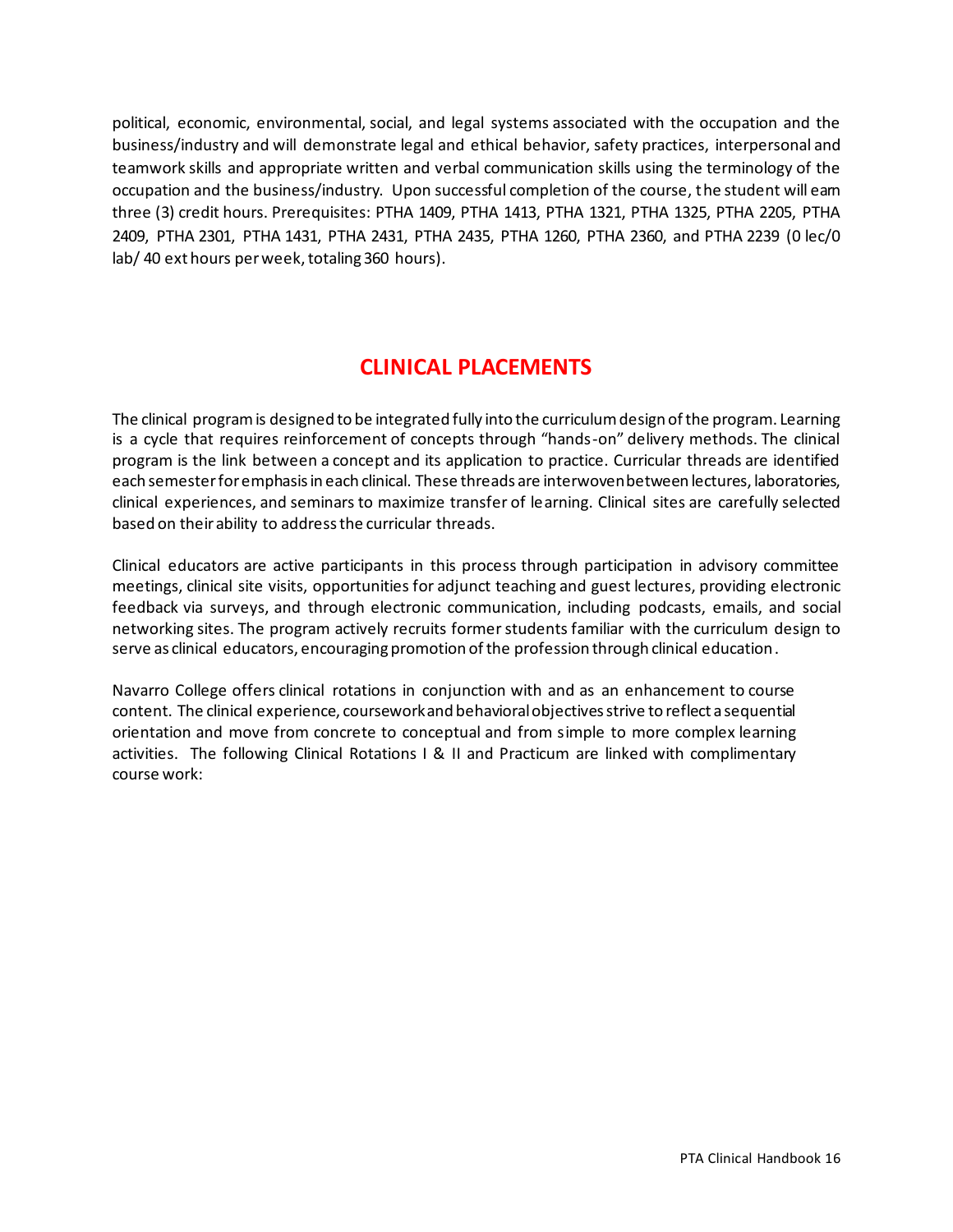political, economic, environmental, social, and legal systems associated with the occupation and the business/industry and will demonstrate legal and ethical behavior, safety practices, interpersonal and teamwork skills and appropriate written and verbal communication skills using the terminology of the occupation and the business/industry. Upon successful completion of the course, the student will earn three (3) credit hours. Prerequisites: PTHA 1409, PTHA 1413, PTHA 1321, PTHA 1325, PTHA 2205, PTHA 2409, PTHA 2301, PTHA 1431, PTHA 2431, PTHA 2435, PTHA 1260, PTHA 2360, and PTHA 2239 (0 lec/0 lab/ 40 ext hours per week, totaling 360 hours).

## CLINICAL PLACEMENTS

The clinical program is designed to be integrated fully into the curriculum design of the program. Learning is a cycle that requires reinforcement of concepts through "hands-on" delivery methods. The clinical program is the link between a concept and its application to practice. Curricular threads are identified each semester for emphasis in each clinical. These threads are interwoven between lectures, laboratories, clinical experiences, and seminars to maximize transfer of learning. Clinical sites are carefully selected based on their ability to address the curricular threads.

Clinical educators are active participants in this process through participation in advisory committee meetings, clinical site visits, opportunities for adjunct teaching and guest lectures, providing electronic feedback via surveys, and through electronic communication, including podcasts, emails, and social networking sites. The program actively recruits former students familiar with the curriculum design to serve as clinical educators, encouraging promotion of the profession through clinical education.

Navarro College offers clinical rotations in conjunction with and as an enhancement to course content. The clinical experience, coursework and behavioral objectives strive to reflect a sequential orientation and move from concrete to conceptual and from simple to more complex learning activities. The following Clinical Rotations I & II and Practicum are linked with complimentary course work: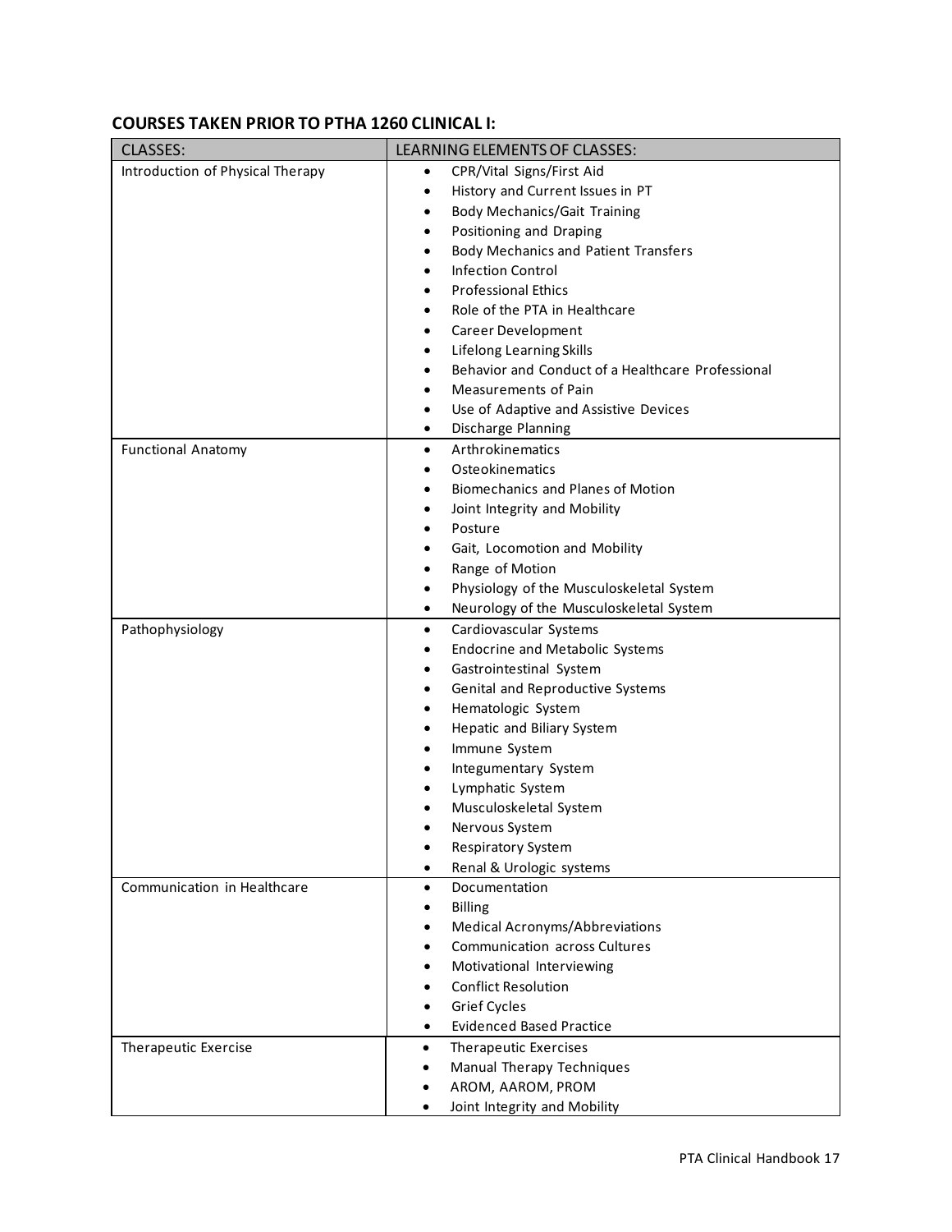**COURSES TAKEN PRIOR TO PTHA 1260 CLINICAL I:**

| CLASSES: | LEARNING ELEMENTS OF CLASSES: |
| --- | --- |
| Introduction of Physical Therapy | • CPR/Vital Signs/First Aid<br>• History and Current Issues in PT<br>• Body Mechanics/Gait Training<br>• Positioning and Draping<br>• Body Mechanics and Patient Transfers<br>• Infection Control<br>• Professional Ethics<br>• Role of the PTA in Healthcare<br>• Career Development<br>• Lifelong Learning Skills<br>• Behavior and Conduct of a Healthcare Professional<br>• Measurements of Pain<br>• Use of Adaptive and Assistive Devices<br>• Discharge Planning |
| Functional Anatomy | • Arthrokinematics<br>• Osteokinematics<br>• Biomechanics and Planes of Motion<br>• Joint Integrity and Mobility<br>• Posture<br>• Gait, Locomotion and Mobility<br>• Range of Motion<br>• Physiology of the Musculoskeletal System<br>• Neurology of the Musculoskeletal System |
| Pathophysiology | • Cardiovascular Systems<br>• Endocrine and Metabolic Systems<br>• Gastrointestinal System<br>• Genital and Reproductive Systems<br>• Hematologic System<br>• Hepatic and Biliary System<br>• Immune System<br>• Integumentary System<br>• Lymphatic System<br>• Musculoskeletal System<br>• Nervous System<br>• Respiratory System<br>• Renal & Urologic systems |
| Communication in Healthcare | • Documentation<br>• Billing<br>• Medical Acronyms/Abbreviations<br>• Communication across Cultures<br>• Motivational Interviewing<br>• Conflict Resolution<br>• Grief Cycles<br>• Evidenced Based Practice |
| Therapeutic Exercise | • Therapeutic Exercises<br>• Manual Therapy Techniques<br>• AROM, AAROM, PROM<br>• Joint Integrity and Mobility |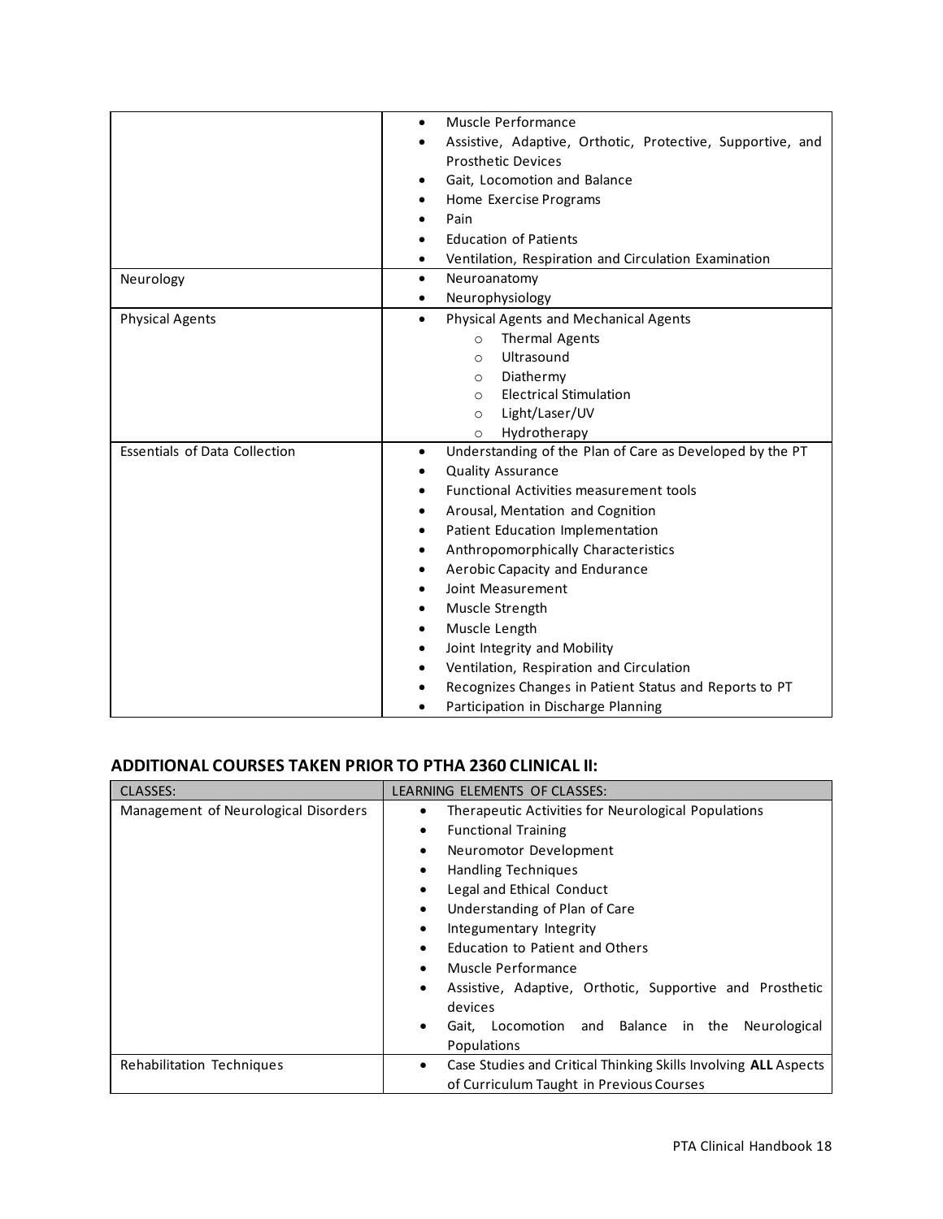| | |
|---|---|
| | • Muscle Performance<br>• Assistive, Adaptive, Orthotic, Protective, Supportive, and Prosthetic Devices<br>• Gait, Locomotion and Balance<br>• Home Exercise Programs<br>• Pain<br>• Education of Patients<br>• Ventilation, Respiration and Circulation Examination |
| Neurology | • Neuroanatomy<br>• Neurophysiology |
| Physical Agents | • Physical Agents and Mechanical Agents<br>  ○ Thermal Agents<br>  ○ Ultrasound<br>  ○ Diathermy<br>  ○ Electrical Stimulation<br>  ○ Light/Laser/UV<br>  ○ Hydrotherapy |
| Essentials of Data Collection | • Understanding of the Plan of Care as Developed by the PT<br>• Quality Assurance<br>• Functional Activities measurement tools<br>• Arousal, Mentation and Cognition<br>• Patient Education Implementation<br>• Anthropomorphically Characteristics<br>• Aerobic Capacity and Endurance<br>• Joint Measurement<br>• Muscle Strength<br>• Muscle Length<br>• Joint Integrity and Mobility<br>• Ventilation, Respiration and Circulation<br>• Recognizes Changes in Patient Status and Reports to PT<br>• Participation in Discharge Planning |

## ADDITIONAL COURSES TAKEN PRIOR TO PTHA 2360 CLINICAL II:

| CLASSES: | LEARNING ELEMENTS OF CLASSES: |
|---|---|
| Management of Neurological Disorders | • Therapeutic Activities for Neurological Populations<br>• Functional Training<br>• Neuromotor Development<br>• Handling Techniques<br>• Legal and Ethical Conduct<br>• Understanding of Plan of Care<br>• Integumentary Integrity<br>• Education to Patient and Others<br>• Muscle Performance<br>• Assistive, Adaptive, Orthotic, Supportive and Prosthetic devices<br>• Gait, Locomotion and Balance in the Neurological Populations |
| Rehabilitation Techniques | • Case Studies and Critical Thinking Skills Involving **ALL** Aspects of Curriculum Taught in Previous Courses |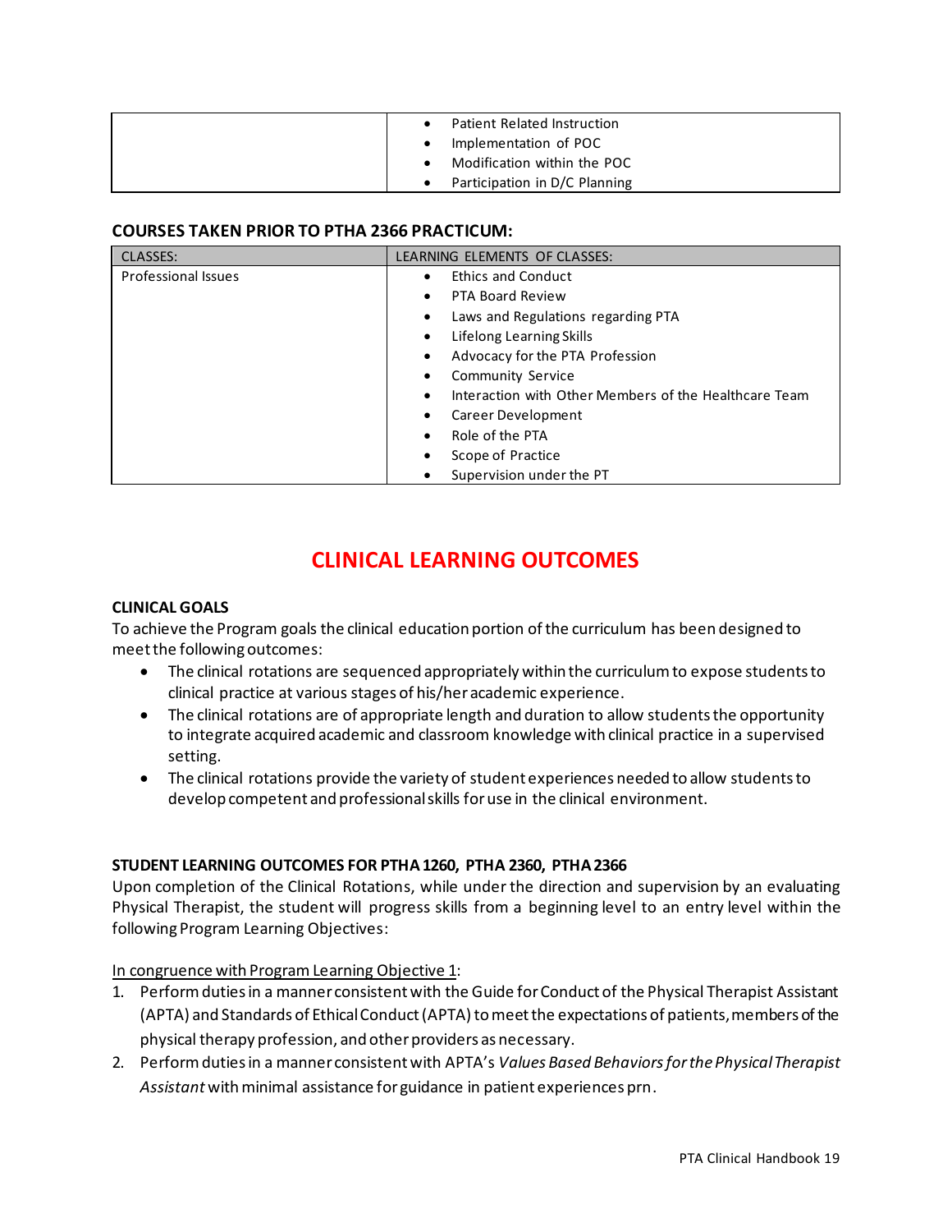| | |
|---|---|
| | • Patient Related Instruction<br>• Implementation of POC<br>• Modification within the POC<br>• Participation in D/C Planning |

**COURSES TAKEN PRIOR TO PTHA 2366 PRACTICUM:**

| CLASSES: | LEARNING ELEMENTS OF CLASSES: |
|---|---|
| Professional Issues | • Ethics and Conduct<br>• PTA Board Review<br>• Laws and Regulations regarding PTA<br>• Lifelong Learning Skills<br>• Advocacy for the PTA Profession<br>• Community Service<br>• Interaction with Other Members of the Healthcare Team<br>• Career Development<br>• Role of the PTA<br>• Scope of Practice<br>• Supervision under the PT |

# CLINICAL LEARNING OUTCOMES

**CLINICAL GOALS**

To achieve the Program goals the clinical education portion of the curriculum has been designed to meet the following outcomes:

- The clinical rotations are sequenced appropriately within the curriculum to expose students to clinical practice at various stages of his/her academic experience.
- The clinical rotations are of appropriate length and duration to allow students the opportunity to integrate acquired academic and classroom knowledge with clinical practice in a supervised setting.
- The clinical rotations provide the variety of student experiences needed to allow students to develop competent and professional skills for use in the clinical environment.

**STUDENT LEARNING OUTCOMES FOR PTHA 1260, PTHA 2360, PTHA 2366**

Upon completion of the Clinical Rotations, while under the direction and supervision by an evaluating Physical Therapist, the student will progress skills from a beginning level to an entry level within the following Program Learning Objectives:

<u>In congruence with Program Learning Objective 1</u>:

1. Perform duties in a manner consistent with the Guide for Conduct of the Physical Therapist Assistant (APTA) and Standards of Ethical Conduct (APTA) to meet the expectations of patients, members of the physical therapy profession, and other providers as necessary.
2. Perform duties in a manner consistent with APTA's *Values Based Behaviors for the Physical Therapist Assistant* with minimal assistance for guidance in patient experiences prn.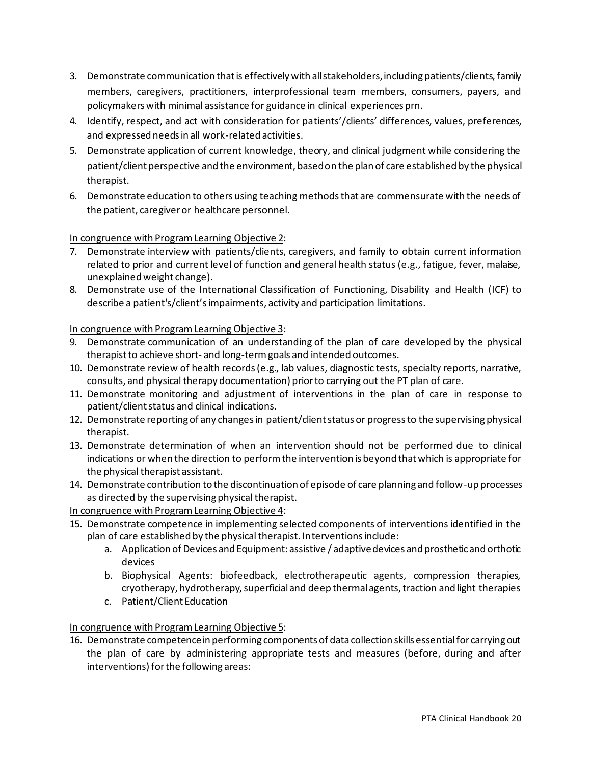3. Demonstrate communication that is effectively with all stakeholders, including patients/clients, family members, caregivers, practitioners, interprofessional team members, consumers, payers, and policymakers with minimal assistance for guidance in clinical experiences prn.
4. Identify, respect, and act with consideration for patients'/clients' differences, values, preferences, and expressed needs in all work-related activities.
5. Demonstrate application of current knowledge, theory, and clinical judgment while considering the patient/client perspective and the environment, based on the plan of care established by the physical therapist.
6. Demonstrate education to others using teaching methods that are commensurate with the needs of the patient, caregiver or healthcare personnel.

<u>In congruence with Program Learning Objective 2</u>:

7. Demonstrate interview with patients/clients, caregivers, and family to obtain current information related to prior and current level of function and general health status (e.g., fatigue, fever, malaise, unexplained weight change).
8. Demonstrate use of the International Classification of Functioning, Disability and Health (ICF) to describe a patient's/client's impairments, activity and participation limitations.

<u>In congruence with Program Learning Objective 3</u>:

9. Demonstrate communication of an understanding of the plan of care developed by the physical therapist to achieve short- and long-term goals and intended outcomes.
10. Demonstrate review of health records (e.g., lab values, diagnostic tests, specialty reports, narrative, consults, and physical therapy documentation) prior to carrying out the PT plan of care.
11. Demonstrate monitoring and adjustment of interventions in the plan of care in response to patient/client status and clinical indications.
12. Demonstrate reporting of any changes in patient/client status or progress to the supervising physical therapist.
13. Demonstrate determination of when an intervention should not be performed due to clinical indications or when the direction to perform the intervention is beyond that which is appropriate for the physical therapist assistant.
14. Demonstrate contribution to the discontinuation of episode of care planning and follow-up processes as directed by the supervising physical therapist.

<u>In congruence with Program Learning Objective 4</u>:

15. Demonstrate competence in implementing selected components of interventions identified in the plan of care established by the physical therapist. Interventions include:
    a. Application of Devices and Equipment: assistive / adaptive devices and prosthetic and orthotic devices
    b. Biophysical Agents: biofeedback, electrotherapeutic agents, compression therapies, cryotherapy, hydrotherapy, superficial and deep thermal agents, traction and light therapies
    c. Patient/Client Education

<u>In congruence with Program Learning Objective 5</u>:

16. Demonstrate competence in performing components of data collection skills essential for carrying out the plan of care by administering appropriate tests and measures (before, during and after interventions) for the following areas: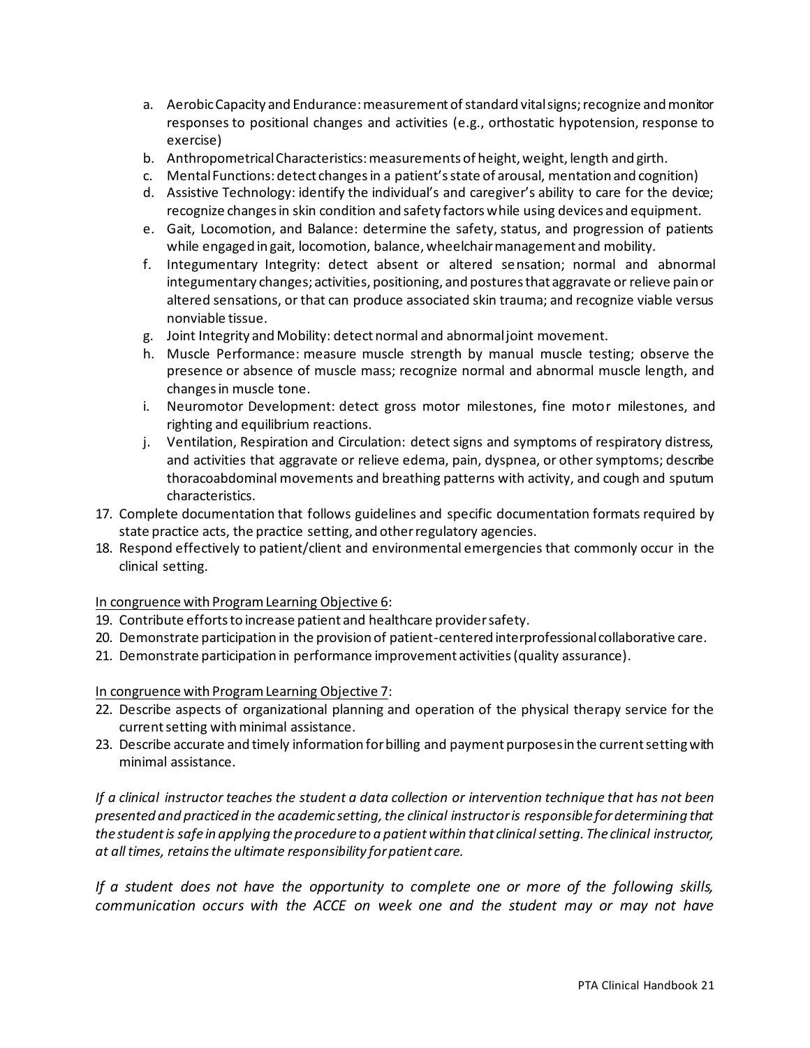a. Aerobic Capacity and Endurance: measurement of standard vital signs; recognize and monitor responses to positional changes and activities (e.g., orthostatic hypotension, response to exercise)
   b. Anthropometrical Characteristics: measurements of height, weight, length and girth.
   c. Mental Functions: detect changes in a patient's state of arousal, mentation and cognition)
   d. Assistive Technology: identify the individual's and caregiver's ability to care for the device; recognize changes in skin condition and safety factors while using devices and equipment.
   e. Gait, Locomotion, and Balance: determine the safety, status, and progression of patients while engaged in gait, locomotion, balance, wheelchair management and mobility.
   f. Integumentary Integrity: detect absent or altered sensation; normal and abnormal integumentary changes; activities, positioning, and postures that aggravate or relieve pain or altered sensations, or that can produce associated skin trauma; and recognize viable versus nonviable tissue.
   g. Joint Integrity and Mobility: detect normal and abnormal joint movement.
   h. Muscle Performance: measure muscle strength by manual muscle testing; observe the presence or absence of muscle mass; recognize normal and abnormal muscle length, and changes in muscle tone.
   i. Neuromotor Development: detect gross motor milestones, fine motor milestones, and righting and equilibrium reactions.
   j. Ventilation, Respiration and Circulation: detect signs and symptoms of respiratory distress, and activities that aggravate or relieve edema, pain, dyspnea, or other symptoms; describe thoracoabdominal movements and breathing patterns with activity, and cough and sputum characteristics.

17. Complete documentation that follows guidelines and specific documentation formats required by state practice acts, the practice setting, and other regulatory agencies.
18. Respond effectively to patient/client and environmental emergencies that commonly occur in the clinical setting.

<u>In congruence with Program Learning Objective 6</u>:

19. Contribute efforts to increase patient and healthcare provider safety.
20. Demonstrate participation in the provision of patient-centered interprofessional collaborative care.
21. Demonstrate participation in performance improvement activities (quality assurance).

<u>In congruence with Program Learning Objective 7</u>:

22. Describe aspects of organizational planning and operation of the physical therapy service for the current setting with minimal assistance.
23. Describe accurate and timely information for billing and payment purposes in the current setting with minimal assistance.

*If a clinical instructor teaches the student a data collection or intervention technique that has not been presented and practiced in the academic setting, the clinical instructor is responsible for determining that the student is safe in applying the procedure to a patient within that clinical setting. The clinical instructor, at all times, retains the ultimate responsibility for patient care.*

*If a student does not have the opportunity to complete one or more of the following skills, communication occurs with the ACCE on week one and the student may or may not have*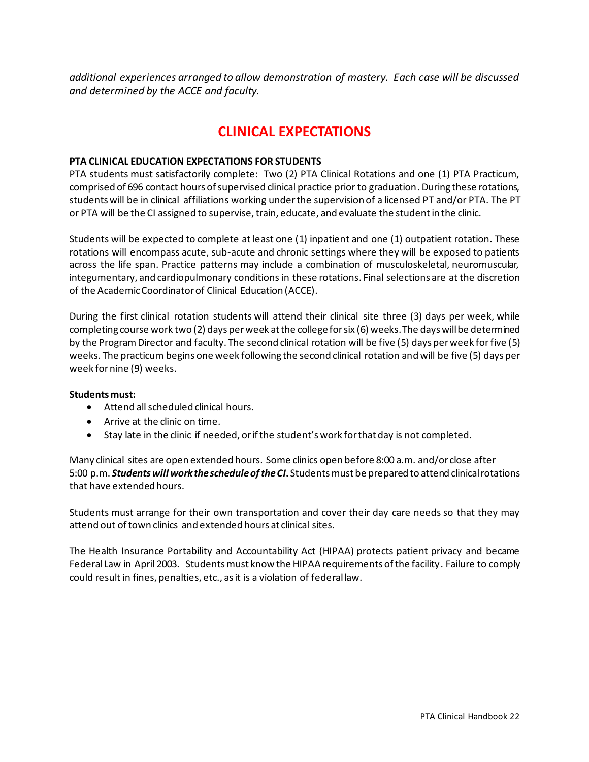*additional experiences arranged to allow demonstration of mastery. Each case will be discussed and determined by the ACCE and faculty.*

# CLINICAL EXPECTATIONS

**PTA CLINICAL EDUCATION EXPECTATIONS FOR STUDENTS**

PTA students must satisfactorily complete: Two (2) PTA Clinical Rotations and one (1) PTA Practicum, comprised of 696 contact hours of supervised clinical practice prior to graduation. During these rotations, students will be in clinical affiliations working under the supervision of a licensed PT and/or PTA. The PT or PTA will be the CI assigned to supervise, train, educate, and evaluate the student in the clinic.

Students will be expected to complete at least one (1) inpatient and one (1) outpatient rotation. These rotations will encompass acute, sub-acute and chronic settings where they will be exposed to patients across the life span. Practice patterns may include a combination of musculoskeletal, neuromuscular, integumentary, and cardiopulmonary conditions in these rotations. Final selections are at the discretion of the Academic Coordinator of Clinical Education (ACCE).

During the first clinical rotation students will attend their clinical site three (3) days per week, while completing course work two (2) days per week at the college for six (6) weeks. The days will be determined by the Program Director and faculty. The second clinical rotation will be five (5) days per week for five (5) weeks. The practicum begins one week following the second clinical rotation and will be five (5) days per week for nine (9) weeks.

**Students must:**

- Attend all scheduled clinical hours.
- Arrive at the clinic on time.
- Stay late in the clinic if needed, or if the student's work for that day is not completed.

Many clinical sites are open extended hours. Some clinics open before 8:00 a.m. and/or close after 5:00 p.m. ***Students will work the schedule of the CI.*** Students must be prepared to attend clinical rotations that have extended hours.

Students must arrange for their own transportation and cover their day care needs so that they may attend out of town clinics and extended hours at clinical sites.

The Health Insurance Portability and Accountability Act (HIPAA) protects patient privacy and became Federal Law in April 2003. Students must know the HIPAA requirements of the facility. Failure to comply could result in fines, penalties, etc., as it is a violation of federal law.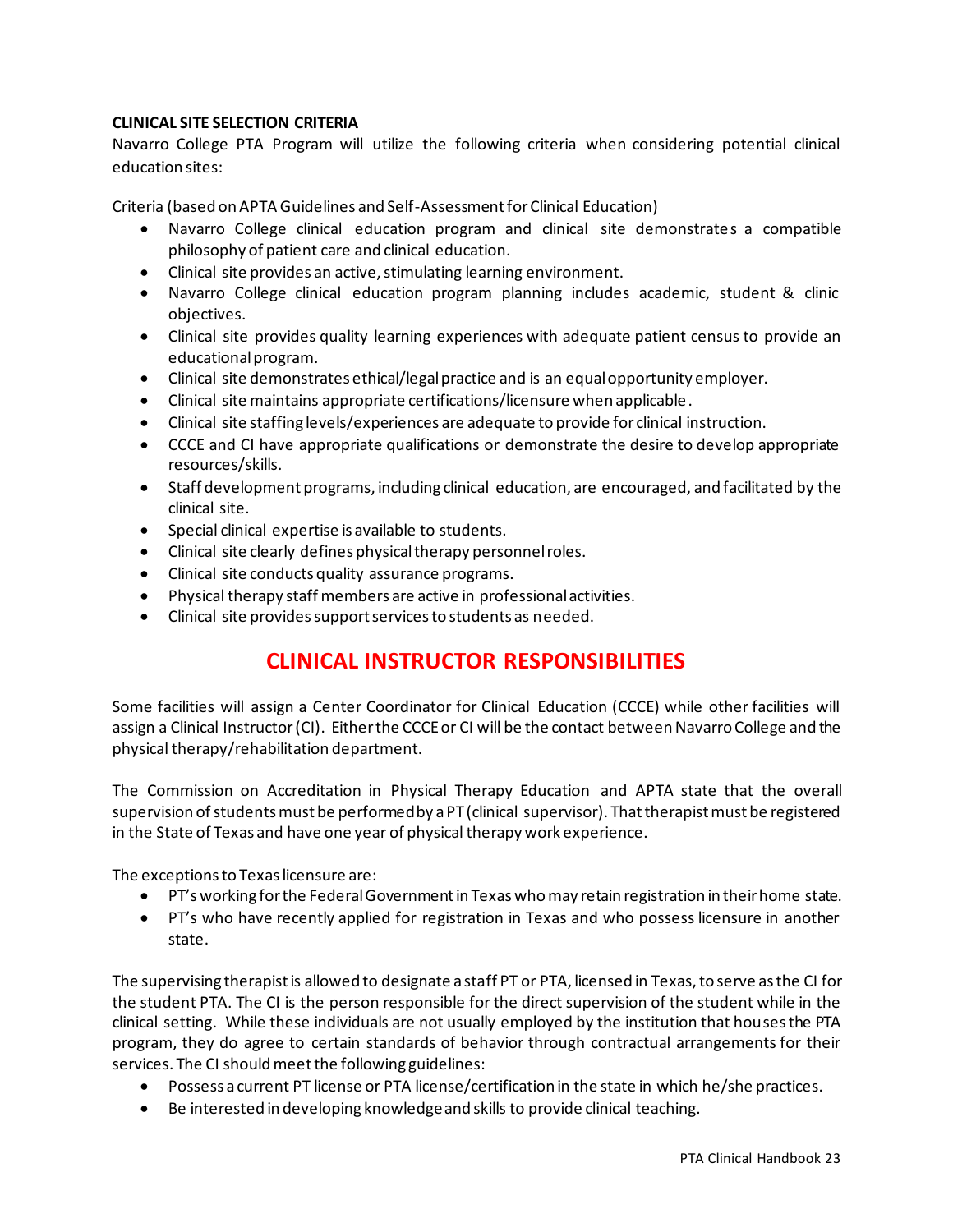**CLINICAL SITE SELECTION CRITERIA**

Navarro College PTA Program will utilize the following criteria when considering potential clinical education sites:

Criteria (based on APTA Guidelines and Self-Assessment for Clinical Education)

- Navarro College clinical education program and clinical site demonstrates a compatible philosophy of patient care and clinical education.
- Clinical site provides an active, stimulating learning environment.
- Navarro College clinical education program planning includes academic, student & clinic objectives.
- Clinical site provides quality learning experiences with adequate patient census to provide an educational program.
- Clinical site demonstrates ethical/legal practice and is an equal opportunity employer.
- Clinical site maintains appropriate certifications/licensure when applicable.
- Clinical site staffing levels/experiences are adequate to provide for clinical instruction.
- CCCE and CI have appropriate qualifications or demonstrate the desire to develop appropriate resources/skills.
- Staff development programs, including clinical education, are encouraged, and facilitated by the clinical site.
- Special clinical expertise is available to students.
- Clinical site clearly defines physical therapy personnel roles.
- Clinical site conducts quality assurance programs.
- Physical therapy staff members are active in professional activities.
- Clinical site provides support services to students as needed.

# CLINICAL INSTRUCTOR RESPONSIBILITIES

Some facilities will assign a Center Coordinator for Clinical Education (CCCE) while other facilities will assign a Clinical Instructor (CI). Either the CCCE or CI will be the contact between Navarro College and the physical therapy/rehabilitation department.

The Commission on Accreditation in Physical Therapy Education and APTA state that the overall supervision of students must be performed by a PT (clinical supervisor). That therapist must be registered in the State of Texas and have one year of physical therapy work experience.

The exceptions to Texas licensure are:

- PT's working for the Federal Government in Texas who may retain registration in their home state.
- PT's who have recently applied for registration in Texas and who possess licensure in another state.

The supervising therapist is allowed to designate a staff PT or PTA, licensed in Texas, to serve as the CI for the student PTA. The CI is the person responsible for the direct supervision of the student while in the clinical setting. While these individuals are not usually employed by the institution that houses the PTA program, they do agree to certain standards of behavior through contractual arrangements for their services. The CI should meet the following guidelines:

- Possess a current PT license or PTA license/certification in the state in which he/she practices.
- Be interested in developing knowledge and skills to provide clinical teaching.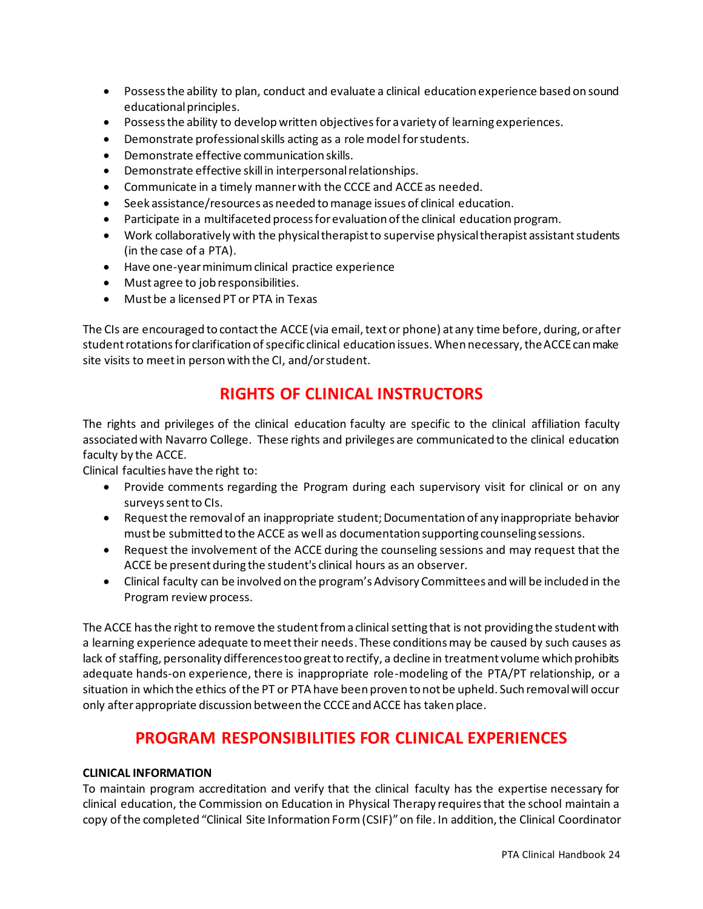- Possess the ability to plan, conduct and evaluate a clinical education experience based on sound educational principles.
- Possess the ability to develop written objectives for a variety of learning experiences.
- Demonstrate professional skills acting as a role model for students.
- Demonstrate effective communication skills.
- Demonstrate effective skill in interpersonal relationships.
- Communicate in a timely manner with the CCCE and ACCE as needed.
- Seek assistance/resources as needed to manage issues of clinical education.
- Participate in a multifaceted process for evaluation of the clinical education program.
- Work collaboratively with the physical therapist to supervise physical therapist assistant students (in the case of a PTA).
- Have one-year minimum clinical practice experience
- Must agree to job responsibilities.
- Must be a licensed PT or PTA in Texas

The CIs are encouraged to contact the ACCE (via email, text or phone) at any time before, during, or after student rotations for clarification of specific clinical education issues. When necessary, the ACCE can make site visits to meet in person with the CI, and/or student.

## RIGHTS OF CLINICAL INSTRUCTORS

The rights and privileges of the clinical education faculty are specific to the clinical affiliation faculty associated with Navarro College. These rights and privileges are communicated to the clinical education faculty by the ACCE.

Clinical faculties have the right to:

- Provide comments regarding the Program during each supervisory visit for clinical or on any surveys sent to CIs.
- Request the removal of an inappropriate student; Documentation of any inappropriate behavior must be submitted to the ACCE as well as documentation supporting counseling sessions.
- Request the involvement of the ACCE during the counseling sessions and may request that the ACCE be present during the student's clinical hours as an observer.
- Clinical faculty can be involved on the program's Advisory Committees and will be included in the Program review process.

The ACCE has the right to remove the student from a clinical setting that is not providing the student with a learning experience adequate to meet their needs. These conditions may be caused by such causes as lack of staffing, personality differences too great to rectify, a decline in treatment volume which prohibits adequate hands-on experience, there is inappropriate role-modeling of the PTA/PT relationship, or a situation in which the ethics of the PT or PTA have been proven to not be upheld. Such removal will occur only after appropriate discussion between the CCCE and ACCE has taken place.

## PROGRAM RESPONSIBILITIES FOR CLINICAL EXPERIENCES

**CLINICAL INFORMATION**

To maintain program accreditation and verify that the clinical faculty has the expertise necessary for clinical education, the Commission on Education in Physical Therapy requires that the school maintain a copy of the completed "Clinical Site Information Form (CSIF)" on file. In addition, the Clinical Coordinator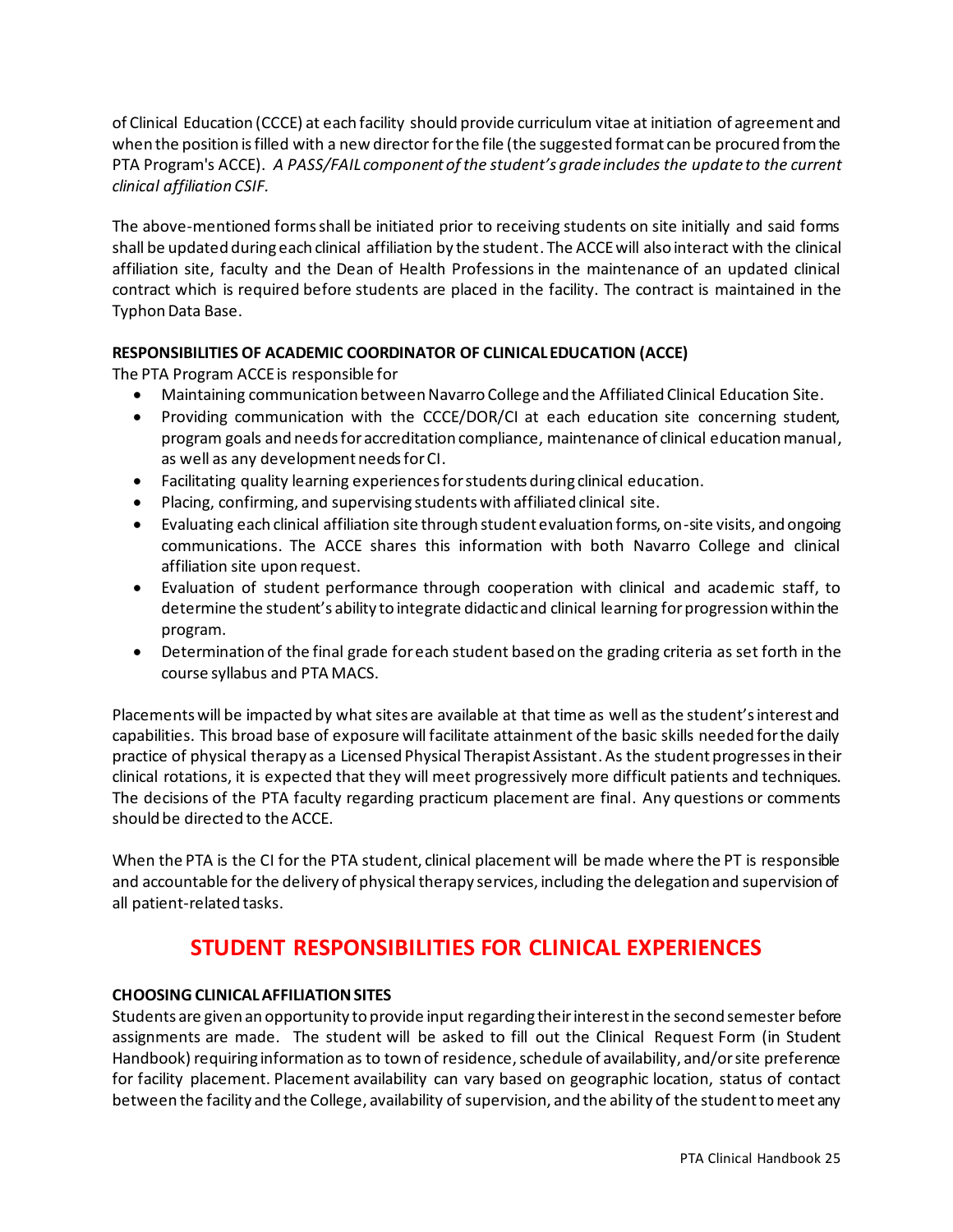of Clinical Education (CCCE) at each facility should provide curriculum vitae at initiation of agreement and when the position is filled with a new director for the file (the suggested format can be procured from the PTA Program's ACCE). *A PASS/FAIL component of the student's grade includes the update to the current clinical affiliation CSIF.*

The above-mentioned forms shall be initiated prior to receiving students on site initially and said forms shall be updated during each clinical affiliation by the student. The ACCE will also interact with the clinical affiliation site, faculty and the Dean of Health Professions in the maintenance of an updated clinical contract which is required before students are placed in the facility. The contract is maintained in the Typhon Data Base.

**RESPONSIBILITIES OF ACADEMIC COORDINATOR OF CLINICAL EDUCATION (ACCE)**

The PTA Program ACCE is responsible for

- Maintaining communication between Navarro College and the Affiliated Clinical Education Site.
- Providing communication with the CCCE/DOR/CI at each education site concerning student, program goals and needs for accreditation compliance, maintenance of clinical education manual, as well as any development needs for CI.
- Facilitating quality learning experiences for students during clinical education.
- Placing, confirming, and supervising students with affiliated clinical site.
- Evaluating each clinical affiliation site through student evaluation forms, on-site visits, and ongoing communications. The ACCE shares this information with both Navarro College and clinical affiliation site upon request.
- Evaluation of student performance through cooperation with clinical and academic staff, to determine the student's ability to integrate didactic and clinical learning for progression within the program.
- Determination of the final grade for each student based on the grading criteria as set forth in the course syllabus and PTA MACS.

Placements will be impacted by what sites are available at that time as well as the student's interest and capabilities. This broad base of exposure will facilitate attainment of the basic skills needed for the daily practice of physical therapy as a Licensed Physical Therapist Assistant. As the student progresses in their clinical rotations, it is expected that they will meet progressively more difficult patients and techniques. The decisions of the PTA faculty regarding practicum placement are final. Any questions or comments should be directed to the ACCE.

When the PTA is the CI for the PTA student, clinical placement will be made where the PT is responsible and accountable for the delivery of physical therapy services, including the delegation and supervision of all patient-related tasks.

## STUDENT RESPONSIBILITIES FOR CLINICAL EXPERIENCES

**CHOOSING CLINICAL AFFILIATION SITES**

Students are given an opportunity to provide input regarding their interest in the second semester before assignments are made. The student will be asked to fill out the Clinical Request Form (in Student Handbook) requiring information as to town of residence, schedule of availability, and/or site preference for facility placement. Placement availability can vary based on geographic location, status of contact between the facility and the College, availability of supervision, and the ability of the student to meet any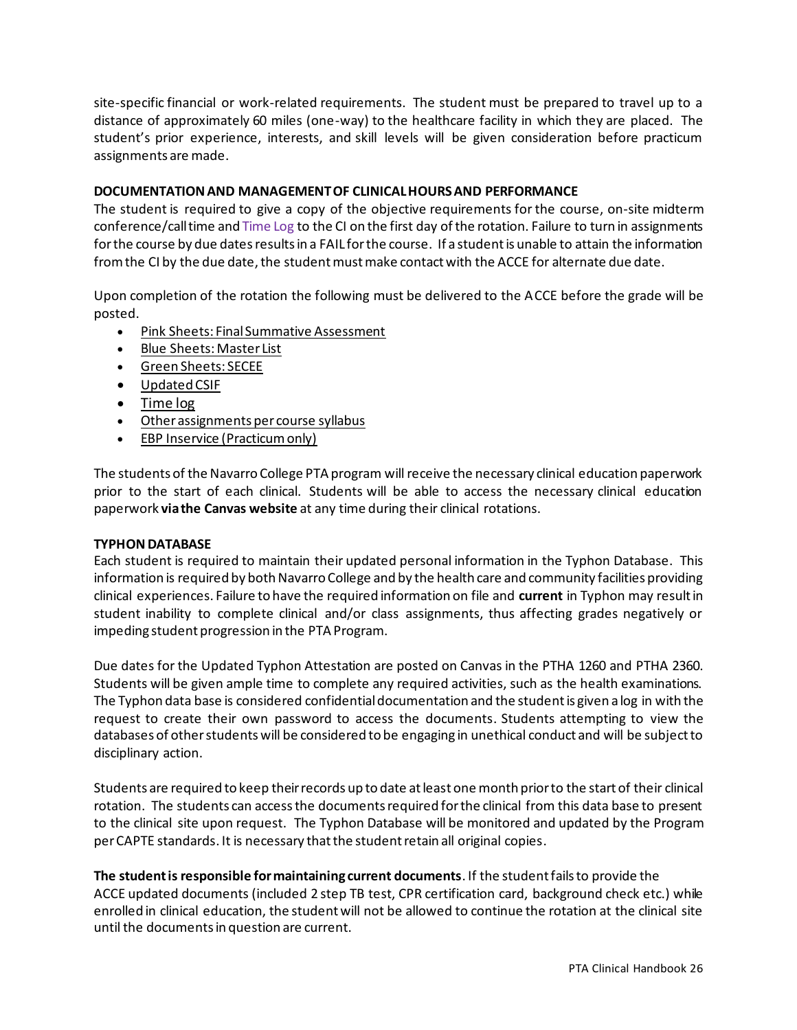site-specific financial or work-related requirements. The student must be prepared to travel up to a distance of approximately 60 miles (one-way) to the healthcare facility in which they are placed. The student's prior experience, interests, and skill levels will be given consideration before practicum assignments are made.

**DOCUMENTATION AND MANAGEMENT OF CLINICAL HOURS AND PERFORMANCE**

The student is required to give a copy of the objective requirements for the course, on-site midterm conference/call time and Time Log to the CI on the first day of the rotation. Failure to turn in assignments for the course by due dates results in a FAIL for the course. If a student is unable to attain the information from the CI by the due date, the student must make contact with the ACCE for alternate due date.

Upon completion of the rotation the following must be delivered to the ACCE before the grade will be posted.

- Pink Sheets: Final Summative Assessment
- Blue Sheets: Master List
- Green Sheets: SECEE
- Updated CSIF
- Time log
- Other assignments per course syllabus
- EBP Inservice (Practicum only)

The students of the Navarro College PTA program will receive the necessary clinical education paperwork prior to the start of each clinical. Students will be able to access the necessary clinical education paperwork **via the Canvas website** at any time during their clinical rotations.

**TYPHON DATABASE**

Each student is required to maintain their updated personal information in the Typhon Database. This information is required by both Navarro College and by the health care and community facilities providing clinical experiences. Failure to have the required information on file and **current** in Typhon may result in student inability to complete clinical and/or class assignments, thus affecting grades negatively or impeding student progression in the PTA Program.

Due dates for the Updated Typhon Attestation are posted on Canvas in the PTHA 1260 and PTHA 2360. Students will be given ample time to complete any required activities, such as the health examinations. The Typhon data base is considered confidential documentation and the student is given a log in with the request to create their own password to access the documents. Students attempting to view the databases of other students will be considered to be engaging in unethical conduct and will be subject to disciplinary action.

Students are required to keep their records up to date at least one month prior to the start of their clinical rotation. The students can access the documents required for the clinical from this data base to present to the clinical site upon request. The Typhon Database will be monitored and updated by the Program per CAPTE standards. It is necessary that the student retain all original copies.

**The student is responsible for maintaining current documents**. If the student fails to provide the ACCE updated documents (included 2 step TB test, CPR certification card, background check etc.) while enrolled in clinical education, the student will not be allowed to continue the rotation at the clinical site until the documents in question are current.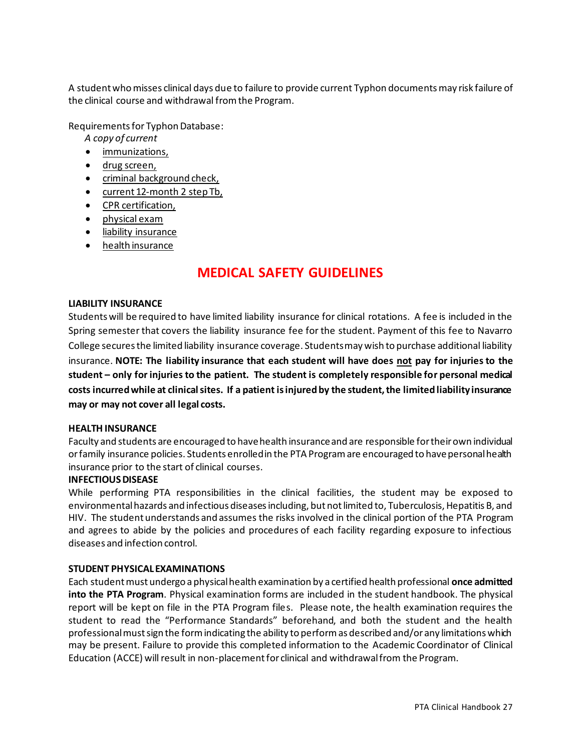A student who misses clinical days due to failure to provide current Typhon documents may risk failure of the clinical course and withdrawal from the Program.

Requirements for Typhon Database:

*A copy of current*

- immunizations,
- drug screen,
- criminal background check,
- current 12-month 2 step Tb,
- CPR certification,
- physical exam
- liability insurance
- health insurance

# MEDICAL SAFETY GUIDELINES

**LIABILITY INSURANCE**

Students will be required to have limited liability insurance for clinical rotations. A fee is included in the Spring semester that covers the liability insurance fee for the student. Payment of this fee to Navarro College secures the limited liability insurance coverage. Students may wish to purchase additional liability insurance. **NOTE: The liability insurance that each student will have does not pay for injuries to the student – only for injuries to the patient. The student is completely responsible for personal medical costs incurred while at clinical sites. If a patient is injured by the student, the limited liability insurance may or may not cover all legal costs.**

**HEALTH INSURANCE**

Faculty and students are encouraged to have health insurance and are responsible for their own individual or family insurance policies. Students enrolled in the PTA Program are encouraged to have personal health insurance prior to the start of clinical courses.

**INFECTIOUS DISEASE**

While performing PTA responsibilities in the clinical facilities, the student may be exposed to environmental hazards and infectious diseases including, but not limited to, Tuberculosis, Hepatitis B, and HIV. The student understands and assumes the risks involved in the clinical portion of the PTA Program and agrees to abide by the policies and procedures of each facility regarding exposure to infectious diseases and infection control.

**STUDENT PHYSICAL EXAMINATIONS**

Each student must undergo a physical health examination by a certified health professional **once admitted into the PTA Program**. Physical examination forms are included in the student handbook. The physical report will be kept on file in the PTA Program files. Please note, the health examination requires the student to read the "Performance Standards" beforehand, and both the student and the health professional must sign the form indicating the ability to perform as described and/or any limitations which may be present. Failure to provide this completed information to the Academic Coordinator of Clinical Education (ACCE) will result in non-placement for clinical and withdrawal from the Program.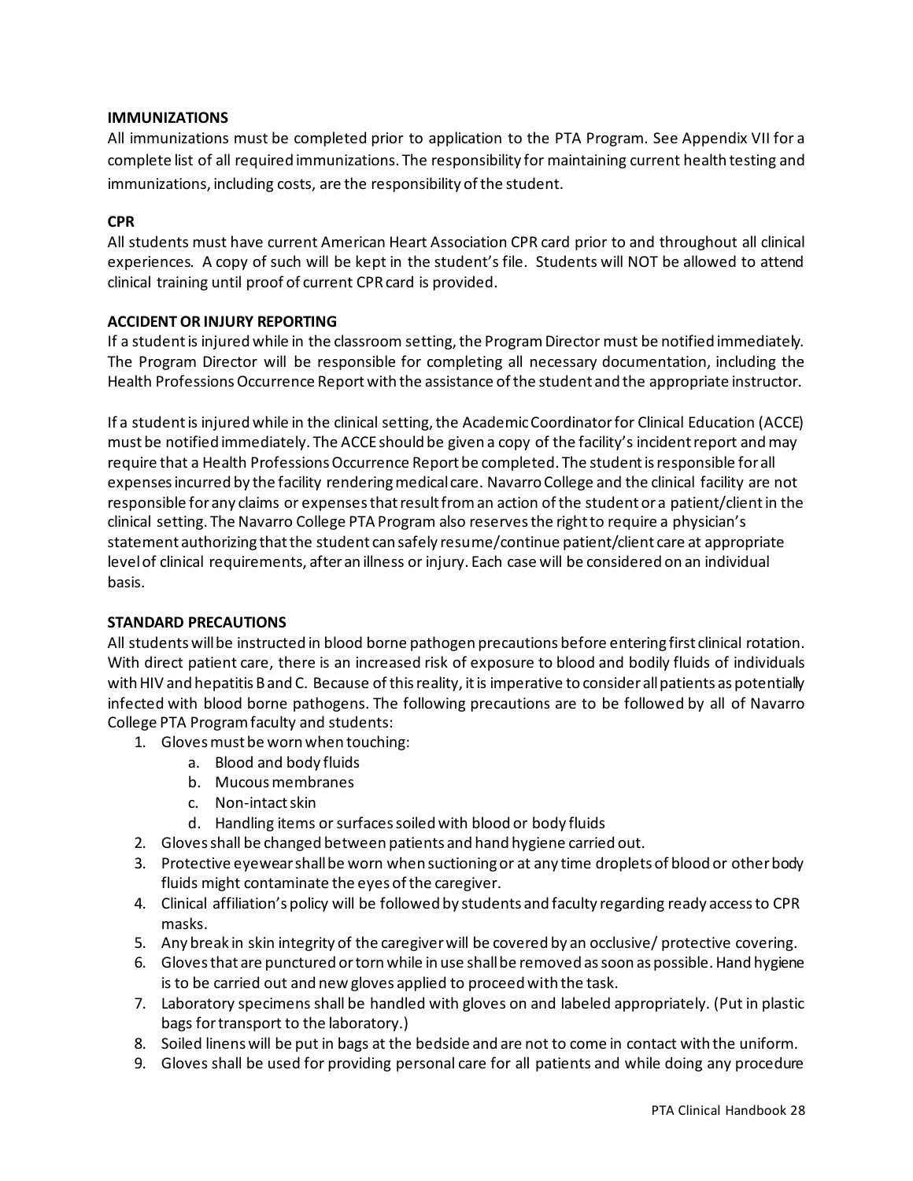**IMMUNIZATIONS**

All immunizations must be completed prior to application to the PTA Program. See Appendix VII for a complete list of all required immunizations. The responsibility for maintaining current health testing and immunizations, including costs, are the responsibility of the student.

**CPR**

All students must have current American Heart Association CPR card prior to and throughout all clinical experiences. A copy of such will be kept in the student's file. Students will NOT be allowed to attend clinical training until proof of current CPR card is provided.

**ACCIDENT OR INJURY REPORTING**

If a student is injured while in the classroom setting, the Program Director must be notified immediately. The Program Director will be responsible for completing all necessary documentation, including the Health Professions Occurrence Report with the assistance of the student and the appropriate instructor.

If a student is injured while in the clinical setting, the Academic Coordinator for Clinical Education (ACCE) must be notified immediately. The ACCE should be given a copy of the facility's incident report and may require that a Health Professions Occurrence Report be completed. The student is responsible for all expenses incurred by the facility rendering medical care. Navarro College and the clinical facility are not responsible for any claims or expenses that result from an action of the student or a patient/client in the clinical setting. The Navarro College PTA Program also reserves the right to require a physician's statement authorizing that the student can safely resume/continue patient/client care at appropriate level of clinical requirements, after an illness or injury. Each case will be considered on an individual basis.

**STANDARD PRECAUTIONS**

All students will be instructed in blood borne pathogen precautions before entering first clinical rotation. With direct patient care, there is an increased risk of exposure to blood and bodily fluids of individuals with HIV and hepatitis B and C. Because of this reality, it is imperative to consider all patients as potentially infected with blood borne pathogens. The following precautions are to be followed by all of Navarro College PTA Program faculty and students:

1. Gloves must be worn when touching:
    a. Blood and body fluids
    b. Mucous membranes
    c. Non-intact skin
    d. Handling items or surfaces soiled with blood or body fluids
2. Gloves shall be changed between patients and hand hygiene carried out.
3. Protective eyewear shall be worn when suctioning or at any time droplets of blood or other body fluids might contaminate the eyes of the caregiver.
4. Clinical affiliation's policy will be followed by students and faculty regarding ready access to CPR masks.
5. Any break in skin integrity of the caregiver will be covered by an occlusive/ protective covering.
6. Gloves that are punctured or torn while in use shall be removed as soon as possible. Hand hygiene is to be carried out and new gloves applied to proceed with the task.
7. Laboratory specimens shall be handled with gloves on and labeled appropriately. (Put in plastic bags for transport to the laboratory.)
8. Soiled linens will be put in bags at the bedside and are not to come in contact with the uniform.
9. Gloves shall be used for providing personal care for all patients and while doing any procedure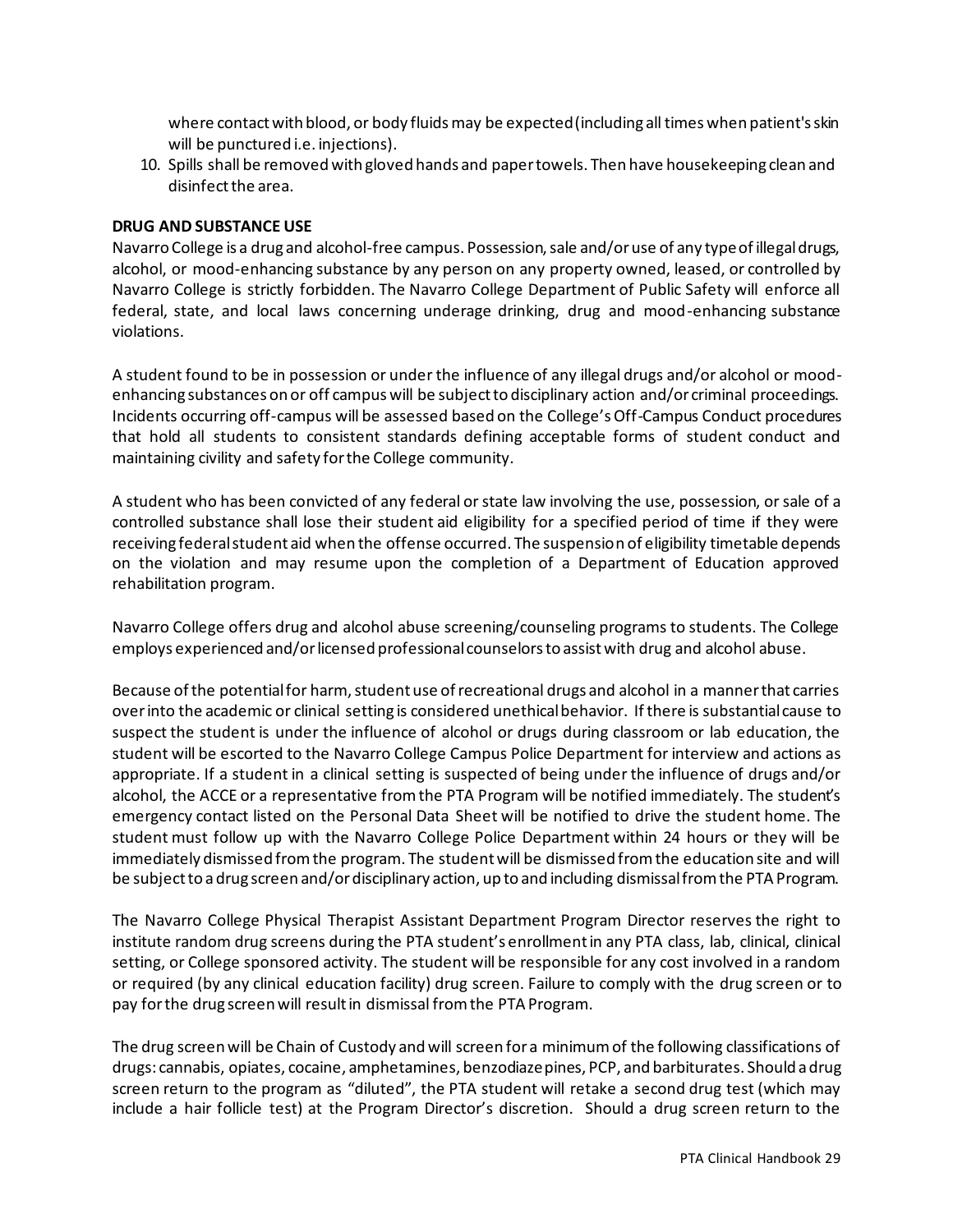where contact with blood, or body fluids may be expected (including all times when patient's skin will be punctured i.e. injections).

10. Spills shall be removed with gloved hands and paper towels. Then have housekeeping clean and disinfect the area.

**DRUG AND SUBSTANCE USE**

Navarro College is a drug and alcohol-free campus. Possession, sale and/or use of any type of illegal drugs, alcohol, or mood-enhancing substance by any person on any property owned, leased, or controlled by Navarro College is strictly forbidden. The Navarro College Department of Public Safety will enforce all federal, state, and local laws concerning underage drinking, drug and mood-enhancing substance violations.

A student found to be in possession or under the influence of any illegal drugs and/or alcohol or mood-enhancing substances on or off campus will be subject to disciplinary action and/or criminal proceedings. Incidents occurring off-campus will be assessed based on the College's Off-Campus Conduct procedures that hold all students to consistent standards defining acceptable forms of student conduct and maintaining civility and safety for the College community.

A student who has been convicted of any federal or state law involving the use, possession, or sale of a controlled substance shall lose their student aid eligibility for a specified period of time if they were receiving federal student aid when the offense occurred. The suspension of eligibility timetable depends on the violation and may resume upon the completion of a Department of Education approved rehabilitation program.

Navarro College offers drug and alcohol abuse screening/counseling programs to students. The College employs experienced and/or licensed professional counselors to assist with drug and alcohol abuse.

Because of the potential for harm, student use of recreational drugs and alcohol in a manner that carries over into the academic or clinical setting is considered unethical behavior. If there is substantial cause to suspect the student is under the influence of alcohol or drugs during classroom or lab education, the student will be escorted to the Navarro College Campus Police Department for interview and actions as appropriate. If a student in a clinical setting is suspected of being under the influence of drugs and/or alcohol, the ACCE or a representative from the PTA Program will be notified immediately. The student's emergency contact listed on the Personal Data Sheet will be notified to drive the student home. The student must follow up with the Navarro College Police Department within 24 hours or they will be immediately dismissed from the program. The student will be dismissed from the education site and will be subject to a drug screen and/or disciplinary action, up to and including dismissal from the PTA Program.

The Navarro College Physical Therapist Assistant Department Program Director reserves the right to institute random drug screens during the PTA student's enrollment in any PTA class, lab, clinical, clinical setting, or College sponsored activity. The student will be responsible for any cost involved in a random or required (by any clinical education facility) drug screen. Failure to comply with the drug screen or to pay for the drug screen will result in dismissal from the PTA Program.

The drug screen will be Chain of Custody and will screen for a minimum of the following classifications of drugs: cannabis, opiates, cocaine, amphetamines, benzodiazepines, PCP, and barbiturates. Should a drug screen return to the program as "diluted", the PTA student will retake a second drug test (which may include a hair follicle test) at the Program Director's discretion. Should a drug screen return to the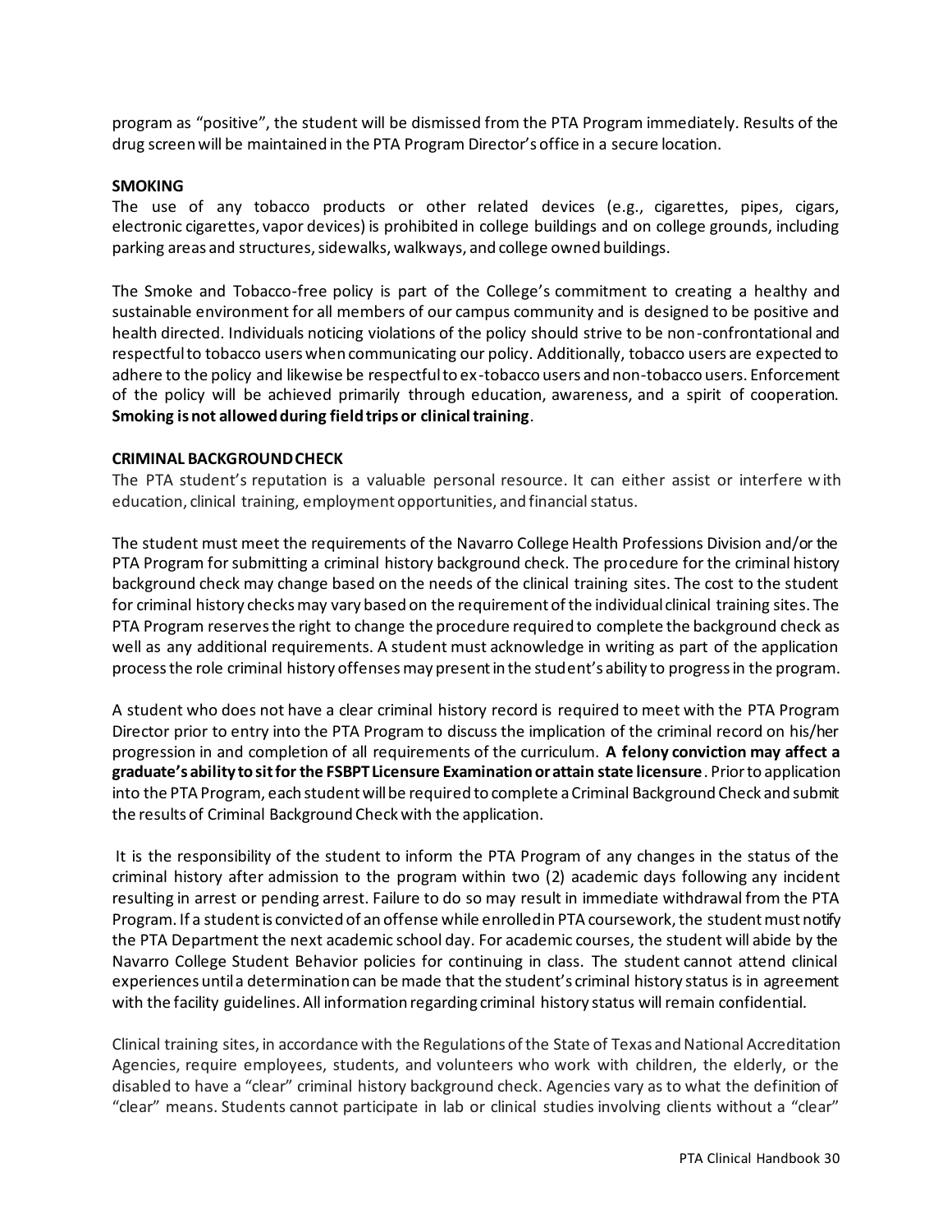program as "positive", the student will be dismissed from the PTA Program immediately. Results of the drug screen will be maintained in the PTA Program Director's office in a secure location.

**SMOKING**

The use of any tobacco products or other related devices (e.g., cigarettes, pipes, cigars, electronic cigarettes, vapor devices) is prohibited in college buildings and on college grounds, including parking areas and structures, sidewalks, walkways, and college owned buildings.

The Smoke and Tobacco-free policy is part of the College's commitment to creating a healthy and sustainable environment for all members of our campus community and is designed to be positive and health directed. Individuals noticing violations of the policy should strive to be non-confrontational and respectful to tobacco users when communicating our policy. Additionally, tobacco users are expected to adhere to the policy and likewise be respectful to ex-tobacco users and non-tobacco users. Enforcement of the policy will be achieved primarily through education, awareness, and a spirit of cooperation. **Smoking is not allowed during field trips or clinical training**.

**CRIMINAL BACKGROUND CHECK**

The PTA student's reputation is a valuable personal resource. It can either assist or interfere with education, clinical training, employment opportunities, and financial status.

The student must meet the requirements of the Navarro College Health Professions Division and/or the PTA Program for submitting a criminal history background check. The procedure for the criminal history background check may change based on the needs of the clinical training sites. The cost to the student for criminal history checks may vary based on the requirement of the individual clinical training sites. The PTA Program reserves the right to change the procedure required to complete the background check as well as any additional requirements. A student must acknowledge in writing as part of the application process the role criminal history offenses may present in the student's ability to progress in the program.

A student who does not have a clear criminal history record is required to meet with the PTA Program Director prior to entry into the PTA Program to discuss the implication of the criminal record on his/her progression in and completion of all requirements of the curriculum. **A felony conviction may affect a graduate's ability to sit for the FSBPT Licensure Examination or attain state licensure**. Prior to application into the PTA Program, each student will be required to complete a Criminal Background Check and submit the results of Criminal Background Check with the application.

It is the responsibility of the student to inform the PTA Program of any changes in the status of the criminal history after admission to the program within two (2) academic days following any incident resulting in arrest or pending arrest. Failure to do so may result in immediate withdrawal from the PTA Program. If a student is convicted of an offense while enrolled in PTA coursework, the student must notify the PTA Department the next academic school day. For academic courses, the student will abide by the Navarro College Student Behavior policies for continuing in class. The student cannot attend clinical experiences until a determination can be made that the student's criminal history status is in agreement with the facility guidelines. All information regarding criminal history status will remain confidential.

Clinical training sites, in accordance with the Regulations of the State of Texas and National Accreditation Agencies, require employees, students, and volunteers who work with children, the elderly, or the disabled to have a "clear" criminal history background check. Agencies vary as to what the definition of "clear" means. Students cannot participate in lab or clinical studies involving clients without a "clear"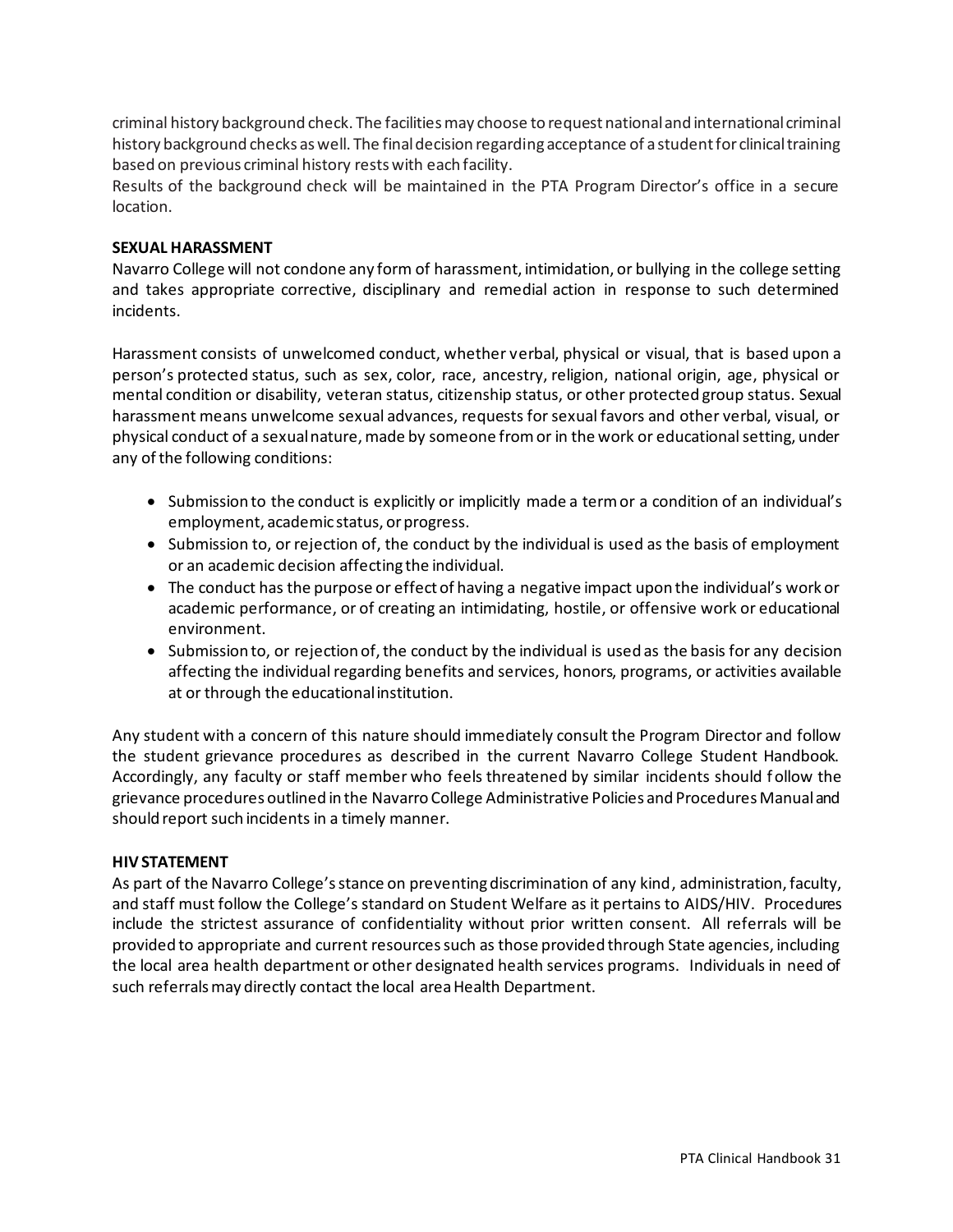criminal history background check. The facilities may choose to request national and international criminal history background checks as well. The final decision regarding acceptance of a student for clinical training based on previous criminal history rests with each facility.
Results of the background check will be maintained in the PTA Program Director's office in a secure location.

**SEXUAL HARASSMENT**

Navarro College will not condone any form of harassment, intimidation, or bullying in the college setting and takes appropriate corrective, disciplinary and remedial action in response to such determined incidents.

Harassment consists of unwelcomed conduct, whether verbal, physical or visual, that is based upon a person's protected status, such as sex, color, race, ancestry, religion, national origin, age, physical or mental condition or disability, veteran status, citizenship status, or other protected group status. Sexual harassment means unwelcome sexual advances, requests for sexual favors and other verbal, visual, or physical conduct of a sexual nature, made by someone from or in the work or educational setting, under any of the following conditions:

- Submission to the conduct is explicitly or implicitly made a term or a condition of an individual's employment, academic status, or progress.
- Submission to, or rejection of, the conduct by the individual is used as the basis of employment or an academic decision affecting the individual.
- The conduct has the purpose or effect of having a negative impact upon the individual's work or academic performance, or of creating an intimidating, hostile, or offensive work or educational environment.
- Submission to, or rejection of, the conduct by the individual is used as the basis for any decision affecting the individual regarding benefits and services, honors, programs, or activities available at or through the educational institution.

Any student with a concern of this nature should immediately consult the Program Director and follow the student grievance procedures as described in the current Navarro College Student Handbook. Accordingly, any faculty or staff member who feels threatened by similar incidents should follow the grievance procedures outlined in the Navarro College Administrative Policies and Procedures Manual and should report such incidents in a timely manner.

**HIV STATEMENT**

As part of the Navarro College's stance on preventing discrimination of any kind, administration, faculty, and staff must follow the College's standard on Student Welfare as it pertains to AIDS/HIV. Procedures include the strictest assurance of confidentiality without prior written consent. All referrals will be provided to appropriate and current resources such as those provided through State agencies, including the local area health department or other designated health services programs. Individuals in need of such referrals may directly contact the local area Health Department.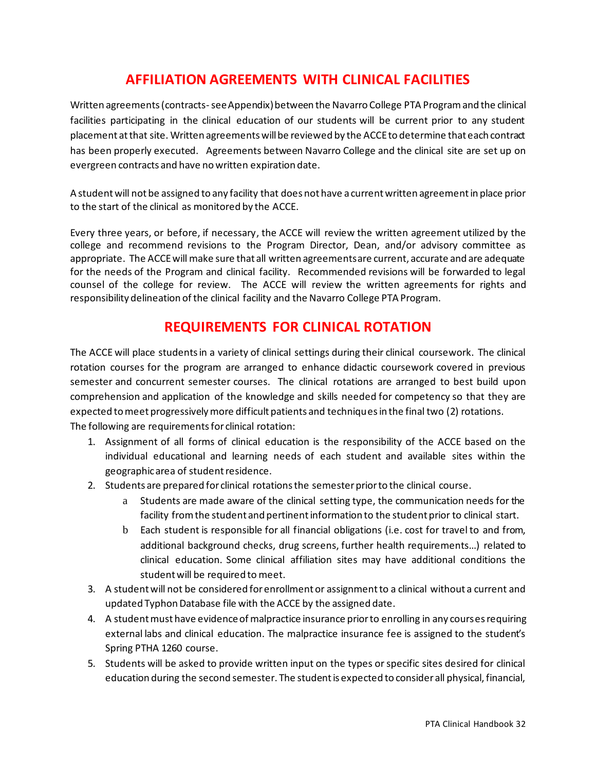## AFFILIATION AGREEMENTS WITH CLINICAL FACILITIES

Written agreements (contracts- see Appendix) between the Navarro College PTA Program and the clinical facilities participating in the clinical education of our students will be current prior to any student placement at that site. Written agreements will be reviewed by the ACCE to determine that each contract has been properly executed. Agreements between Navarro College and the clinical site are set up on evergreen contracts and have no written expiration date.

A student will not be assigned to any facility that does not have a current written agreement in place prior to the start of the clinical as monitored by the ACCE.

Every three years, or before, if necessary, the ACCE will review the written agreement utilized by the college and recommend revisions to the Program Director, Dean, and/or advisory committee as appropriate. The ACCE will make sure that all written agreements are current, accurate and are adequate for the needs of the Program and clinical facility. Recommended revisions will be forwarded to legal counsel of the college for review. The ACCE will review the written agreements for rights and responsibility delineation of the clinical facility and the Navarro College PTA Program.

## REQUIREMENTS FOR CLINICAL ROTATION

The ACCE will place students in a variety of clinical settings during their clinical coursework. The clinical rotation courses for the program are arranged to enhance didactic coursework covered in previous semester and concurrent semester courses. The clinical rotations are arranged to best build upon comprehension and application of the knowledge and skills needed for competency so that they are expected to meet progressively more difficult patients and techniques in the final two (2) rotations.
The following are requirements for clinical rotation:

1. Assignment of all forms of clinical education is the responsibility of the ACCE based on the individual educational and learning needs of each student and available sites within the geographic area of student residence.
2. Students are prepared for clinical rotations the semester prior to the clinical course.
   a. Students are made aware of the clinical setting type, the communication needs for the facility from the student and pertinent information to the student prior to clinical start.
   b. Each student is responsible for all financial obligations (i.e. cost for travel to and from, additional background checks, drug screens, further health requirements…) related to clinical education. Some clinical affiliation sites may have additional conditions the student will be required to meet.
3. A student will not be considered for enrollment or assignment to a clinical without a current and updated Typhon Database file with the ACCE by the assigned date.
4. A student must have evidence of malpractice insurance prior to enrolling in any courses requiring external labs and clinical education. The malpractice insurance fee is assigned to the student's Spring PTHA 1260 course.
5. Students will be asked to provide written input on the types or specific sites desired for clinical education during the second semester. The student is expected to consider all physical, financial,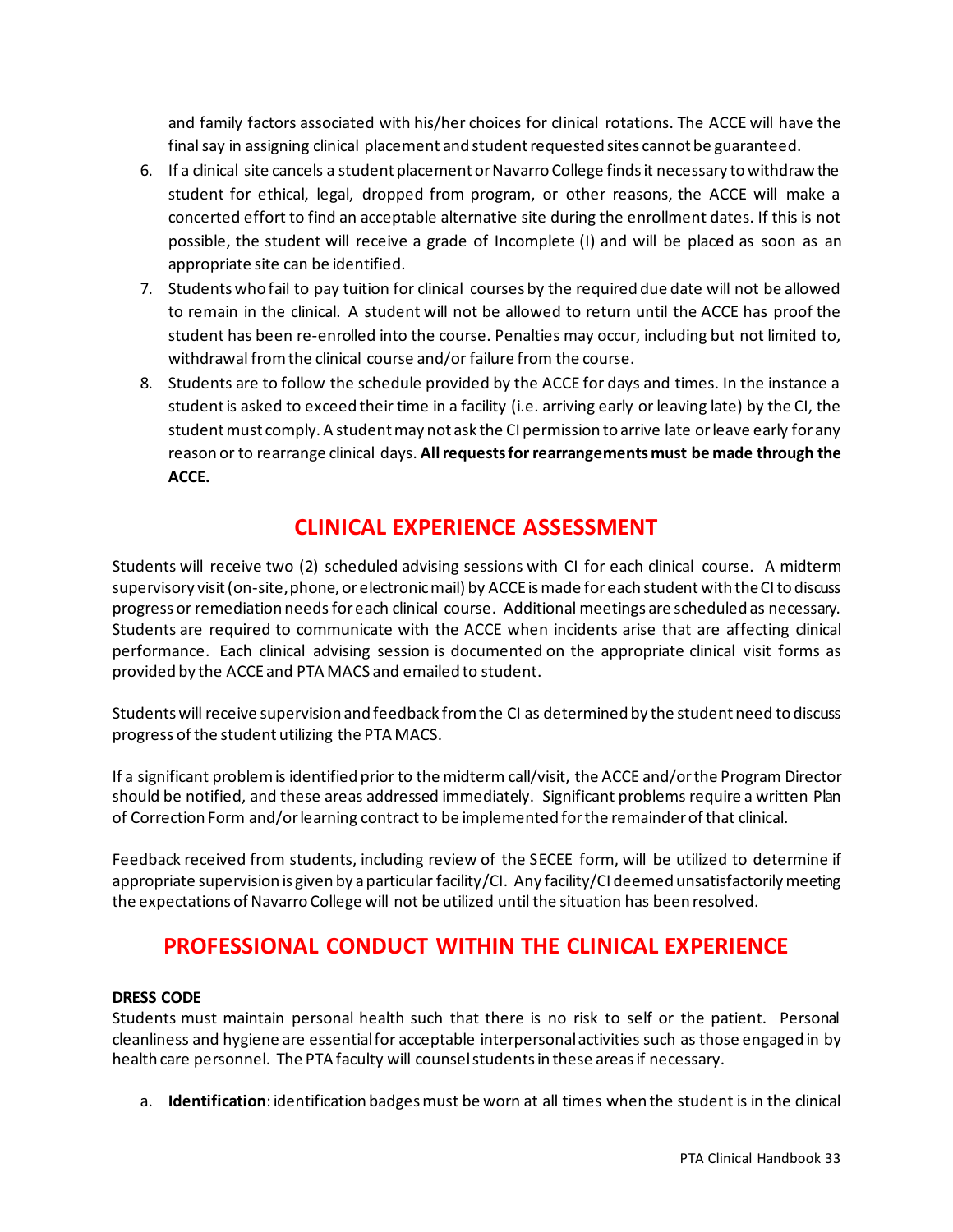and family factors associated with his/her choices for clinical rotations. The ACCE will have the final say in assigning clinical placement and student requested sites cannot be guaranteed.

6. If a clinical site cancels a student placement or Navarro College finds it necessary to withdraw the student for ethical, legal, dropped from program, or other reasons, the ACCE will make a concerted effort to find an acceptable alternative site during the enrollment dates. If this is not possible, the student will receive a grade of Incomplete (I) and will be placed as soon as an appropriate site can be identified.
7. Students who fail to pay tuition for clinical courses by the required due date will not be allowed to remain in the clinical. A student will not be allowed to return until the ACCE has proof the student has been re-enrolled into the course. Penalties may occur, including but not limited to, withdrawal from the clinical course and/or failure from the course.
8. Students are to follow the schedule provided by the ACCE for days and times. In the instance a student is asked to exceed their time in a facility (i.e. arriving early or leaving late) by the CI, the student must comply. A student may not ask the CI permission to arrive late or leave early for any reason or to rearrange clinical days. **All requests for rearrangements must be made through the ACCE.**

## CLINICAL EXPERIENCE ASSESSMENT

Students will receive two (2) scheduled advising sessions with CI for each clinical course. A midterm supervisory visit (on-site, phone, or electronic mail) by ACCE is made for each student with the CI to discuss progress or remediation needs for each clinical course. Additional meetings are scheduled as necessary. Students are required to communicate with the ACCE when incidents arise that are affecting clinical performance. Each clinical advising session is documented on the appropriate clinical visit forms as provided by the ACCE and PTA MACS and emailed to student.

Students will receive supervision and feedback from the CI as determined by the student need to discuss progress of the student utilizing the PTA MACS.

If a significant problem is identified prior to the midterm call/visit, the ACCE and/or the Program Director should be notified, and these areas addressed immediately. Significant problems require a written Plan of Correction Form and/or learning contract to be implemented for the remainder of that clinical.

Feedback received from students, including review of the SECEE form, will be utilized to determine if appropriate supervision is given by a particular facility/CI. Any facility/CI deemed unsatisfactorily meeting the expectations of Navarro College will not be utilized until the situation has been resolved.

## PROFESSIONAL CONDUCT WITHIN THE CLINICAL EXPERIENCE

**DRESS CODE**

Students must maintain personal health such that there is no risk to self or the patient. Personal cleanliness and hygiene are essential for acceptable interpersonal activities such as those engaged in by health care personnel. The PTA faculty will counsel students in these areas if necessary.

a. **Identification**: identification badges must be worn at all times when the student is in the clinical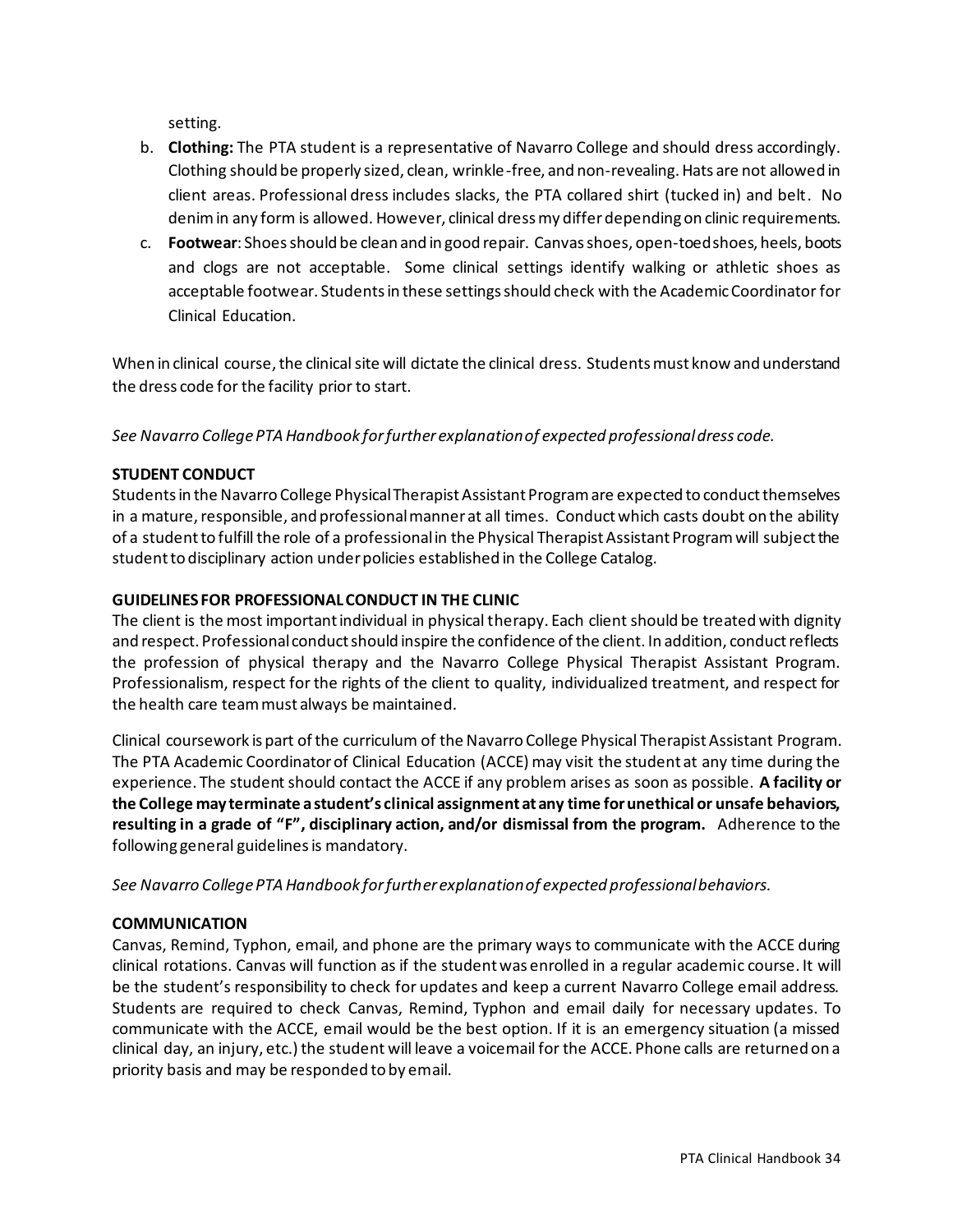setting.

b. **Clothing:** The PTA student is a representative of Navarro College and should dress accordingly. Clothing should be properly sized, clean, wrinkle-free, and non-revealing. Hats are not allowed in client areas. Professional dress includes slacks, the PTA collared shirt (tucked in) and belt. No denim in any form is allowed. However, clinical dress my differ depending on clinic requirements.
c. **Footwear**: Shoes should be clean and in good repair. Canvas shoes, open-toed shoes, heels, boots and clogs are not acceptable. Some clinical settings identify walking or athletic shoes as acceptable footwear. Students in these settings should check with the Academic Coordinator for Clinical Education.

When in clinical course, the clinical site will dictate the clinical dress. Students must know and understand the dress code for the facility prior to start.

*See Navarro College PTA Handbook for further explanation of expected professional dress code.*

**STUDENT CONDUCT**

Students in the Navarro College Physical Therapist Assistant Program are expected to conduct themselves in a mature, responsible, and professional manner at all times. Conduct which casts doubt on the ability of a student to fulfill the role of a professional in the Physical Therapist Assistant Program will subject the student to disciplinary action under policies established in the College Catalog.

**GUIDELINES FOR PROFESSIONAL CONDUCT IN THE CLINIC**

The client is the most important individual in physical therapy. Each client should be treated with dignity and respect. Professional conduct should inspire the confidence of the client. In addition, conduct reflects the profession of physical therapy and the Navarro College Physical Therapist Assistant Program. Professionalism, respect for the rights of the client to quality, individualized treatment, and respect for the health care team must always be maintained.

Clinical coursework is part of the curriculum of the Navarro College Physical Therapist Assistant Program. The PTA Academic Coordinator of Clinical Education (ACCE) may visit the student at any time during the experience. The student should contact the ACCE if any problem arises as soon as possible. **A facility or the College may terminate a student's clinical assignment at any time for unethical or unsafe behaviors, resulting in a grade of "F", disciplinary action, and/or dismissal from the program.** Adherence to the following general guidelines is mandatory.

*See Navarro College PTA Handbook for further explanation of expected professional behaviors.*

**COMMUNICATION**

Canvas, Remind, Typhon, email, and phone are the primary ways to communicate with the ACCE during clinical rotations. Canvas will function as if the student was enrolled in a regular academic course. It will be the student's responsibility to check for updates and keep a current Navarro College email address. Students are required to check Canvas, Remind, Typhon and email daily for necessary updates. To communicate with the ACCE, email would be the best option. If it is an emergency situation (a missed clinical day, an injury, etc.) the student will leave a voicemail for the ACCE. Phone calls are returned on a priority basis and may be responded to by email.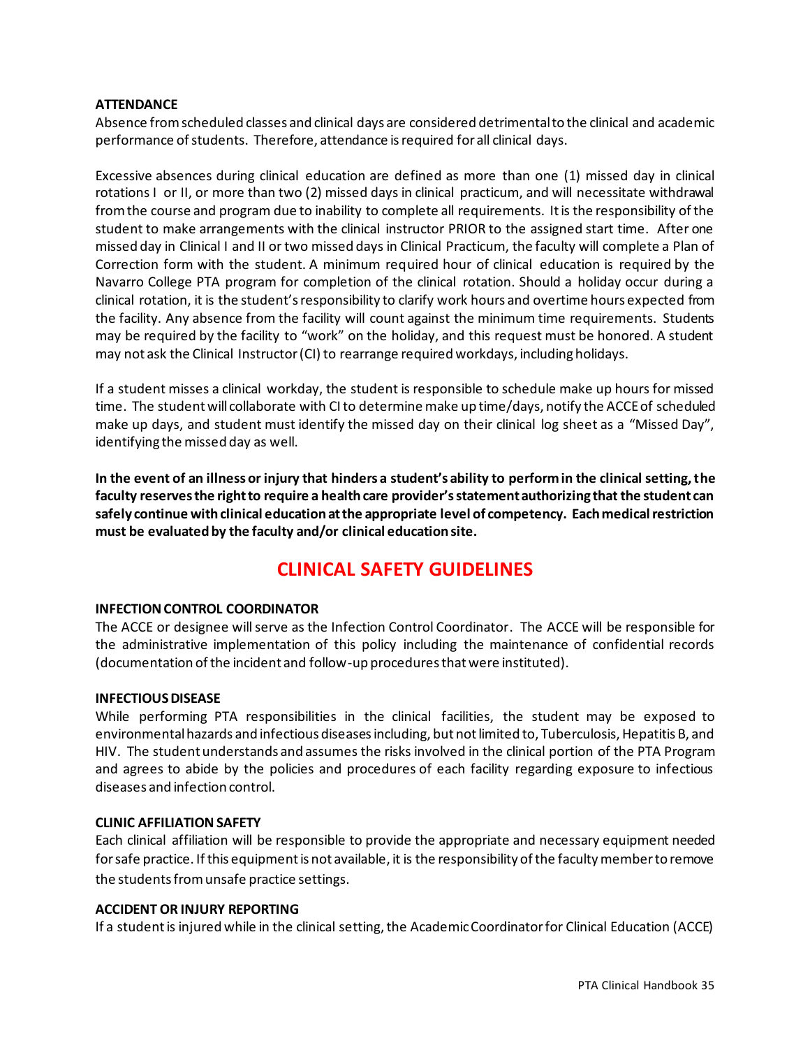**ATTENDANCE**

Absence from scheduled classes and clinical days are considered detrimental to the clinical and academic performance of students. Therefore, attendance is required for all clinical days.

Excessive absences during clinical education are defined as more than one (1) missed day in clinical rotations I or II, or more than two (2) missed days in clinical practicum, and will necessitate withdrawal from the course and program due to inability to complete all requirements. It is the responsibility of the student to make arrangements with the clinical instructor PRIOR to the assigned start time. After one missed day in Clinical I and II or two missed days in Clinical Practicum, the faculty will complete a Plan of Correction form with the student. A minimum required hour of clinical education is required by the Navarro College PTA program for completion of the clinical rotation. Should a holiday occur during a clinical rotation, it is the student's responsibility to clarify work hours and overtime hours expected from the facility. Any absence from the facility will count against the minimum time requirements. Students may be required by the facility to "work" on the holiday, and this request must be honored. A student may not ask the Clinical Instructor (CI) to rearrange required workdays, including holidays.

If a student misses a clinical workday, the student is responsible to schedule make up hours for missed time. The student will collaborate with CI to determine make up time/days, notify the ACCE of scheduled make up days, and student must identify the missed day on their clinical log sheet as a "Missed Day", identifying the missed day as well.

**In the event of an illness or injury that hinders a student's ability to perform in the clinical setting, the faculty reserves the right to require a health care provider's statement authorizing that the student can safely continue with clinical education at the appropriate level of competency. Each medical restriction must be evaluated by the faculty and/or clinical education site.**

## CLINICAL SAFETY GUIDELINES

**INFECTION CONTROL COORDINATOR**

The ACCE or designee will serve as the Infection Control Coordinator. The ACCE will be responsible for the administrative implementation of this policy including the maintenance of confidential records (documentation of the incident and follow-up procedures that were instituted).

**INFECTIOUS DISEASE**

While performing PTA responsibilities in the clinical facilities, the student may be exposed to environmental hazards and infectious diseases including, but not limited to, Tuberculosis, Hepatitis B, and HIV. The student understands and assumes the risks involved in the clinical portion of the PTA Program and agrees to abide by the policies and procedures of each facility regarding exposure to infectious diseases and infection control.

**CLINIC AFFILIATION SAFETY**

Each clinical affiliation will be responsible to provide the appropriate and necessary equipment needed for safe practice. If this equipment is not available, it is the responsibility of the faculty member to remove the students from unsafe practice settings.

**ACCIDENT OR INJURY REPORTING**

If a student is injured while in the clinical setting, the Academic Coordinator for Clinical Education (ACCE)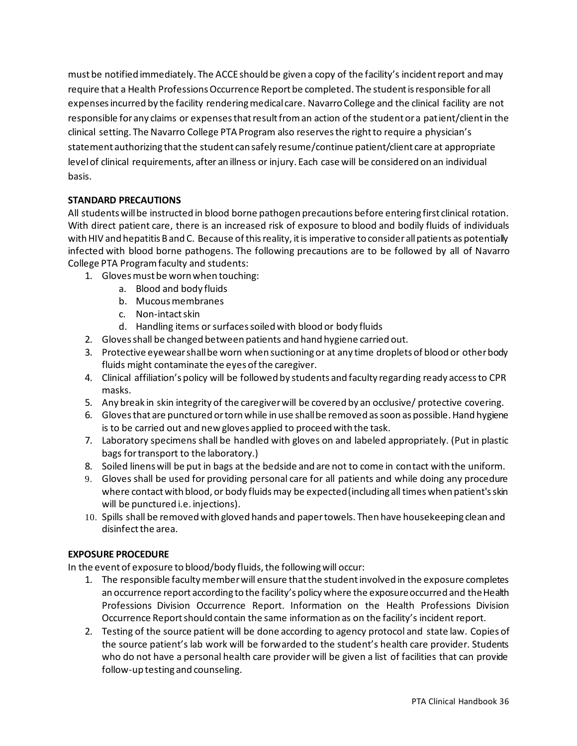must be notified immediately. The ACCE should be given a copy of the facility's incident report and may require that a Health Professions Occurrence Report be completed. The student is responsible for all expenses incurred by the facility rendering medical care. Navarro College and the clinical facility are not responsible for any claims or expenses that result from an action of the student or a patient/client in the clinical setting. The Navarro College PTA Program also reserves the right to require a physician's statement authorizing that the student can safely resume/continue patient/client care at appropriate level of clinical requirements, after an illness or injury. Each case will be considered on an individual basis.

**STANDARD PRECAUTIONS**

All students will be instructed in blood borne pathogen precautions before entering first clinical rotation. With direct patient care, there is an increased risk of exposure to blood and bodily fluids of individuals with HIV and hepatitis B and C. Because of this reality, it is imperative to consider all patients as potentially infected with blood borne pathogens. The following precautions are to be followed by all of Navarro College PTA Program faculty and students:

1. Gloves must be worn when touching:
    a. Blood and body fluids
    b. Mucous membranes
    c. Non-intact skin
    d. Handling items or surfaces soiled with blood or body fluids
2. Gloves shall be changed between patients and hand hygiene carried out.
3. Protective eyewear shall be worn when suctioning or at any time droplets of blood or other body fluids might contaminate the eyes of the caregiver.
4. Clinical affiliation's policy will be followed by students and faculty regarding ready access to CPR masks.
5. Any break in skin integrity of the caregiver will be covered by an occlusive/ protective covering.
6. Gloves that are punctured or torn while in use shall be removed as soon as possible. Hand hygiene is to be carried out and new gloves applied to proceed with the task.
7. Laboratory specimens shall be handled with gloves on and labeled appropriately. (Put in plastic bags for transport to the laboratory.)
8. Soiled linens will be put in bags at the bedside and are not to come in contact with the uniform.
9. Gloves shall be used for providing personal care for all patients and while doing any procedure where contact with blood, or body fluids may be expected (including all times when patient's skin will be punctured i.e. injections).
10. Spills shall be removed with gloved hands and paper towels. Then have housekeeping clean and disinfect the area.

**EXPOSURE PROCEDURE**

In the event of exposure to blood/body fluids, the following will occur:

1. The responsible faculty member will ensure that the student involved in the exposure completes an occurrence report according to the facility's policy where the exposure occurred and the Health Professions Division Occurrence Report. Information on the Health Professions Division Occurrence Report should contain the same information as on the facility's incident report.
2. Testing of the source patient will be done according to agency protocol and state law. Copies of the source patient's lab work will be forwarded to the student's health care provider. Students who do not have a personal health care provider will be given a list of facilities that can provide follow-up testing and counseling.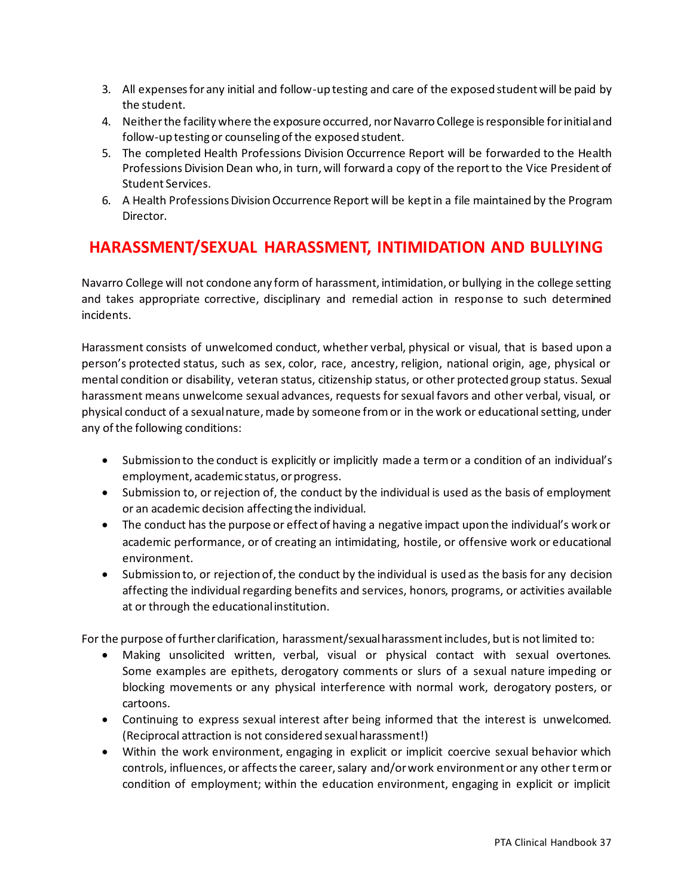3. All expenses for any initial and follow-up testing and care of the exposed student will be paid by the student.
4. Neither the facility where the exposure occurred, nor Navarro College is responsible for initial and follow-up testing or counseling of the exposed student.
5. The completed Health Professions Division Occurrence Report will be forwarded to the Health Professions Division Dean who, in turn, will forward a copy of the report to the Vice President of Student Services.
6. A Health Professions Division Occurrence Report will be kept in a file maintained by the Program Director.

## HARASSMENT/SEXUAL HARASSMENT, INTIMIDATION AND BULLYING

Navarro College will not condone any form of harassment, intimidation, or bullying in the college setting and takes appropriate corrective, disciplinary and remedial action in response to such determined incidents.

Harassment consists of unwelcomed conduct, whether verbal, physical or visual, that is based upon a person's protected status, such as sex, color, race, ancestry, religion, national origin, age, physical or mental condition or disability, veteran status, citizenship status, or other protected group status. Sexual harassment means unwelcome sexual advances, requests for sexual favors and other verbal, visual, or physical conduct of a sexual nature, made by someone from or in the work or educational setting, under any of the following conditions:

- Submission to the conduct is explicitly or implicitly made a term or a condition of an individual's employment, academic status, or progress.
- Submission to, or rejection of, the conduct by the individual is used as the basis of employment or an academic decision affecting the individual.
- The conduct has the purpose or effect of having a negative impact upon the individual's work or academic performance, or of creating an intimidating, hostile, or offensive work or educational environment.
- Submission to, or rejection of, the conduct by the individual is used as the basis for any decision affecting the individual regarding benefits and services, honors, programs, or activities available at or through the educational institution.

For the purpose of further clarification, harassment/sexual harassment includes, but is not limited to:

- Making unsolicited written, verbal, visual or physical contact with sexual overtones. Some examples are epithets, derogatory comments or slurs of a sexual nature impeding or blocking movements or any physical interference with normal work, derogatory posters, or cartoons.
- Continuing to express sexual interest after being informed that the interest is unwelcomed. (Reciprocal attraction is not considered sexual harassment!)
- Within the work environment, engaging in explicit or implicit coercive sexual behavior which controls, influences, or affects the career, salary and/or work environment or any other term or condition of employment; within the education environment, engaging in explicit or implicit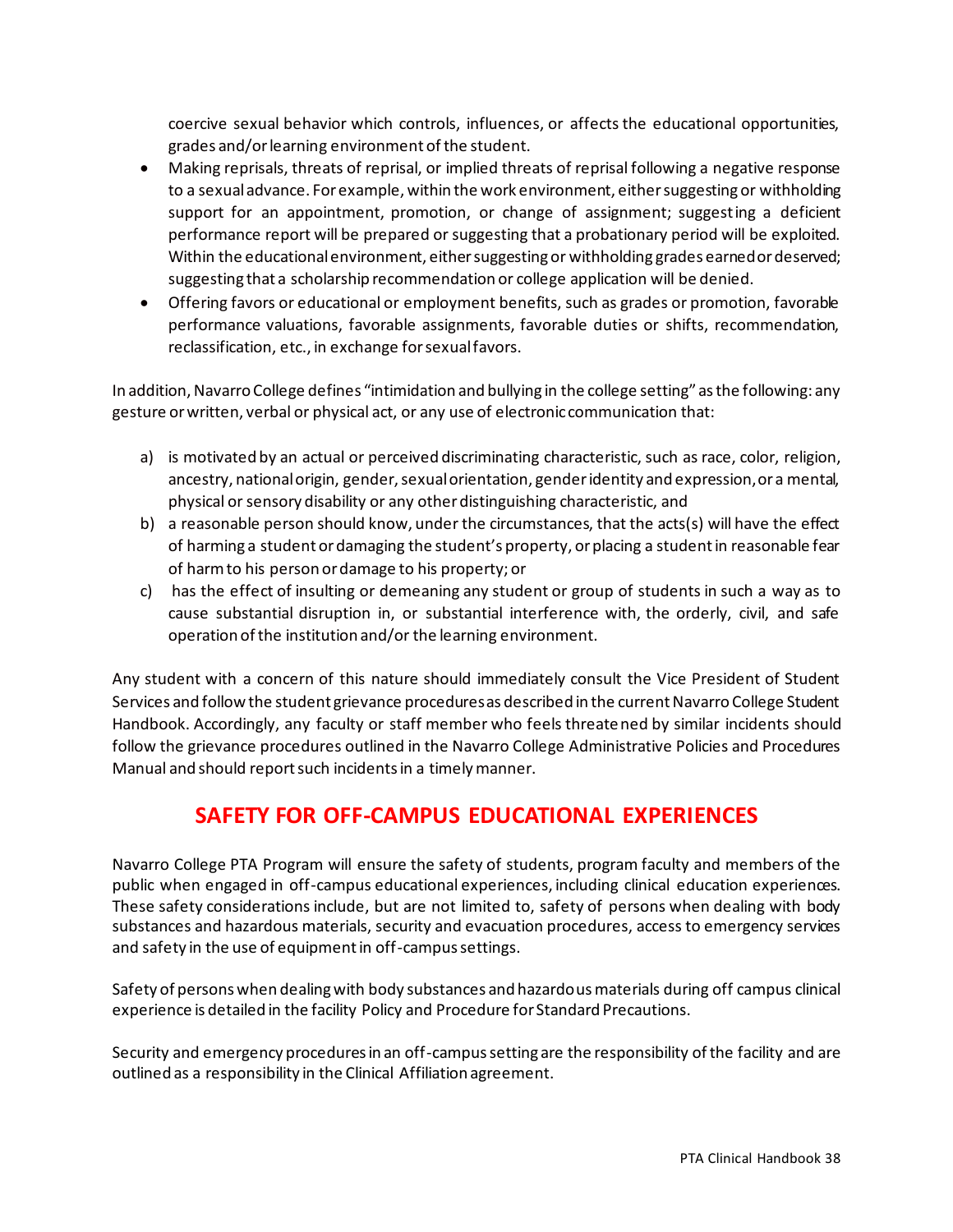coercive sexual behavior which controls, influences, or affects the educational opportunities, grades and/or learning environment of the student.

- Making reprisals, threats of reprisal, or implied threats of reprisal following a negative response to a sexual advance. For example, within the work environment, either suggesting or withholding support for an appointment, promotion, or change of assignment; suggesting a deficient performance report will be prepared or suggesting that a probationary period will be exploited. Within the educational environment, either suggesting or withholding grades earned or deserved; suggesting that a scholarship recommendation or college application will be denied.
- Offering favors or educational or employment benefits, such as grades or promotion, favorable performance valuations, favorable assignments, favorable duties or shifts, recommendation, reclassification, etc., in exchange for sexual favors.

In addition, Navarro College defines "intimidation and bullying in the college setting" as the following: any gesture or written, verbal or physical act, or any use of electronic communication that:

a) is motivated by an actual or perceived discriminating characteristic, such as race, color, religion, ancestry, national origin, gender, sexual orientation, gender identity and expression, or a mental, physical or sensory disability or any other distinguishing characteristic, and
b) a reasonable person should know, under the circumstances, that the acts(s) will have the effect of harming a student or damaging the student's property, or placing a student in reasonable fear of harm to his person or damage to his property; or
c) has the effect of insulting or demeaning any student or group of students in such a way as to cause substantial disruption in, or substantial interference with, the orderly, civil, and safe operation of the institution and/or the learning environment.

Any student with a concern of this nature should immediately consult the Vice President of Student Services and follow the student grievance procedures as described in the current Navarro College Student Handbook. Accordingly, any faculty or staff member who feels threatened by similar incidents should follow the grievance procedures outlined in the Navarro College Administrative Policies and Procedures Manual and should report such incidents in a timely manner.

## SAFETY FOR OFF-CAMPUS EDUCATIONAL EXPERIENCES

Navarro College PTA Program will ensure the safety of students, program faculty and members of the public when engaged in off-campus educational experiences, including clinical education experiences. These safety considerations include, but are not limited to, safety of persons when dealing with body substances and hazardous materials, security and evacuation procedures, access to emergency services and safety in the use of equipment in off-campus settings.

Safety of persons when dealing with body substances and hazardous materials during off campus clinical experience is detailed in the facility Policy and Procedure for Standard Precautions.

Security and emergency procedures in an off-campus setting are the responsibility of the facility and are outlined as a responsibility in the Clinical Affiliation agreement.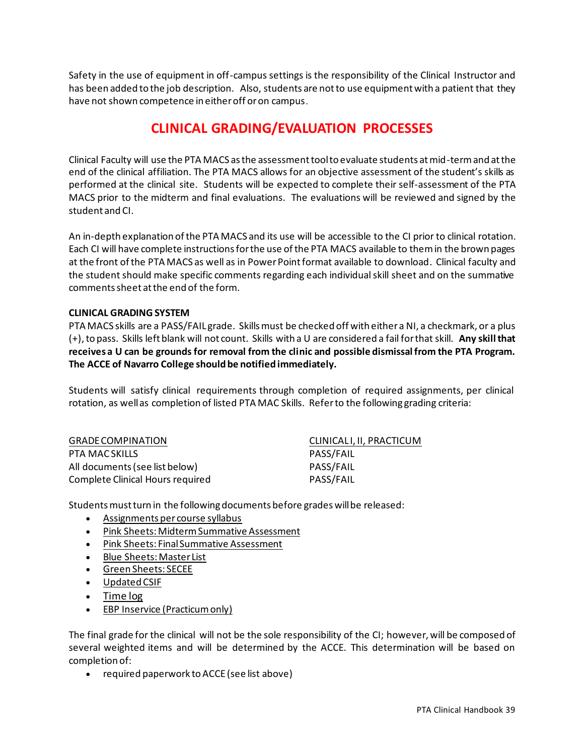Safety in the use of equipment in off-campus settings is the responsibility of the Clinical Instructor and has been added to the job description. Also, students are not to use equipment with a patient that they have not shown competence in either off or on campus.

## CLINICAL GRADING/EVALUATION PROCESSES

Clinical Faculty will use the PTA MACS as the assessment tool to evaluate students at mid-term and at the end of the clinical affiliation. The PTA MACS allows for an objective assessment of the student's skills as performed at the clinical site. Students will be expected to complete their self-assessment of the PTA MACS prior to the midterm and final evaluations. The evaluations will be reviewed and signed by the student and CI.

An in-depth explanation of the PTA MACS and its use will be accessible to the CI prior to clinical rotation. Each CI will have complete instructions for the use of the PTA MACS available to them in the brown pages at the front of the PTA MACS as well as in Power Point format available to download. Clinical faculty and the student should make specific comments regarding each individual skill sheet and on the summative comments sheet at the end of the form.

**CLINICAL GRADING SYSTEM**

PTA MACS skills are a PASS/FAIL grade. Skills must be checked off with either a NI, a checkmark, or a plus (+), to pass. Skills left blank will not count. Skills with a U are considered a fail for that skill. **Any skill that receives a U can be grounds for removal from the clinic and possible dismissal from the PTA Program. The ACCE of Navarro College should be notified immediately.**

Students will satisfy clinical requirements through completion of required assignments, per clinical rotation, as well as completion of listed PTA MAC Skills. Refer to the following grading criteria:

| GRADE COMPINATION | CLINICAL I, II, PRACTICUM |
|---|---|
| PTA MAC SKILLS | PASS/FAIL |
| All documents (see list below) | PASS/FAIL |
| Complete Clinical Hours required | PASS/FAIL |

Students must turn in the following documents before grades will be released:

- Assignments per course syllabus
- Pink Sheets: Midterm Summative Assessment
- Pink Sheets: Final Summative Assessment
- Blue Sheets: Master List
- Green Sheets: SECEE
- Updated CSIF
- Time log
- EBP Inservice (Practicum only)

The final grade for the clinical will not be the sole responsibility of the CI; however, will be composed of several weighted items and will be determined by the ACCE. This determination will be based on completion of:

- required paperwork to ACCE (see list above)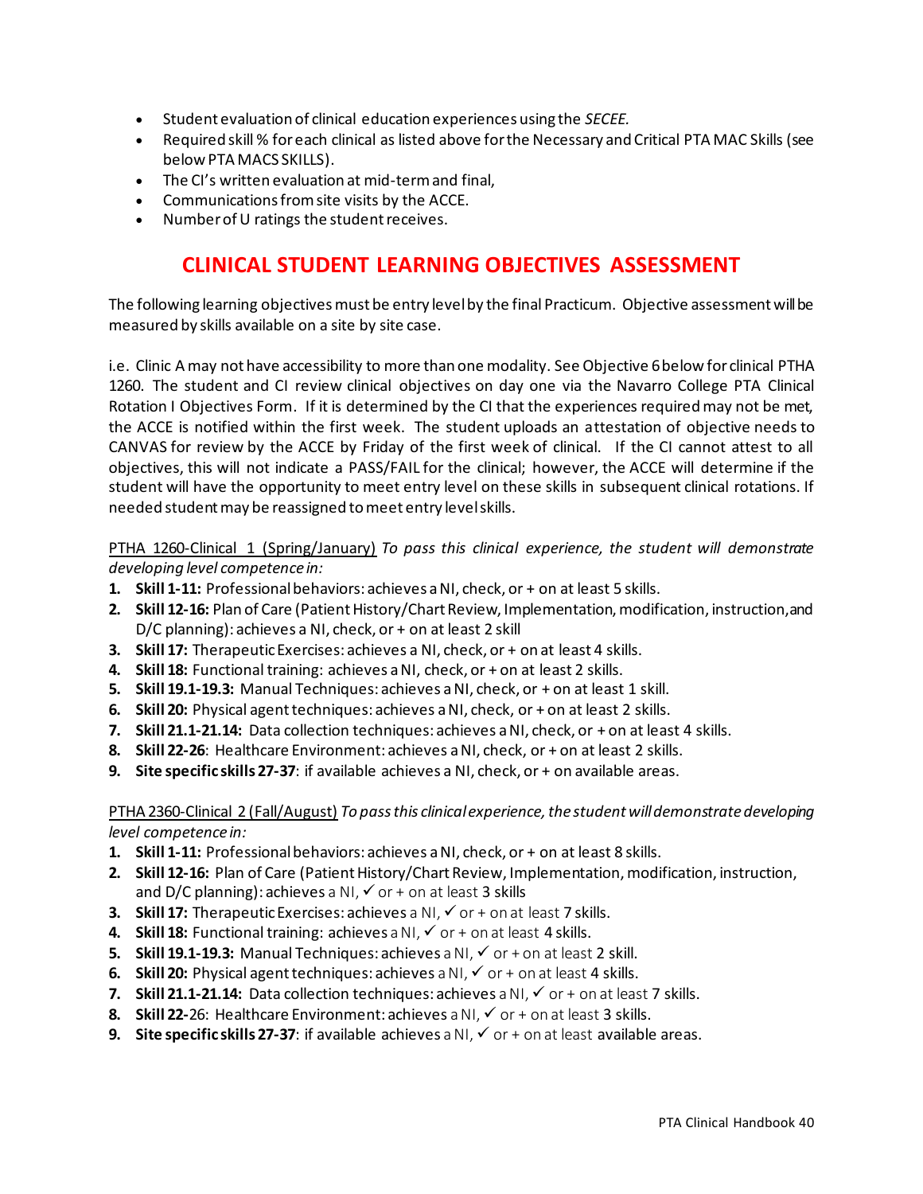- Student evaluation of clinical education experiences using the *SECEE.*
- Required skill % for each clinical as listed above for the Necessary and Critical PTA MAC Skills (see below PTA MACS SKILLS).
- The CI's written evaluation at mid-term and final,
- Communications from site visits by the ACCE.
- Number of U ratings the student receives.

# CLINICAL STUDENT LEARNING OBJECTIVES ASSESSMENT

The following learning objectives must be entry level by the final Practicum. Objective assessment will be measured by skills available on a site by site case.

i.e. Clinic A may not have accessibility to more than one modality. See Objective 6 below for clinical PTHA 1260. The student and CI review clinical objectives on day one via the Navarro College PTA Clinical Rotation I Objectives Form. If it is determined by the CI that the experiences required may not be met, the ACCE is notified within the first week. The student uploads an attestation of objective needs to CANVAS for review by the ACCE by Friday of the first week of clinical. If the CI cannot attest to all objectives, this will not indicate a PASS/FAIL for the clinical; however, the ACCE will determine if the student will have the opportunity to meet entry level on these skills in subsequent clinical rotations. If needed student may be reassigned to meet entry level skills.

<u>PTHA 1260-Clinical 1 (Spring/January)</u> *To pass this clinical experience, the student will demonstrate developing level competence in:*

1. **Skill 1-11:** Professional behaviors: achieves a NI, check, or + on at least 5 skills.
2. **Skill 12-16:** Plan of Care (Patient History/Chart Review, Implementation, modification, instruction, and D/C planning): achieves a NI, check, or + on at least 2 skill
3. **Skill 17:** Therapeutic Exercises: achieves a NI, check, or + on at least 4 skills.
4. **Skill 18:** Functional training: achieves a NI, check, or + on at least 2 skills.
5. **Skill 19.1-19.3:** Manual Techniques: achieves a NI, check, or + on at least 1 skill.
6. **Skill 20:** Physical agent techniques: achieves a NI, check, or + on at least 2 skills.
7. **Skill 21.1-21.14:** Data collection techniques: achieves a NI, check, or + on at least 4 skills.
8. **Skill 22-26**: Healthcare Environment: achieves a NI, check, or + on at least 2 skills.
9. **Site specific skills 27-37**: if available achieves a NI, check, or + on available areas.

<u>PTHA 2360-Clinical 2 (Fall/August)</u> *To pass this clinical experience, the student will demonstrate developing level competence in:*

1. **Skill 1-11:** Professional behaviors: achieves a NI, check, or + on at least 8 skills.
2. **Skill 12-16:** Plan of Care (Patient History/Chart Review, Implementation, modification, instruction, and D/C planning): achieves a NI, ✓ or + on at least 3 skills
3. **Skill 17:** Therapeutic Exercises: achieves a NI, ✓ or + on at least 7 skills.
4. **Skill 18:** Functional training: achieves a NI, ✓ or + on at least 4 skills.
5. **Skill 19.1-19.3:** Manual Techniques: achieves a NI, ✓ or + on at least 2 skill.
6. **Skill 20:** Physical agent techniques: achieves a NI, ✓ or + on at least 4 skills.
7. **Skill 21.1-21.14:** Data collection techniques: achieves a NI, ✓ or + on at least 7 skills.
8. **Skill 22-**26: Healthcare Environment: achieves a NI, ✓ or + on at least 3 skills.
9. **Site specific skills 27-37**: if available achieves a NI, ✓ or + on at least available areas.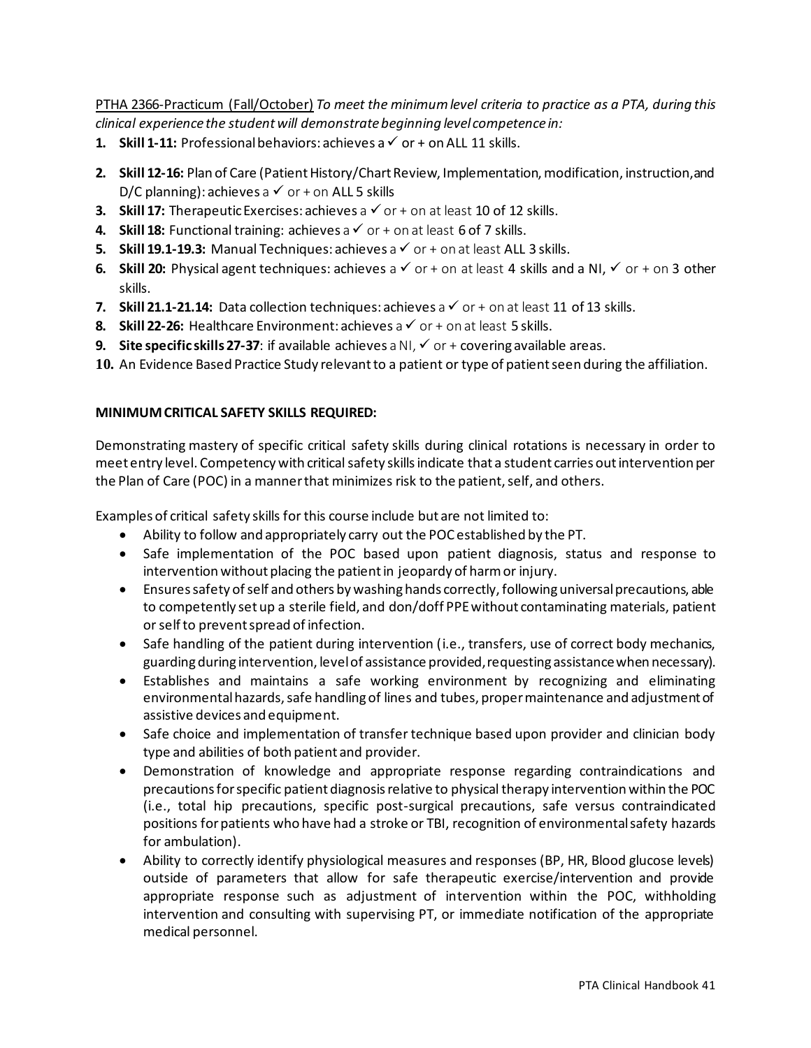<u>PTHA 2366-Practicum (Fall/October)</u> *To meet the minimum level criteria to practice as a PTA, during this clinical experience the student will demonstrate beginning level competence in:*

1. **Skill 1-11:** Professional behaviors: achieves a ✓ or + on ALL 11 skills.
2. **Skill 12-16:** Plan of Care (Patient History/Chart Review, Implementation, modification, instruction, and D/C planning): achieves a ✓ or + on ALL 5 skills
3. **Skill 17:** Therapeutic Exercises: achieves a ✓ or + on at least 10 of 12 skills.
4. **Skill 18:** Functional training: achieves a ✓ or + on at least 6 of 7 skills.
5. **Skill 19.1-19.3:** Manual Techniques: achieves a ✓ or + on at least ALL 3 skills.
6. **Skill 20:** Physical agent techniques: achieves a ✓ or + on at least 4 skills and a NI, ✓ or + on 3 other skills.
7. **Skill 21.1-21.14:** Data collection techniques: achieves a ✓ or + on at least 11 of 13 skills.
8. **Skill 22-26:** Healthcare Environment: achieves a ✓ or + on at least 5 skills.
9. **Site specific skills 27-37**: if available achieves a NI, ✓ or + covering available areas.
10. An Evidence Based Practice Study relevant to a patient or type of patient seen during the affiliation.

**MINIMUM CRITICAL SAFETY SKILLS REQUIRED:**

Demonstrating mastery of specific critical safety skills during clinical rotations is necessary in order to meet entry level. Competency with critical safety skills indicate that a student carries out intervention per the Plan of Care (POC) in a manner that minimizes risk to the patient, self, and others.

Examples of critical safety skills for this course include but are not limited to:

- Ability to follow and appropriately carry out the POC established by the PT.
- Safe implementation of the POC based upon patient diagnosis, status and response to intervention without placing the patient in jeopardy of harm or injury.
- Ensures safety of self and others by washing hands correctly, following universal precautions, able to competently set up a sterile field, and don/doff PPE without contaminating materials, patient or self to prevent spread of infection.
- Safe handling of the patient during intervention (i.e., transfers, use of correct body mechanics, guarding during intervention, level of assistance provided, requesting assistance when necessary).
- Establishes and maintains a safe working environment by recognizing and eliminating environmental hazards, safe handling of lines and tubes, proper maintenance and adjustment of assistive devices and equipment.
- Safe choice and implementation of transfer technique based upon provider and clinician body type and abilities of both patient and provider.
- Demonstration of knowledge and appropriate response regarding contraindications and precautions for specific patient diagnosis relative to physical therapy intervention within the POC (i.e., total hip precautions, specific post-surgical precautions, safe versus contraindicated positions for patients who have had a stroke or TBI, recognition of environmental safety hazards for ambulation).
- Ability to correctly identify physiological measures and responses (BP, HR, Blood glucose levels) outside of parameters that allow for safe therapeutic exercise/intervention and provide appropriate response such as adjustment of intervention within the POC, withholding intervention and consulting with supervising PT, or immediate notification of the appropriate medical personnel.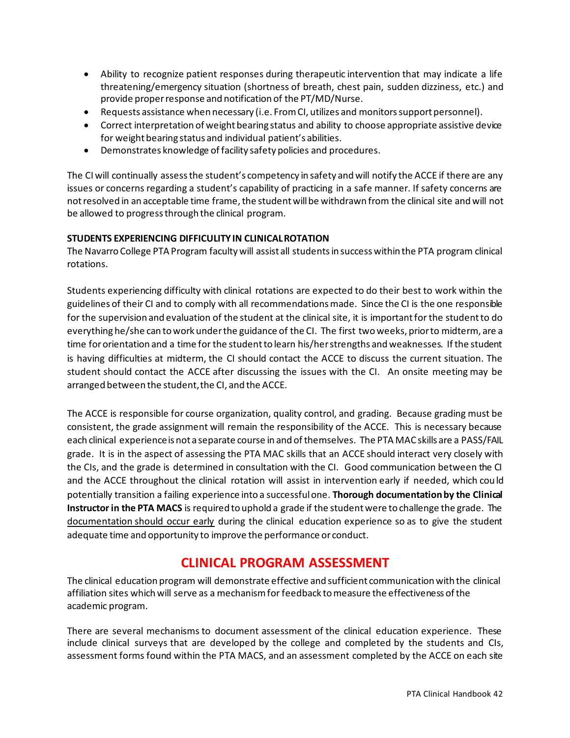- Ability to recognize patient responses during therapeutic intervention that may indicate a life threatening/emergency situation (shortness of breath, chest pain, sudden dizziness, etc.) and provide proper response and notification of the PT/MD/Nurse.
- Requests assistance when necessary (i.e. From CI, utilizes and monitors support personnel).
- Correct interpretation of weight bearing status and ability to choose appropriate assistive device for weight bearing status and individual patient's abilities.
- Demonstrates knowledge of facility safety policies and procedures.

The CI will continually assess the student's competency in safety and will notify the ACCE if there are any issues or concerns regarding a student's capability of practicing in a safe manner. If safety concerns are not resolved in an acceptable time frame, the student will be withdrawn from the clinical site and will not be allowed to progress through the clinical program.

**STUDENTS EXPERIENCING DIFFICULITY IN CLINICAL ROTATION**

The Navarro College PTA Program faculty will assist all students in success within the PTA program clinical rotations.

Students experiencing difficulty with clinical rotations are expected to do their best to work within the guidelines of their CI and to comply with all recommendations made. Since the CI is the one responsible for the supervision and evaluation of the student at the clinical site, it is important for the student to do everything he/she can to work under the guidance of the CI. The first two weeks, prior to midterm, are a time for orientation and a time for the student to learn his/her strengths and weaknesses. If the student is having difficulties at midterm, the CI should contact the ACCE to discuss the current situation. The student should contact the ACCE after discussing the issues with the CI. An onsite meeting may be arranged between the student, the CI, and the ACCE.

The ACCE is responsible for course organization, quality control, and grading. Because grading must be consistent, the grade assignment will remain the responsibility of the ACCE. This is necessary because each clinical experience is not a separate course in and of themselves. The PTA MAC skills are a PASS/FAIL grade. It is in the aspect of assessing the PTA MAC skills that an ACCE should interact very closely with the CIs, and the grade is determined in consultation with the CI. Good communication between the CI and the ACCE throughout the clinical rotation will assist in intervention early if needed, which could potentially transition a failing experience into a successful one. **Thorough documentation by the Clinical Instructor in the PTA MACS** is required to uphold a grade if the student were to challenge the grade. The <u>documentation should occur early</u> during the clinical education experience so as to give the student adequate time and opportunity to improve the performance or conduct.

## CLINICAL PROGRAM ASSESSMENT

The clinical education program will demonstrate effective and sufficient communication with the clinical affiliation sites which will serve as a mechanism for feedback to measure the effectiveness of the academic program.

There are several mechanisms to document assessment of the clinical education experience. These include clinical surveys that are developed by the college and completed by the students and CIs, assessment forms found within the PTA MACS, and an assessment completed by the ACCE on each site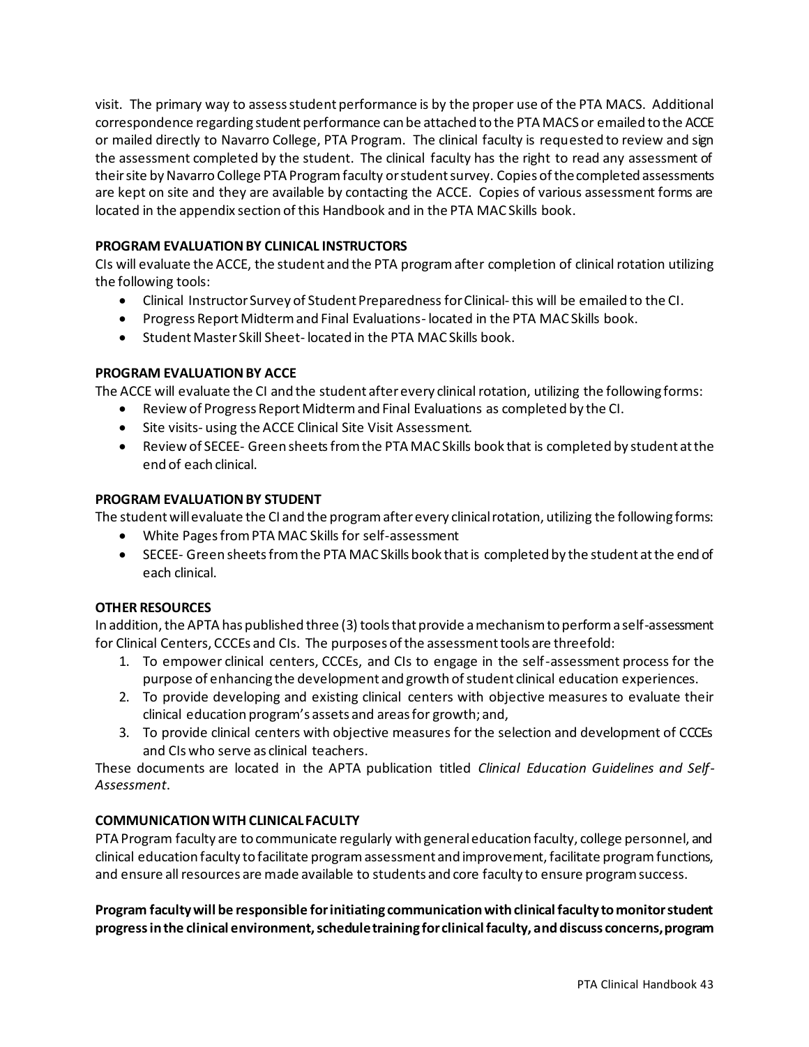visit. The primary way to assess student performance is by the proper use of the PTA MACS. Additional correspondence regarding student performance can be attached to the PTA MACS or emailed to the ACCE or mailed directly to Navarro College, PTA Program. The clinical faculty is requested to review and sign the assessment completed by the student. The clinical faculty has the right to read any assessment of their site by Navarro College PTA Program faculty or student survey. Copies of the completed assessments are kept on site and they are available by contacting the ACCE. Copies of various assessment forms are located in the appendix section of this Handbook and in the PTA MAC Skills book.

**PROGRAM EVALUATION BY CLINICAL INSTRUCTORS**

CIs will evaluate the ACCE, the student and the PTA program after completion of clinical rotation utilizing the following tools:

- Clinical Instructor Survey of Student Preparedness for Clinical- this will be emailed to the CI.
- Progress Report Midterm and Final Evaluations- located in the PTA MAC Skills book.
- Student Master Skill Sheet- located in the PTA MAC Skills book.

**PROGRAM EVALUATION BY ACCE**

The ACCE will evaluate the CI and the student after every clinical rotation, utilizing the following forms:

- Review of Progress Report Midterm and Final Evaluations as completed by the CI.
- Site visits- using the ACCE Clinical Site Visit Assessment.
- Review of SECEE- Green sheets from the PTA MAC Skills book that is completed by student at the end of each clinical.

**PROGRAM EVALUATION BY STUDENT**

The student will evaluate the CI and the program after every clinical rotation, utilizing the following forms:

- White Pages from PTA MAC Skills for self-assessment
- SECEE- Green sheets from the PTA MAC Skills book that is completed by the student at the end of each clinical.

**OTHER RESOURCES**

In addition, the APTA has published three (3) tools that provide a mechanism to perform a self-assessment for Clinical Centers, CCCEs and CIs. The purposes of the assessment tools are threefold:

1. To empower clinical centers, CCCEs, and CIs to engage in the self-assessment process for the purpose of enhancing the development and growth of student clinical education experiences.
2. To provide developing and existing clinical centers with objective measures to evaluate their clinical education program's assets and areas for growth; and,
3. To provide clinical centers with objective measures for the selection and development of CCCEs and CIs who serve as clinical teachers.

These documents are located in the APTA publication titled *Clinical Education Guidelines and Self-Assessment*.

**COMMUNICATION WITH CLINICAL FACULTY**

PTA Program faculty are to communicate regularly with general education faculty, college personnel, and clinical education faculty to facilitate program assessment and improvement, facilitate program functions, and ensure all resources are made available to students and core faculty to ensure program success.

**Program faculty will be responsible for initiating communication with clinical faculty to monitor student progress in the clinical environment, schedule training for clinical faculty, and discuss concerns, program**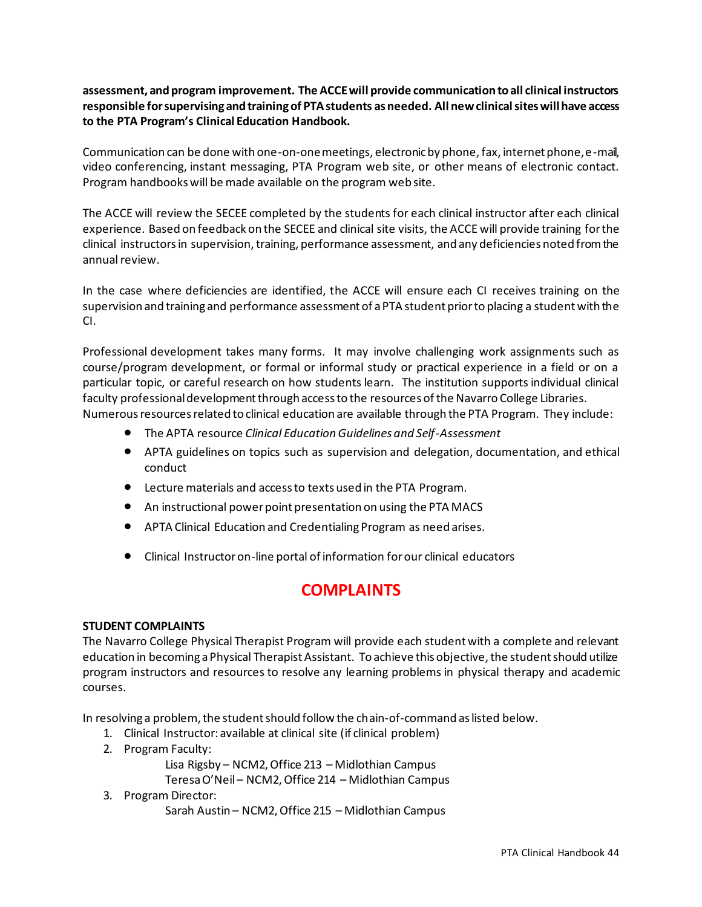**assessment, and program improvement. The ACCE will provide communication to all clinical instructors responsible for supervising and training of PTA students as needed. All new clinical sites will have access to the PTA Program's Clinical Education Handbook.**

Communication can be done with one-on-one meetings, electronic by phone, fax, internet phone, e-mail, video conferencing, instant messaging, PTA Program web site, or other means of electronic contact. Program handbooks will be made available on the program web site.

The ACCE will review the SECEE completed by the students for each clinical instructor after each clinical experience. Based on feedback on the SECEE and clinical site visits, the ACCE will provide training for the clinical instructors in supervision, training, performance assessment, and any deficiencies noted from the annual review.

In the case where deficiencies are identified, the ACCE will ensure each CI receives training on the supervision and training and performance assessment of a PTA student prior to placing a student with the CI.

Professional development takes many forms. It may involve challenging work assignments such as course/program development, or formal or informal study or practical experience in a field or on a particular topic, or careful research on how students learn. The institution supports individual clinical faculty professional development through access to the resources of the Navarro College Libraries. Numerous resources related to clinical education are available through the PTA Program. They include:

- The APTA resource *Clinical Education Guidelines and Self-Assessment*
- APTA guidelines on topics such as supervision and delegation, documentation, and ethical conduct
- Lecture materials and access to texts used in the PTA Program.
- An instructional power point presentation on using the PTA MACS
- APTA Clinical Education and Credentialing Program as need arises.
- Clinical Instructor on-line portal of information for our clinical educators

# COMPLAINTS

**STUDENT COMPLAINTS**

The Navarro College Physical Therapist Program will provide each student with a complete and relevant education in becoming a Physical Therapist Assistant. To achieve this objective, the student should utilize program instructors and resources to resolve any learning problems in physical therapy and academic courses.

In resolving a problem, the student should follow the chain-of-command as listed below.

1. Clinical Instructor: available at clinical site (if clinical problem)
2. Program Faculty:
   Lisa Rigsby – NCM2, Office 213 – Midlothian Campus
   Teresa O'Neil – NCM2, Office 214 – Midlothian Campus
3. Program Director:
   Sarah Austin – NCM2, Office 215 – Midlothian Campus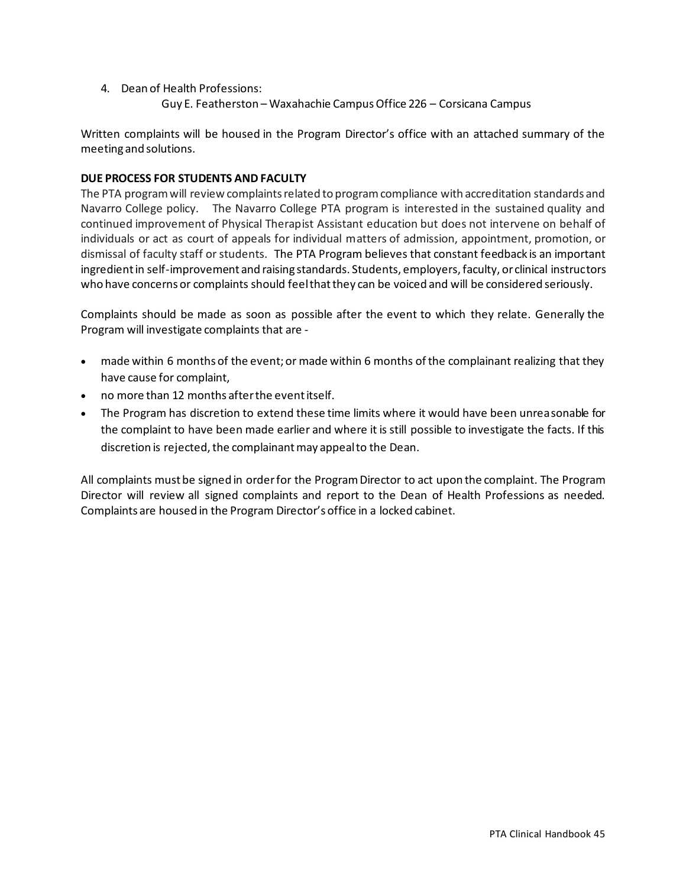4. Dean of Health Professions:
   Guy E. Featherston – Waxahachie Campus Office 226 – Corsicana Campus

Written complaints will be housed in the Program Director's office with an attached summary of the meeting and solutions.

**DUE PROCESS FOR STUDENTS AND FACULTY**

The PTA program will review complaints related to program compliance with accreditation standards and Navarro College policy. The Navarro College PTA program is interested in the sustained quality and continued improvement of Physical Therapist Assistant education but does not intervene on behalf of individuals or act as court of appeals for individual matters of admission, appointment, promotion, or dismissal of faculty staff or students. The PTA Program believes that constant feedback is an important ingredient in self-improvement and raising standards. Students, employers, faculty, or clinical instructors who have concerns or complaints should feel that they can be voiced and will be considered seriously.

Complaints should be made as soon as possible after the event to which they relate. Generally the Program will investigate complaints that are -

- made within 6 months of the event; or made within 6 months of the complainant realizing that they have cause for complaint,
- no more than 12 months after the event itself.
- The Program has discretion to extend these time limits where it would have been unreasonable for the complaint to have been made earlier and where it is still possible to investigate the facts. If this discretion is rejected, the complainant may appeal to the Dean.

All complaints must be signed in order for the Program Director to act upon the complaint. The Program Director will review all signed complaints and report to the Dean of Health Professions as needed. Complaints are housed in the Program Director's office in a locked cabinet.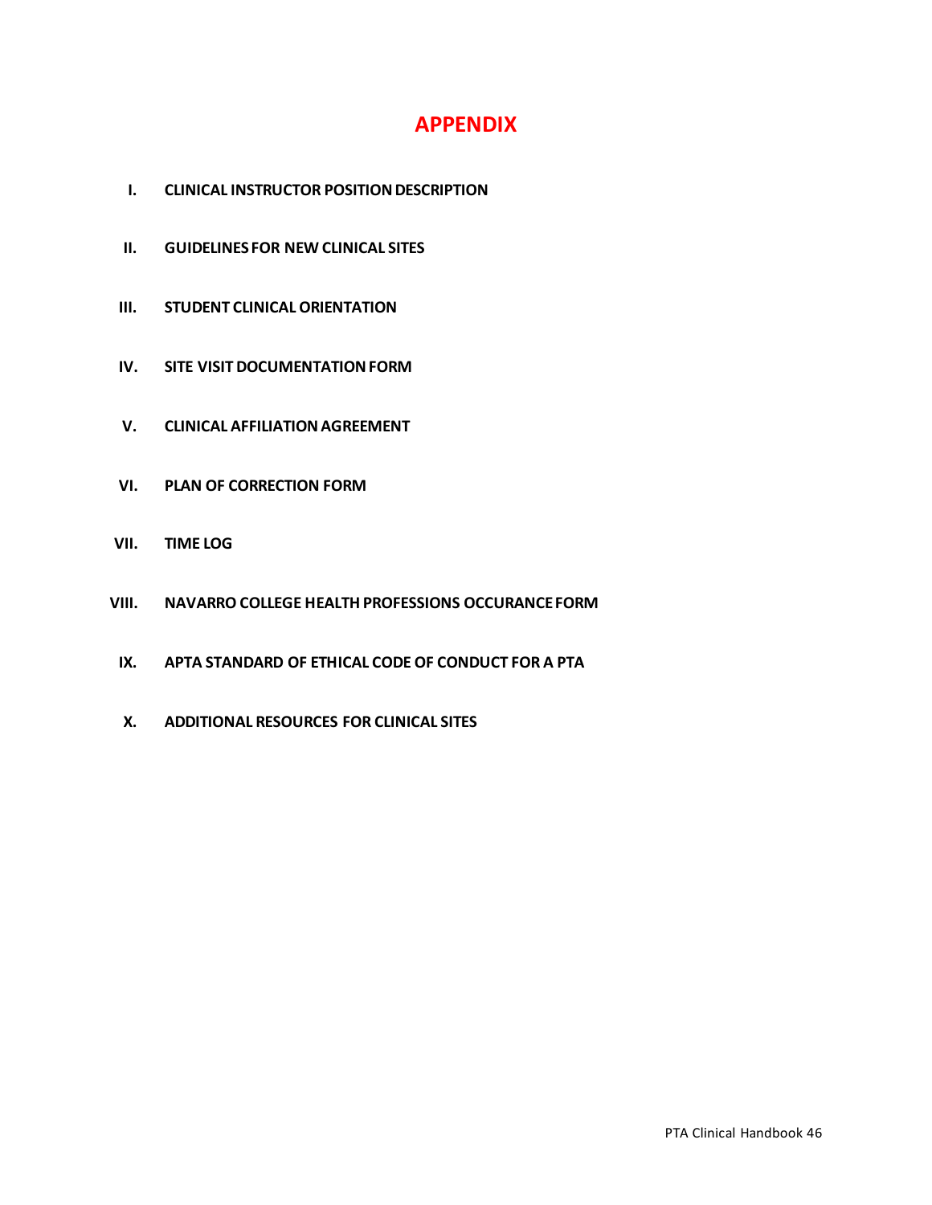# APPENDIX

I. **CLINICAL INSTRUCTOR POSITION DESCRIPTION**

II. **GUIDELINES FOR NEW CLINICAL SITES**

III. **STUDENT CLINICAL ORIENTATION**

IV. **SITE VISIT DOCUMENTATION FORM**

V. **CLINICAL AFFILIATION AGREEMENT**

VI. **PLAN OF CORRECTION FORM**

VII. **TIME LOG**

VIII. **NAVARRO COLLEGE HEALTH PROFESSIONS OCCURANCE FORM**

IX. **APTA STANDARD OF ETHICAL CODE OF CONDUCT FOR A PTA**

X. **ADDITIONAL RESOURCES FOR CLINICAL SITES**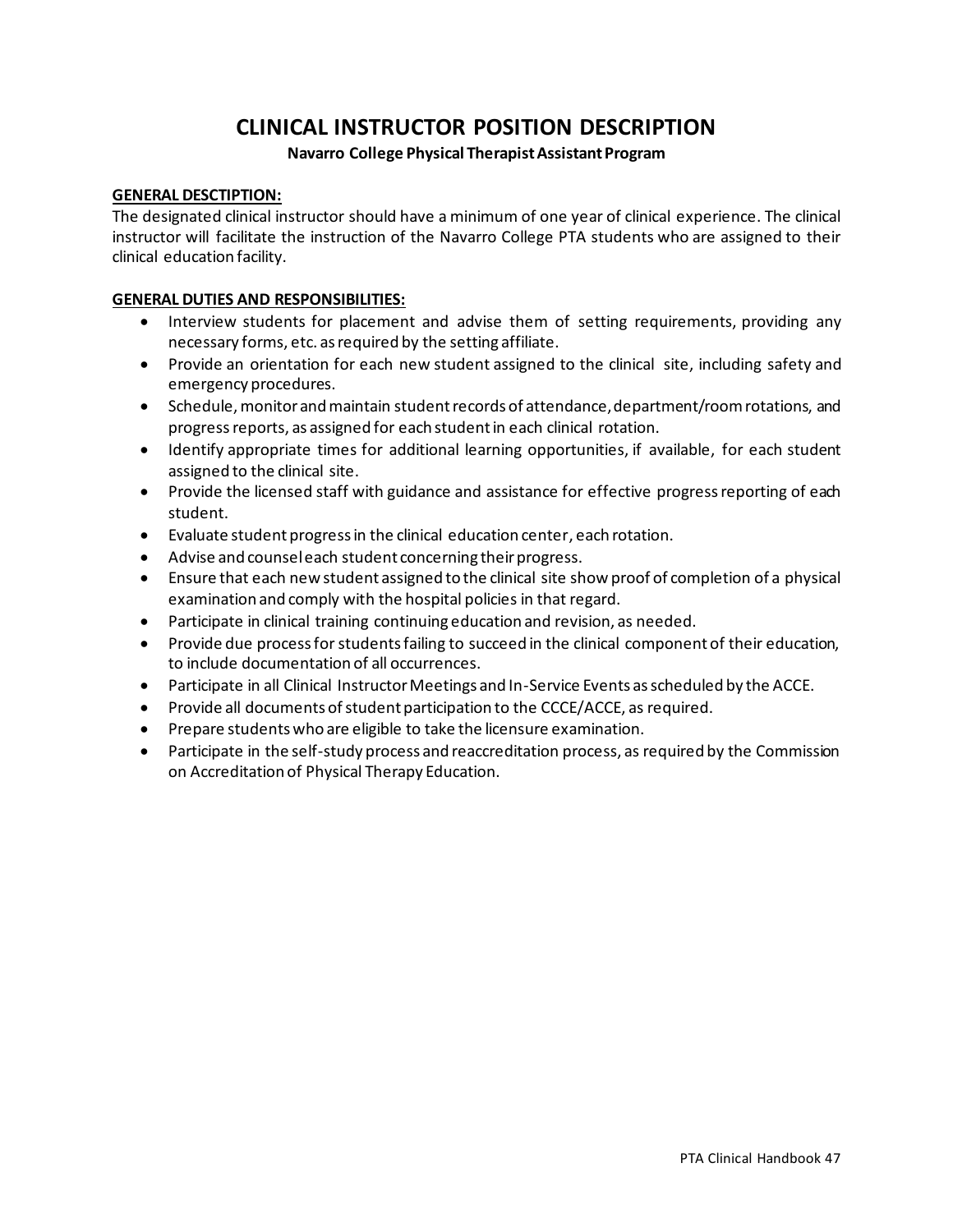# CLINICAL INSTRUCTOR POSITION DESCRIPTION

**Navarro College Physical Therapist Assistant Program**

**GENERAL DESCTIPTION:**

The designated clinical instructor should have a minimum of one year of clinical experience. The clinical instructor will facilitate the instruction of the Navarro College PTA students who are assigned to their clinical education facility.

**GENERAL DUTIES AND RESPONSIBILITIES:**

- Interview students for placement and advise them of setting requirements, providing any necessary forms, etc. as required by the setting affiliate.
- Provide an orientation for each new student assigned to the clinical site, including safety and emergency procedures.
- Schedule, monitor and maintain student records of attendance, department/room rotations, and progress reports, as assigned for each student in each clinical rotation.
- Identify appropriate times for additional learning opportunities, if available, for each student assigned to the clinical site.
- Provide the licensed staff with guidance and assistance for effective progress reporting of each student.
- Evaluate student progress in the clinical education center, each rotation.
- Advise and counsel each student concerning their progress.
- Ensure that each new student assigned to the clinical site show proof of completion of a physical examination and comply with the hospital policies in that regard.
- Participate in clinical training continuing education and revision, as needed.
- Provide due process for students failing to succeed in the clinical component of their education, to include documentation of all occurrences.
- Participate in all Clinical Instructor Meetings and In-Service Events as scheduled by the ACCE.
- Provide all documents of student participation to the CCCE/ACCE, as required.
- Prepare students who are eligible to take the licensure examination.
- Participate in the self-study process and reaccreditation process, as required by the Commission on Accreditation of Physical Therapy Education.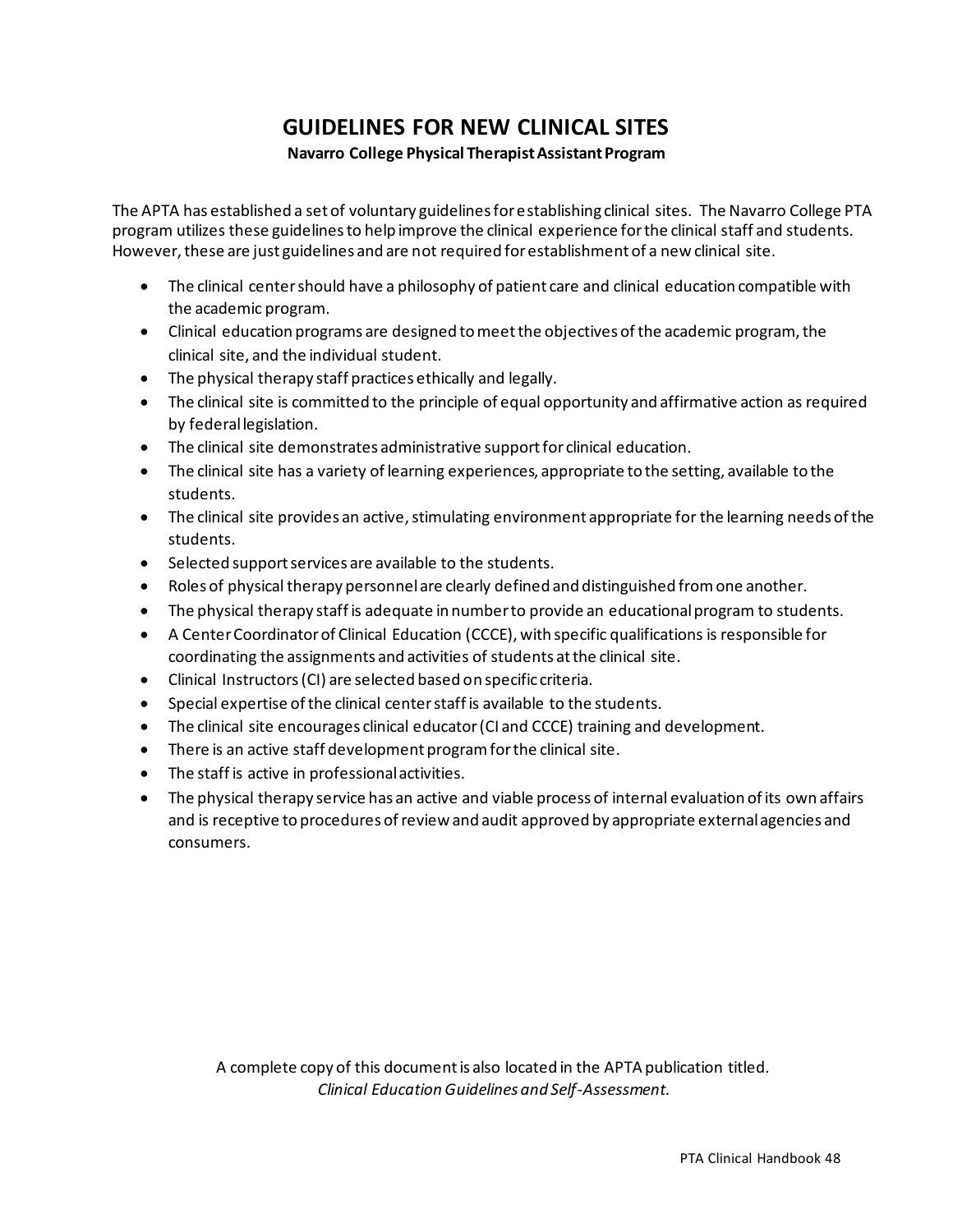# GUIDELINES FOR NEW CLINICAL SITES

**Navarro College Physical Therapist Assistant Program**

The APTA has established a set of voluntary guidelines for establishing clinical sites. The Navarro College PTA program utilizes these guidelines to help improve the clinical experience for the clinical staff and students. However, these are just guidelines and are not required for establishment of a new clinical site.

- The clinical center should have a philosophy of patient care and clinical education compatible with the academic program.
- Clinical education programs are designed to meet the objectives of the academic program, the clinical site, and the individual student.
- The physical therapy staff practices ethically and legally.
- The clinical site is committed to the principle of equal opportunity and affirmative action as required by federal legislation.
- The clinical site demonstrates administrative support for clinical education.
- The clinical site has a variety of learning experiences, appropriate to the setting, available to the students.
- The clinical site provides an active, stimulating environment appropriate for the learning needs of the students.
- Selected support services are available to the students.
- Roles of physical therapy personnel are clearly defined and distinguished from one another.
- The physical therapy staff is adequate in number to provide an educational program to students.
- A Center Coordinator of Clinical Education (CCCE), with specific qualifications is responsible for coordinating the assignments and activities of students at the clinical site.
- Clinical Instructors (CI) are selected based on specific criteria.
- Special expertise of the clinical center staff is available to the students.
- The clinical site encourages clinical educator (CI and CCCE) training and development.
- There is an active staff development program for the clinical site.
- The staff is active in professional activities.
- The physical therapy service has an active and viable process of internal evaluation of its own affairs and is receptive to procedures of review and audit approved by appropriate external agencies and consumers.

A complete copy of this document is also located in the APTA publication titled. *Clinical Education Guidelines and Self-Assessment.*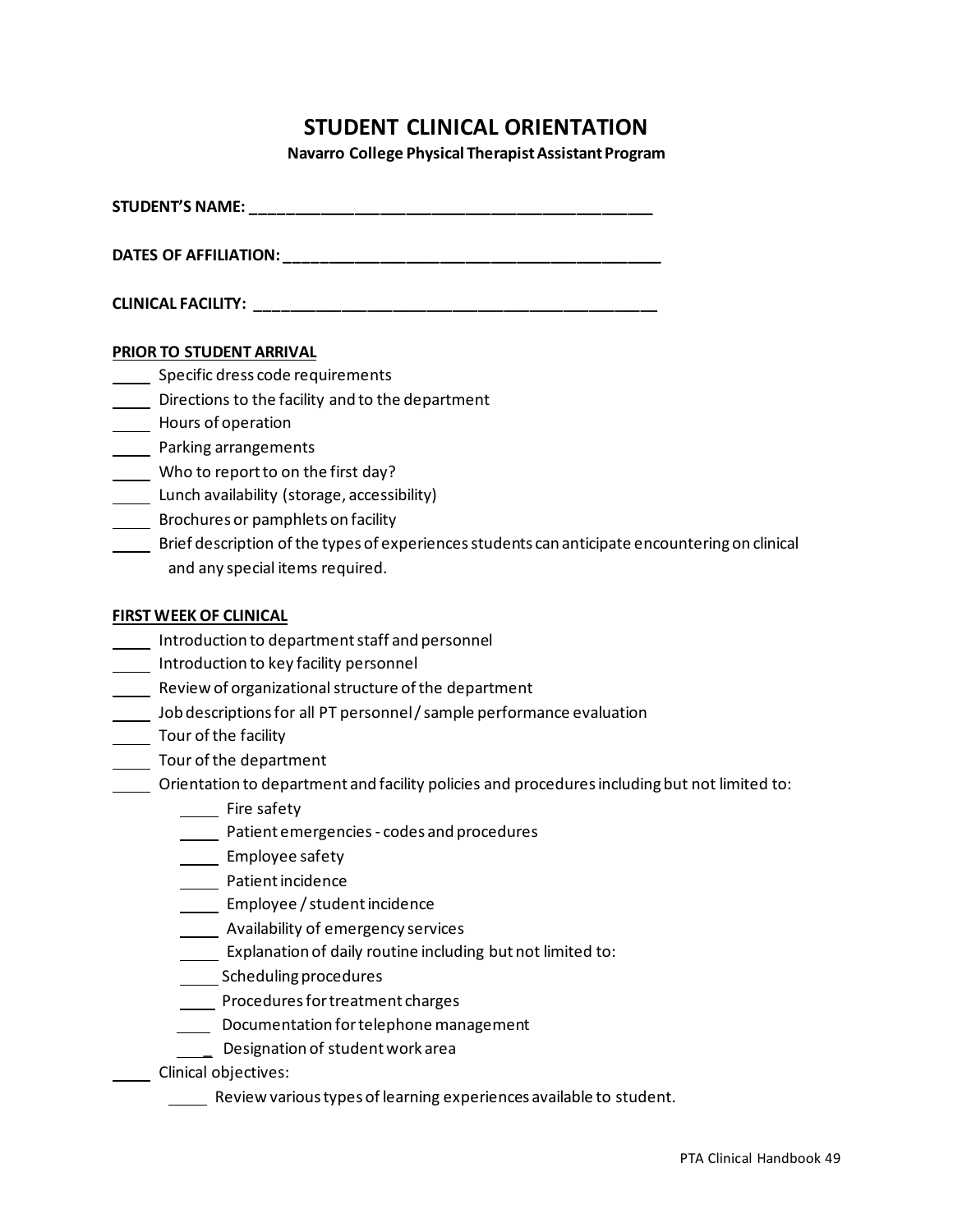# STUDENT CLINICAL ORIENTATION

**Navarro College Physical Therapist Assistant Program**

**STUDENT'S NAME:** ____________________________________________

**DATES OF AFFILIATION:** ________________________________________

**CLINICAL FACILITY:** ___________________________________________

**PRIOR TO STUDENT ARRIVAL**

_____ Specific dress code requirements
_____ Directions to the facility and to the department
_____ Hours of operation
_____ Parking arrangements
_____ Who to report to on the first day?
_____ Lunch availability (storage, accessibility)
_____ Brochures or pamphlets on facility
_____ Brief description of the types of experiences students can anticipate encountering on clinical and any special items required.

**FIRST WEEK OF CLINICAL**

_____ Introduction to department staff and personnel
_____ Introduction to key facility personnel
_____ Review of organizational structure of the department
_____ Job descriptions for all PT personnel / sample performance evaluation
_____ Tour of the facility
_____ Tour of the department
_____ Orientation to department and facility policies and procedures including but not limited to:
- _____ Fire safety
- _____ Patient emergencies - codes and procedures
- _____ Employee safety
- _____ Patient incidence
- _____ Employee / student incidence
- _____ Availability of emergency services
- _____ Explanation of daily routine including but not limited to:
- _____ Scheduling procedures
- _____ Procedures for treatment charges
- _____ Documentation for telephone management
- _____ Designation of student work area

_____ Clinical objectives:
- _____ Review various types of learning experiences available to student.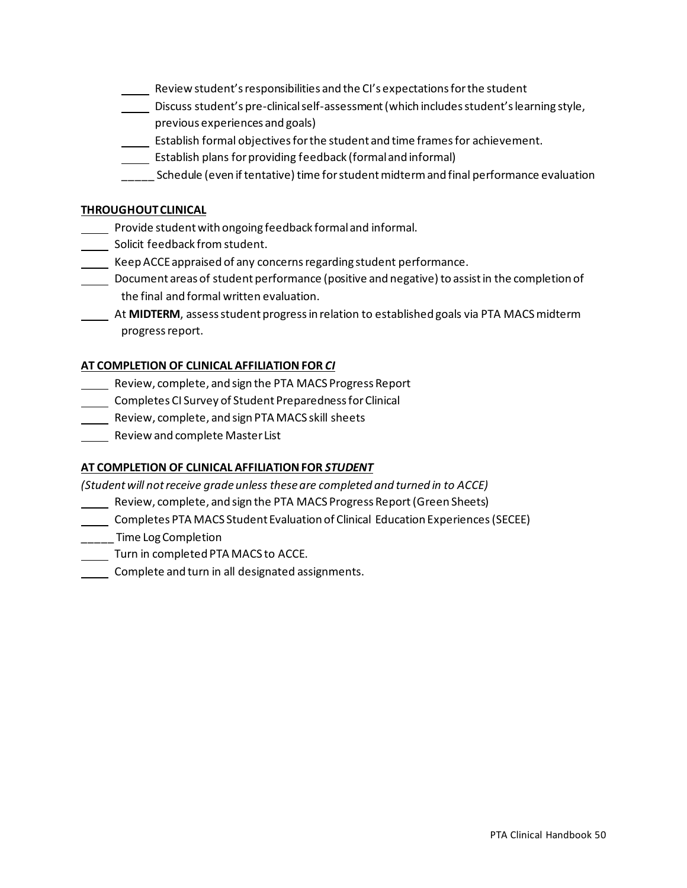_____ Review student's responsibilities and the CI's expectations for the student
_____ Discuss student's pre-clinical self-assessment (which includes student's learning style, previous experiences and goals)
_____ Establish formal objectives for the student and time frames for achievement.
_____ Establish plans for providing feedback (formal and informal)
_____ Schedule (even if tentative) time for student midterm and final performance evaluation

**<u>THROUGHOUT CLINICAL</u>**

_____ Provide student with ongoing feedback formal and informal.
_____ Solicit feedback from student.
_____ Keep ACCE appraised of any concerns regarding student performance.
_____ Document areas of student performance (positive and negative) to assist in the completion of the final and formal written evaluation.
_____ At **MIDTERM**, assess student progress in relation to established goals via PTA MACS midterm progress report.

**<u>AT COMPLETION OF CLINICAL AFFILIATION FOR *CI*</u>**

_____ Review, complete, and sign the PTA MACS Progress Report
_____ Completes CI Survey of Student Preparedness for Clinical
_____ Review, complete, and sign PTA MACS skill sheets
_____ Review and complete Master List

**<u>AT COMPLETION OF CLINICAL AFFILIATION FOR *STUDENT*</u>**

*(Student will not receive grade unless these are completed and turned in to ACCE)*

_____ Review, complete, and sign the PTA MACS Progress Report (Green Sheets)
_____ Completes PTA MACS Student Evaluation of Clinical Education Experiences (SECEE)
_____ Time Log Completion
_____ Turn in completed PTA MACS to ACCE.
_____ Complete and turn in all designated assignments.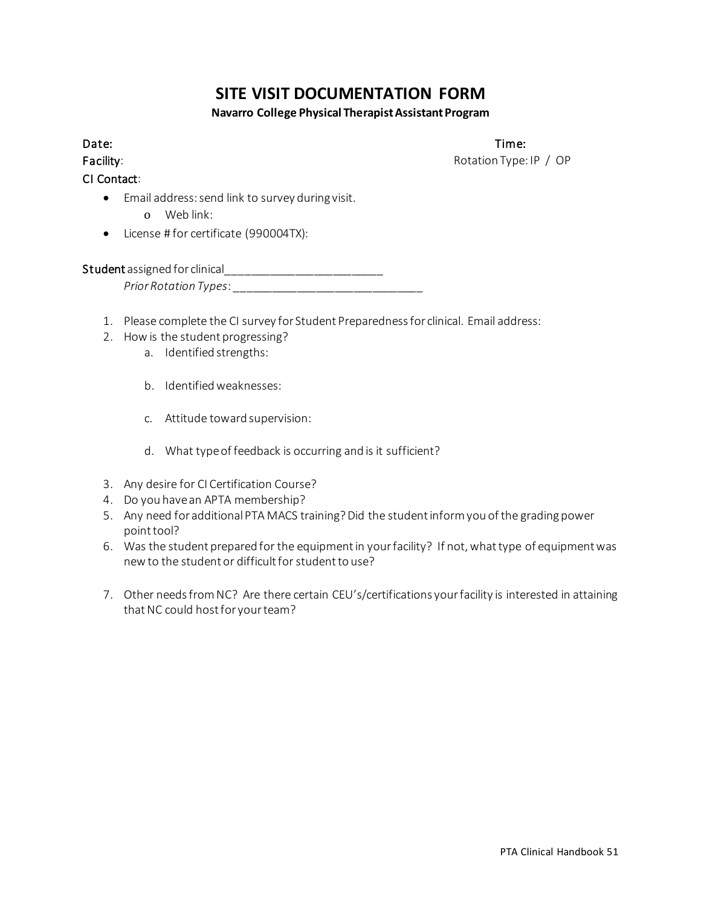# SITE VISIT DOCUMENTATION FORM

**Navarro College Physical Therapist Assistant Program**

**Date:** **Time:**

**Facility**: Rotation Type: IP / OP

**CI Contact**:

- Email address: send link to survey during visit.
  - Web link:
- License # for certificate (990004TX):

**Student** assigned for clinical________________________

*Prior Rotation Types*: ____________________________

1. Please complete the CI survey for Student Preparedness for clinical. Email address:
2. How is the student progressing?
   a. Identified strengths:

   b. Identified weaknesses:

   c. Attitude toward supervision:

   d. What type of feedback is occurring and is it sufficient?

3. Any desire for CI Certification Course?
4. Do you have an APTA membership?
5. Any need for additional PTA MACS training? Did the student inform you of the grading power point tool?
6. Was the student prepared for the equipment in your facility? If not, what type of equipment was new to the student or difficult for student to use?

7. Other needs from NC? Are there certain CEU's/certifications your facility is interested in attaining that NC could host for your team?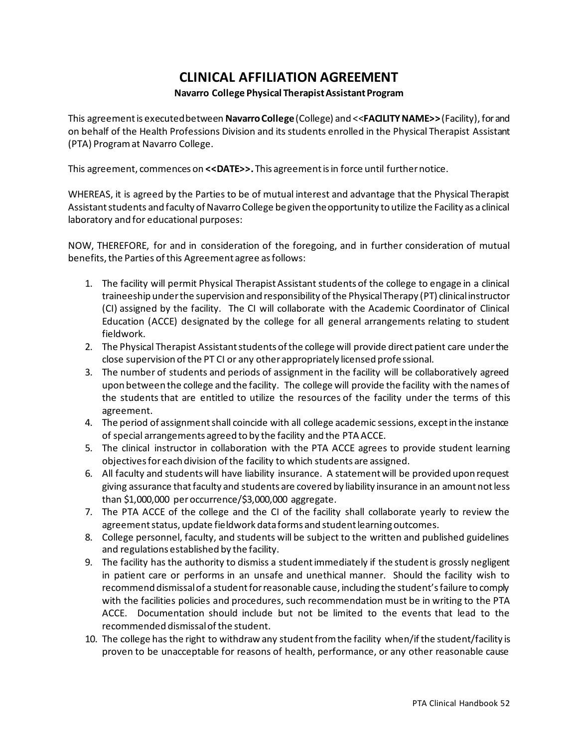# CLINICAL AFFILIATION AGREEMENT

**Navarro College Physical Therapist Assistant Program**

This agreement is executed between **Navarro College** (College) and <<**FACILITY NAME>>** (Facility), for and on behalf of the Health Professions Division and its students enrolled in the Physical Therapist Assistant (PTA) Program at Navarro College.

This agreement, commences on **<<DATE>>.** This agreement is in force until further notice.

WHEREAS, it is agreed by the Parties to be of mutual interest and advantage that the Physical Therapist Assistant students and faculty of Navarro College be given the opportunity to utilize the Facility as a clinical laboratory and for educational purposes:

NOW, THEREFORE, for and in consideration of the foregoing, and in further consideration of mutual benefits, the Parties of this Agreement agree as follows:

1. The facility will permit Physical Therapist Assistant students of the college to engage in a clinical traineeship under the supervision and responsibility of the Physical Therapy (PT) clinical instructor (CI) assigned by the facility. The CI will collaborate with the Academic Coordinator of Clinical Education (ACCE) designated by the college for all general arrangements relating to student fieldwork.
2. The Physical Therapist Assistant students of the college will provide direct patient care under the close supervision of the PT CI or any other appropriately licensed professional.
3. The number of students and periods of assignment in the facility will be collaboratively agreed upon between the college and the facility. The college will provide the facility with the names of the students that are entitled to utilize the resources of the facility under the terms of this agreement.
4. The period of assignment shall coincide with all college academic sessions, except in the instance of special arrangements agreed to by the facility and the PTA ACCE.
5. The clinical instructor in collaboration with the PTA ACCE agrees to provide student learning objectives for each division of the facility to which students are assigned.
6. All faculty and students will have liability insurance. A statement will be provided upon request giving assurance that faculty and students are covered by liability insurance in an amount not less than $1,000,000 per occurrence/$3,000,000 aggregate.
7. The PTA ACCE of the college and the CI of the facility shall collaborate yearly to review the agreement status, update fieldwork data forms and student learning outcomes.
8. College personnel, faculty, and students will be subject to the written and published guidelines and regulations established by the facility.
9. The facility has the authority to dismiss a student immediately if the student is grossly negligent in patient care or performs in an unsafe and unethical manner. Should the facility wish to recommend dismissal of a student for reasonable cause, including the student's failure to comply with the facilities policies and procedures, such recommendation must be in writing to the PTA ACCE. Documentation should include but not be limited to the events that lead to the recommended dismissal of the student.
10. The college has the right to withdraw any student from the facility when/if the student/facility is proven to be unacceptable for reasons of health, performance, or any other reasonable cause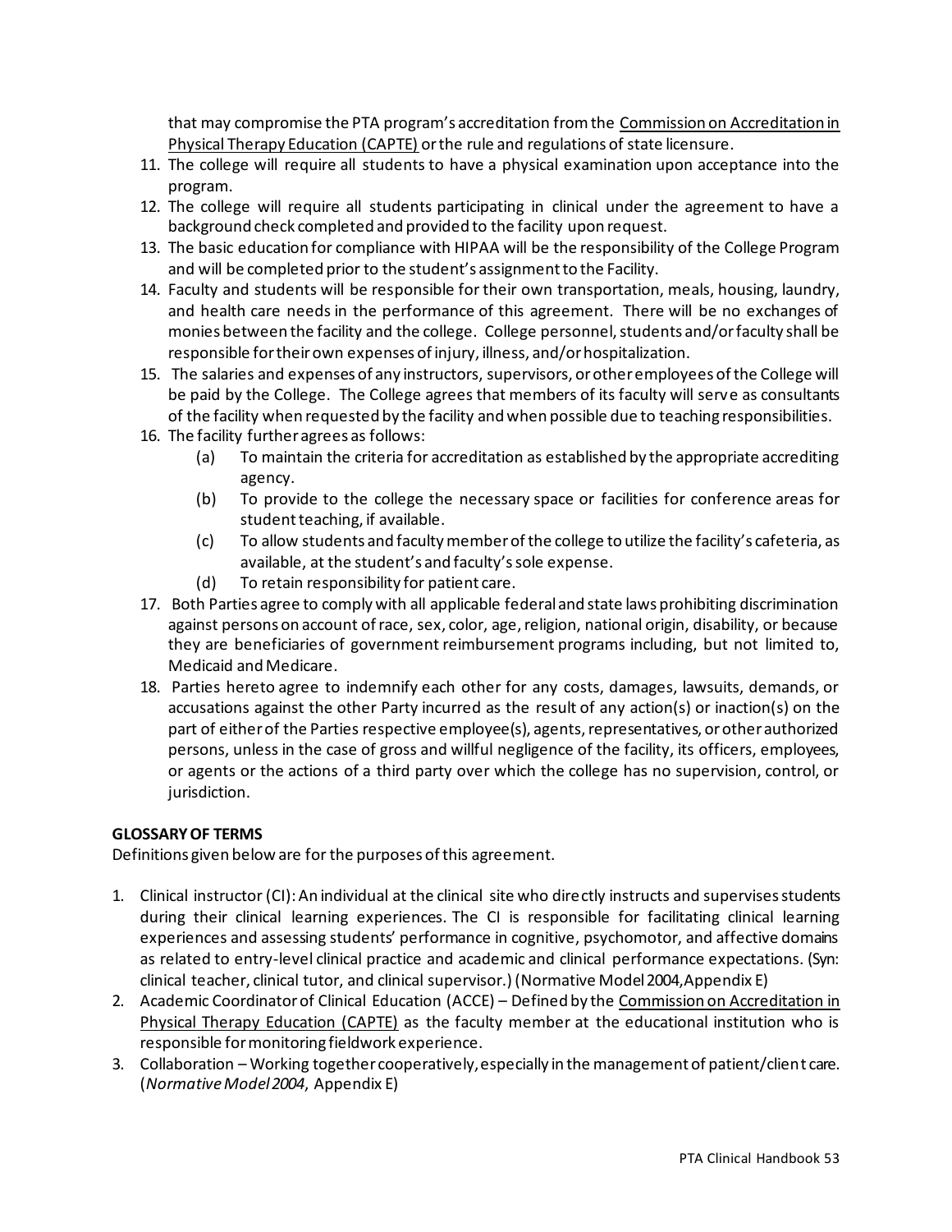that may compromise the PTA program's accreditation from the Commission on Accreditation in Physical Therapy Education (CAPTE) or the rule and regulations of state licensure.

11. The college will require all students to have a physical examination upon acceptance into the program.
12. The college will require all students participating in clinical under the agreement to have a background check completed and provided to the facility upon request.
13. The basic education for compliance with HIPAA will be the responsibility of the College Program and will be completed prior to the student's assignment to the Facility.
14. Faculty and students will be responsible for their own transportation, meals, housing, laundry, and health care needs in the performance of this agreement. There will be no exchanges of monies between the facility and the college. College personnel, students and/or faculty shall be responsible for their own expenses of injury, illness, and/or hospitalization.
15. The salaries and expenses of any instructors, supervisors, or other employees of the College will be paid by the College. The College agrees that members of its faculty will serve as consultants of the facility when requested by the facility and when possible due to teaching responsibilities.
16. The facility further agrees as follows:
    (a) To maintain the criteria for accreditation as established by the appropriate accrediting agency.
    (b) To provide to the college the necessary space or facilities for conference areas for student teaching, if available.
    (c) To allow students and faculty member of the college to utilize the facility's cafeteria, as available, at the student's and faculty's sole expense.
    (d) To retain responsibility for patient care.
17. Both Parties agree to comply with all applicable federal and state laws prohibiting discrimination against persons on account of race, sex, color, age, religion, national origin, disability, or because they are beneficiaries of government reimbursement programs including, but not limited to, Medicaid and Medicare.
18. Parties hereto agree to indemnify each other for any costs, damages, lawsuits, demands, or accusations against the other Party incurred as the result of any action(s) or inaction(s) on the part of either of the Parties respective employee(s), agents, representatives, or other authorized persons, unless in the case of gross and willful negligence of the facility, its officers, employees, or agents or the actions of a third party over which the college has no supervision, control, or jurisdiction.

**GLOSSARY OF TERMS**

Definitions given below are for the purposes of this agreement.

1. Clinical instructor (CI): An individual at the clinical site who directly instructs and supervises students during their clinical learning experiences. The CI is responsible for facilitating clinical learning experiences and assessing students' performance in cognitive, psychomotor, and affective domains as related to entry-level clinical practice and academic and clinical performance expectations. (Syn: clinical teacher, clinical tutor, and clinical supervisor.) (Normative Model 2004, Appendix E)
2. Academic Coordinator of Clinical Education (ACCE) – Defined by the Commission on Accreditation in Physical Therapy Education (CAPTE) as the faculty member at the educational institution who is responsible for monitoring fieldwork experience.
3. Collaboration – Working together cooperatively, especially in the management of patient/client care. (*Normative Model 2004*, Appendix E)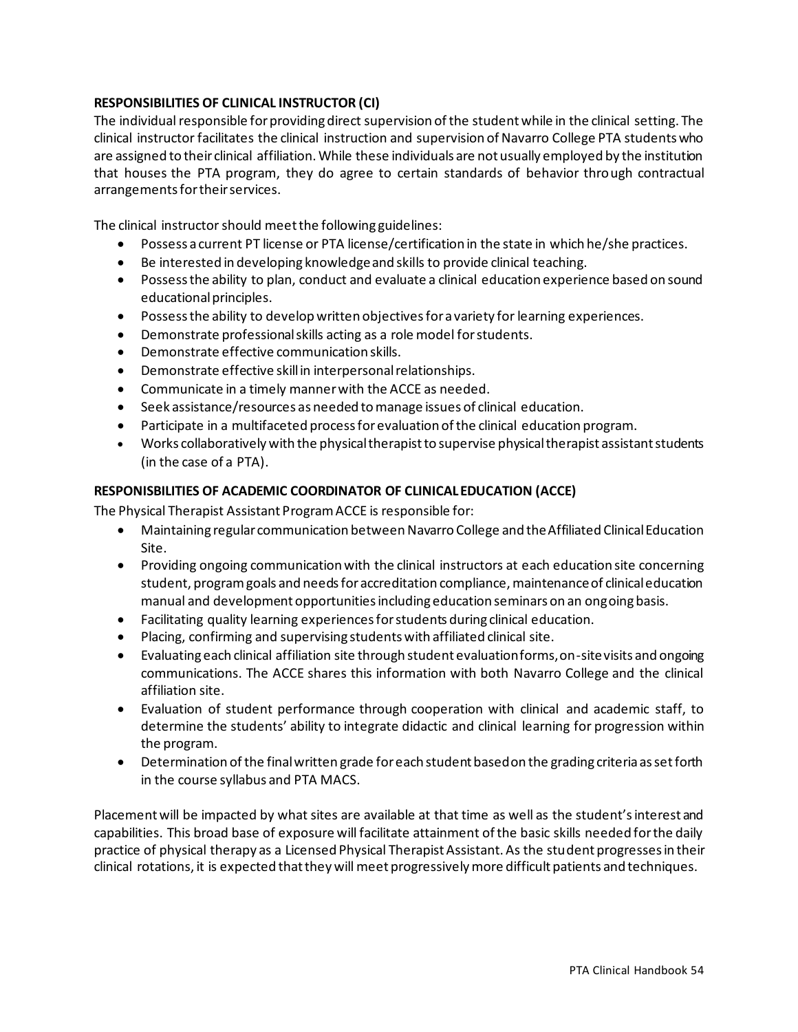**RESPONSIBILITIES OF CLINICAL INSTRUCTOR (CI)**

The individual responsible for providing direct supervision of the student while in the clinical setting. The clinical instructor facilitates the clinical instruction and supervision of Navarro College PTA students who are assigned to their clinical affiliation. While these individuals are not usually employed by the institution that houses the PTA program, they do agree to certain standards of behavior through contractual arrangements for their services.

The clinical instructor should meet the following guidelines:

- Possess a current PT license or PTA license/certification in the state in which he/she practices.
- Be interested in developing knowledge and skills to provide clinical teaching.
- Possess the ability to plan, conduct and evaluate a clinical education experience based on sound educational principles.
- Possess the ability to develop written objectives for a variety for learning experiences.
- Demonstrate professional skills acting as a role model for students.
- Demonstrate effective communication skills.
- Demonstrate effective skill in interpersonal relationships.
- Communicate in a timely manner with the ACCE as needed.
- Seek assistance/resources as needed to manage issues of clinical education.
- Participate in a multifaceted process for evaluation of the clinical education program.
- Works collaboratively with the physical therapist to supervise physical therapist assistant students (in the case of a PTA).

**RESPONISBILITIES OF ACADEMIC COORDINATOR OF CLINICAL EDUCATION (ACCE)**

The Physical Therapist Assistant Program ACCE is responsible for:

- Maintaining regular communication between Navarro College and the Affiliated Clinical Education Site.
- Providing ongoing communication with the clinical instructors at each education site concerning student, program goals and needs for accreditation compliance, maintenance of clinical education manual and development opportunities including education seminars on an ongoing basis.
- Facilitating quality learning experiences for students during clinical education.
- Placing, confirming and supervising students with affiliated clinical site.
- Evaluating each clinical affiliation site through student evaluation forms, on-site visits and ongoing communications. The ACCE shares this information with both Navarro College and the clinical affiliation site.
- Evaluation of student performance through cooperation with clinical and academic staff, to determine the students' ability to integrate didactic and clinical learning for progression within the program.
- Determination of the final written grade for each student based on the grading criteria as set forth in the course syllabus and PTA MACS.

Placement will be impacted by what sites are available at that time as well as the student's interest and capabilities. This broad base of exposure will facilitate attainment of the basic skills needed for the daily practice of physical therapy as a Licensed Physical Therapist Assistant. As the student progresses in their clinical rotations, it is expected that they will meet progressively more difficult patients and techniques.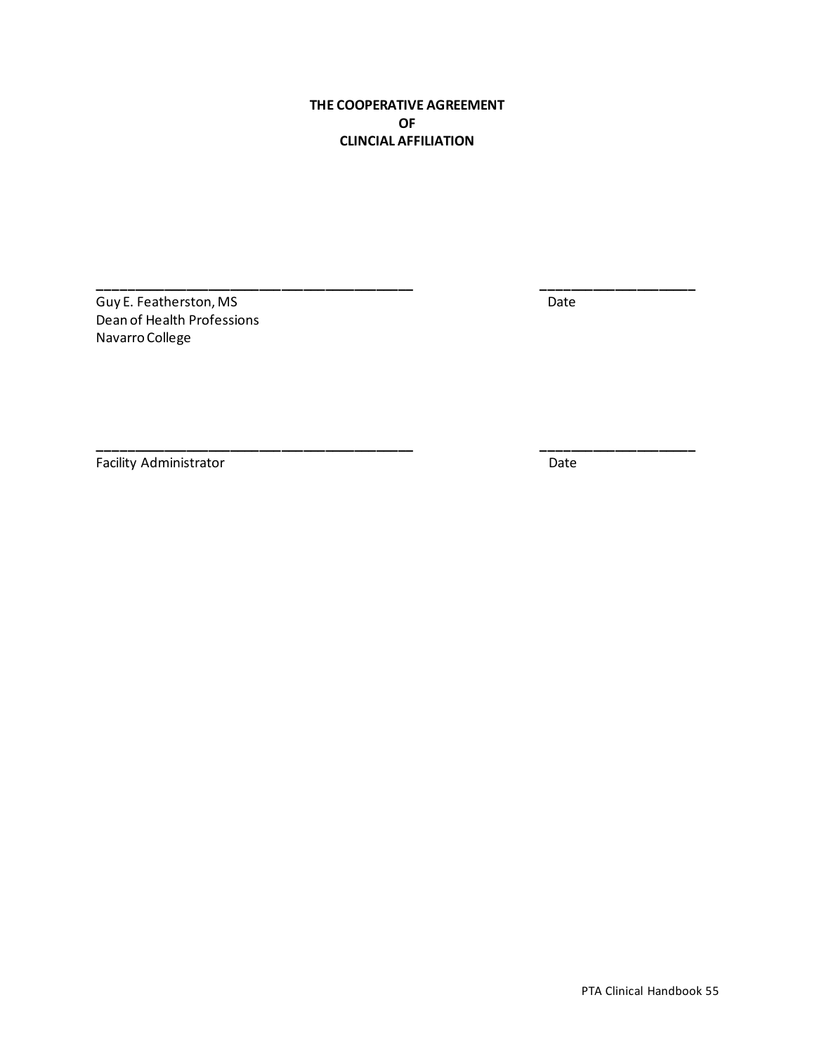**THE COOPERATIVE AGREEMENT**
**OF**
**CLINCIAL AFFILIATION**

\_\_\_\_\_\_\_\_\_\_\_\_\_\_\_\_\_\_\_\_\_\_\_\_\_\_\_\_\_\_\_\_\_\_\_\_\_\_\_\_ \_\_\_\_\_\_\_\_\_\_\_\_\_\_\_\_\_\_\_\_
Guy E. Featherston, MS Date
Dean of Health Professions
Navarro College

\_\_\_\_\_\_\_\_\_\_\_\_\_\_\_\_\_\_\_\_\_\_\_\_\_\_\_\_\_\_\_\_\_\_\_\_\_\_\_\_ \_\_\_\_\_\_\_\_\_\_\_\_\_\_\_\_\_\_\_\_
Facility Administrator Date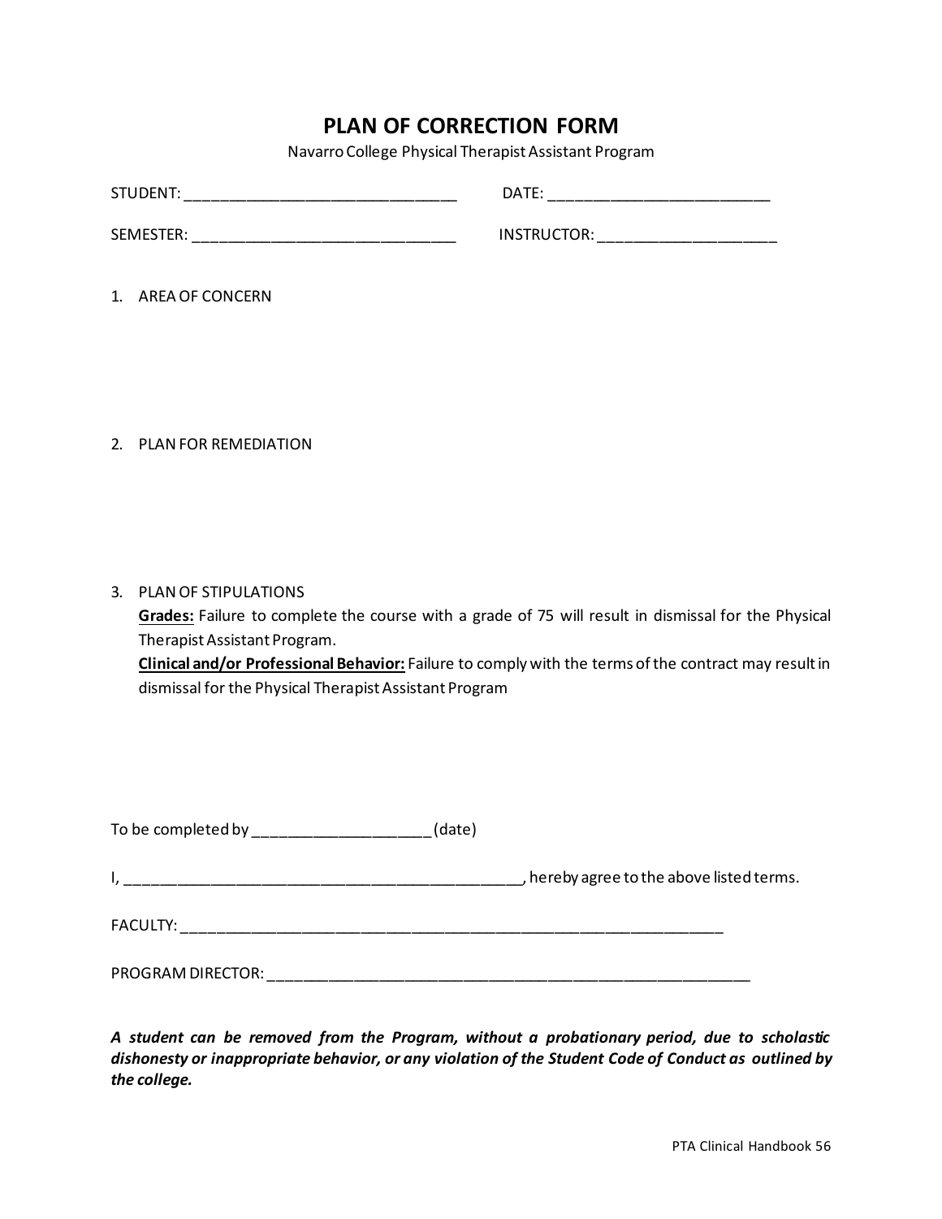# PLAN OF CORRECTION FORM

Navarro College Physical Therapist Assistant Program

STUDENT: ________________________________ DATE: __________________________

SEMESTER: ______________________________ INSTRUCTOR: ____________________

1. AREA OF CONCERN

2. PLAN FOR REMEDIATION

3. PLAN OF STIPULATIONS
   **Grades:** Failure to complete the course with a grade of 75 will result in dismissal for the Physical Therapist Assistant Program.
   **Clinical and/or Professional Behavior:** Failure to comply with the terms of the contract may result in dismissal for the Physical Therapist Assistant Program

To be completed by ____________________ (date)

I, ______________________________________________, hereby agree to the above listed terms.

FACULTY: ____________________________________________________________

PROGRAM DIRECTOR: ______________________________________________________

***A student can be removed from the Program, without a probationary period, due to scholastic dishonesty or inappropriate behavior, or any violation of the Student Code of Conduct as outlined by the college.***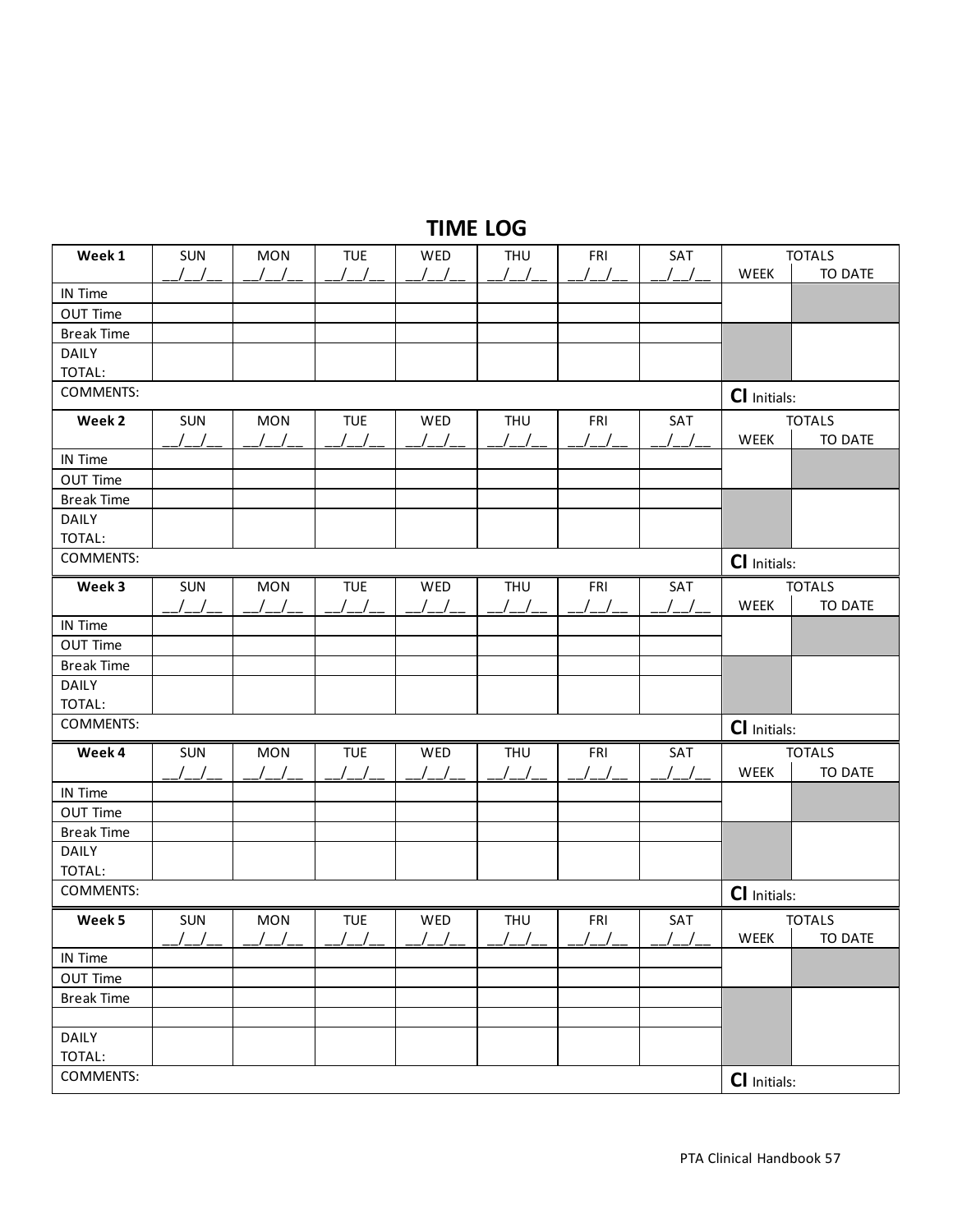# TIME LOG

| Week 1 | SUN __/__/__ | MON __/__/__ | TUE __/__/__ | WED __/__/__ | THU __/__/__ | FRI __/__/__ | SAT __/__/__ | TOTALS WEEK | TOTALS TO DATE |
|---|---|---|---|---|---|---|---|---|---|
| IN Time | | | | | | | | | |
| OUT Time | | | | | | | | | |
| Break Time | | | | | | | | | |
| DAILY TOTAL: | | | | | | | | | |
| COMMENTS: | | | | | | | | **CI** Initials: | |

| Week 2 | SUN __/__/__ | MON __/__/__ | TUE __/__/__ | WED __/__/__ | THU __/__/__ | FRI __/__/__ | SAT __/__/__ | TOTALS WEEK | TOTALS TO DATE |
|---|---|---|---|---|---|---|---|---|---|
| IN Time | | | | | | | | | |
| OUT Time | | | | | | | | | |
| Break Time | | | | | | | | | |
| DAILY TOTAL: | | | | | | | | | |
| COMMENTS: | | | | | | | | **CI** Initials: | |

| Week 3 | SUN __/__/__ | MON __/__/__ | TUE __/__/__ | WED __/__/__ | THU __/__/__ | FRI __/__/__ | SAT __/__/__ | TOTALS WEEK | TOTALS TO DATE |
|---|---|---|---|---|---|---|---|---|---|
| IN Time | | | | | | | | | |
| OUT Time | | | | | | | | | |
| Break Time | | | | | | | | | |
| DAILY TOTAL: | | | | | | | | | |
| COMMENTS: | | | | | | | | **CI** Initials: | |

| Week 4 | SUN __/__/__ | MON __/__/__ | TUE __/__/__ | WED __/__/__ | THU __/__/__ | FRI __/__/__ | SAT __/__/__ | TOTALS WEEK | TOTALS TO DATE |
|---|---|---|---|---|---|---|---|---|---|
| IN Time | | | | | | | | | |
| OUT Time | | | | | | | | | |
| Break Time | | | | | | | | | |
| DAILY TOTAL: | | | | | | | | | |
| COMMENTS: | | | | | | | | **CI** Initials: | |

| Week 5 | SUN __/__/__ | MON __/__/__ | TUE __/__/__ | WED __/__/__ | THU __/__/__ | FRI __/__/__ | SAT __/__/__ | TOTALS WEEK | TOTALS TO DATE |
|---|---|---|---|---|---|---|---|---|---|
| IN Time | | | | | | | | | |
| OUT Time | | | | | | | | | |
| Break Time | | | | | | | | | |
| | | | | | | | | | |
| DAILY TOTAL: | | | | | | | | | |
| COMMENTS: | | | | | | | | **CI** Initials: | |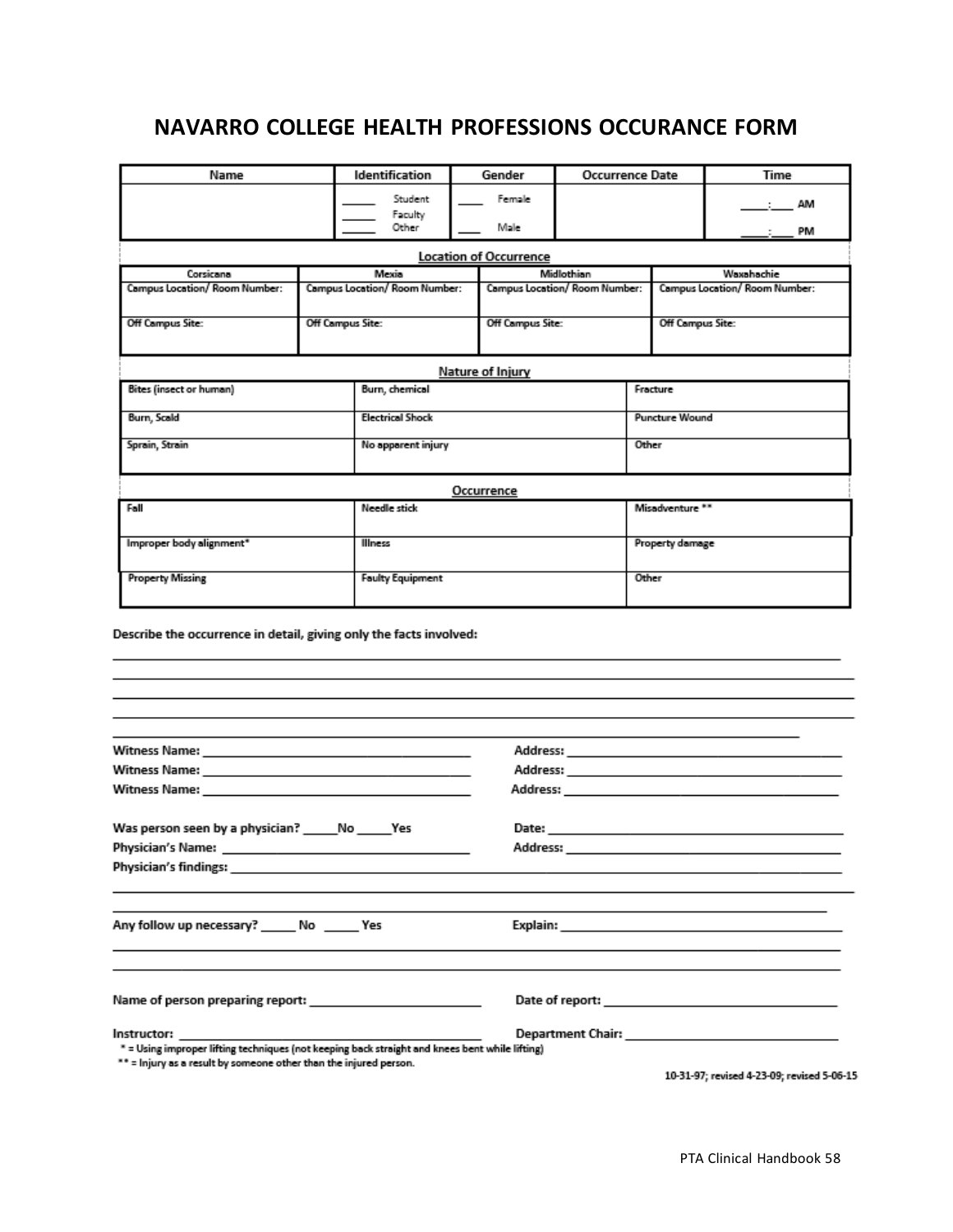# NAVARRO COLLEGE HEALTH PROFESSIONS OCCURANCE FORM

| Name | Identification | Gender | Occurrence Date | Time |
|---|---|---|---|---|
| | _____ Student<br>_____ Faculty<br>_____ Other | ____ Female<br>____ Male | | ____:____ AM<br>____:____ PM |

**Location of Occurrence**

| Corsicana | Mexia | Midlothian | Waxahachie |
|---|---|---|---|
| Campus Location/ Room Number: | Campus Location/ Room Number: | Campus Location/ Room Number: | Campus Location/ Room Number: |
| Off Campus Site: | Off Campus Site: | Off Campus Site: | Off Campus Site: |

**Nature of Injury**

| | | |
|---|---|---|
| Bites (insect or human) | Burn, chemical | Fracture |
| Burn, Scald | Electrical Shock | Puncture Wound |
| Sprain, Strain | No apparent injury | Other |

**Occurrence**

| | | |
|---|---|---|
| Fall | Needle stick | Misadventure ** |
| Improper body alignment* | Illness | Property damage |
| Property Missing | Faulty Equipment | Other |

Describe the occurrence in detail, giving only the facts involved:

______________________________________________________________________________

______________________________________________________________________________

______________________________________________________________________________

______________________________________________________________________________

______________________________________________________________________________

Witness Name: ______________________________ Address: ______________________________

Witness Name: ______________________________ Address: ______________________________

Witness Name: ______________________________ Address: ______________________________

Was person seen by a physician? _____No _____Yes Date: ______________________________

Physician's Name: ______________________________ Address: ______________________________

Physician's findings: ______________________________________________________________

______________________________________________________________________________

______________________________________________________________________________

Any follow up necessary? _____ No _____ Yes Explain: ______________________________

______________________________________________________________________________

______________________________________________________________________________

Name of person preparing report: ______________________ Date of report: ______________________

Instructor: ______________________________ Department Chair: ______________________

\* = Using improper lifting techniques (not keeping back straight and knees bent while lifting)

\** = Injury as a result by someone other than the injured person.

10-31-97; revised 4-23-09; revised 5-06-15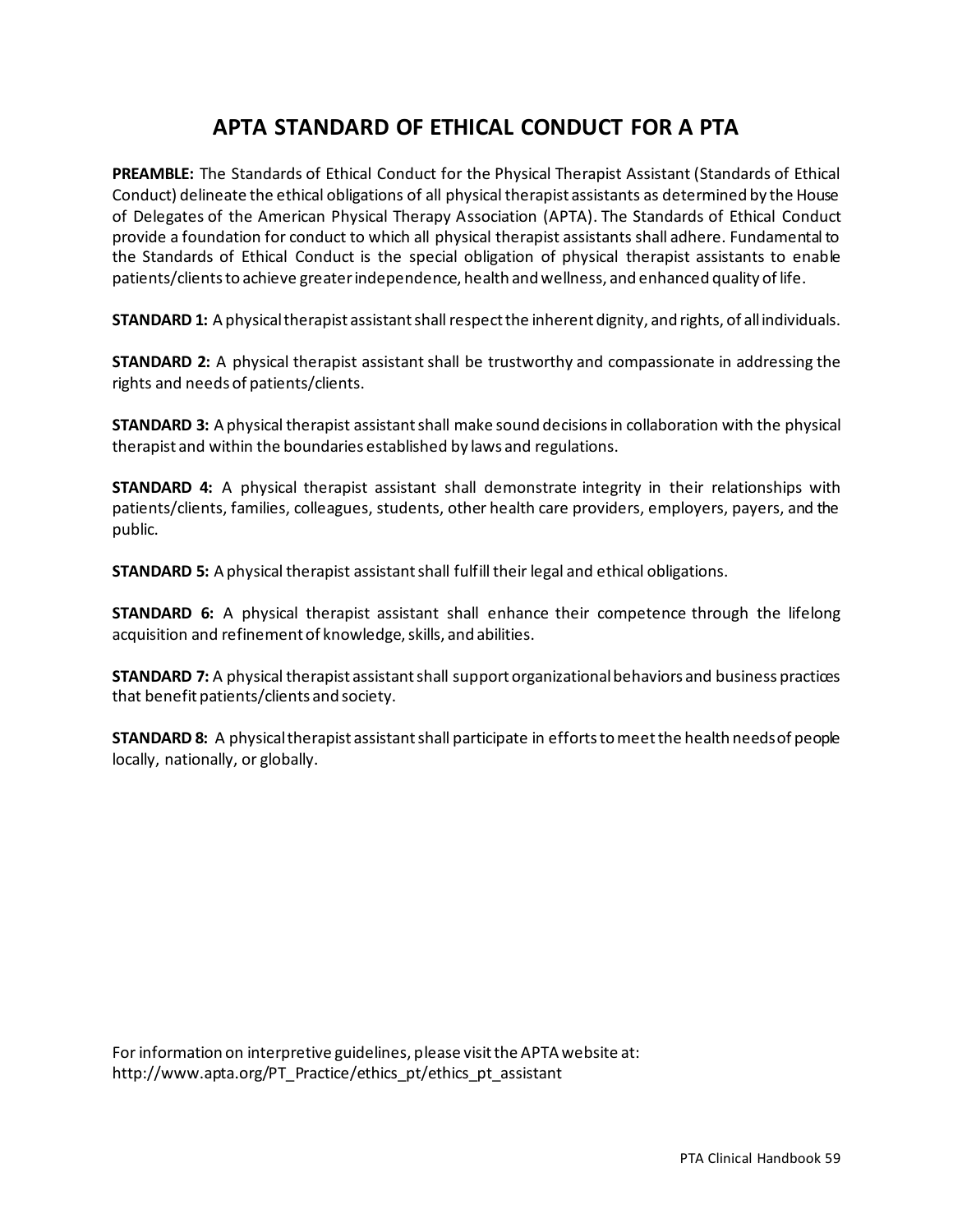# APTA STANDARD OF ETHICAL CONDUCT FOR A PTA

**PREAMBLE:** The Standards of Ethical Conduct for the Physical Therapist Assistant (Standards of Ethical Conduct) delineate the ethical obligations of all physical therapist assistants as determined by the House of Delegates of the American Physical Therapy Association (APTA). The Standards of Ethical Conduct provide a foundation for conduct to which all physical therapist assistants shall adhere. Fundamental to the Standards of Ethical Conduct is the special obligation of physical therapist assistants to enable patients/clients to achieve greater independence, health and wellness, and enhanced quality of life.

**STANDARD 1:** A physical therapist assistant shall respect the inherent dignity, and rights, of all individuals.

**STANDARD 2:** A physical therapist assistant shall be trustworthy and compassionate in addressing the rights and needs of patients/clients.

**STANDARD 3:** A physical therapist assistant shall make sound decisions in collaboration with the physical therapist and within the boundaries established by laws and regulations.

**STANDARD 4:** A physical therapist assistant shall demonstrate integrity in their relationships with patients/clients, families, colleagues, students, other health care providers, employers, payers, and the public.

**STANDARD 5:** A physical therapist assistant shall fulfill their legal and ethical obligations.

**STANDARD 6:** A physical therapist assistant shall enhance their competence through the lifelong acquisition and refinement of knowledge, skills, and abilities.

**STANDARD 7:** A physical therapist assistant shall support organizational behaviors and business practices that benefit patients/clients and society.

**STANDARD 8:** A physical therapist assistant shall participate in efforts to meet the health needs of people locally, nationally, or globally.

For information on interpretive guidelines, please visit the APTA website at:
http://www.apta.org/PT_Practice/ethics_pt/ethics_pt_assistant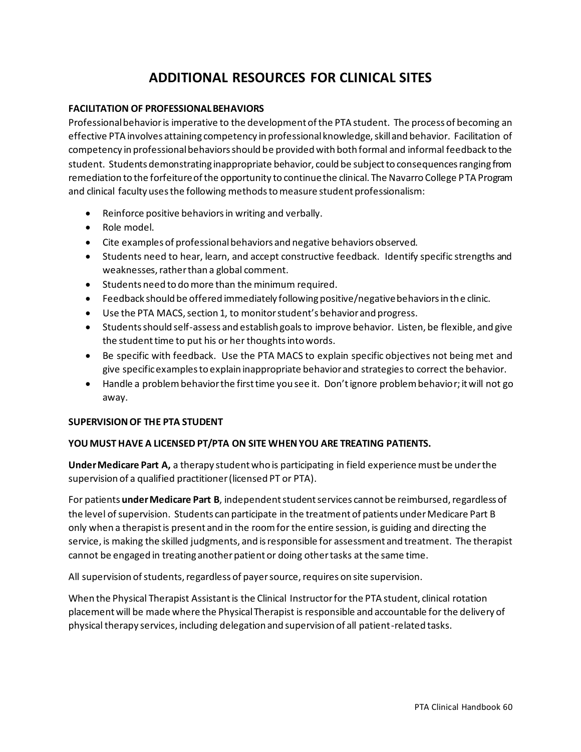# ADDITIONAL RESOURCES FOR CLINICAL SITES

## FACILITATION OF PROFESSIONAL BEHAVIORS

Professional behavior is imperative to the development of the PTA student. The process of becoming an effective PTA involves attaining competency in professional knowledge, skill and behavior. Facilitation of competency in professional behaviors should be provided with both formal and informal feedback to the student. Students demonstrating inappropriate behavior, could be subject to consequences ranging from remediation to the forfeiture of the opportunity to continue the clinical. The Navarro College PTA Program and clinical faculty uses the following methods to measure student professionalism:

- Reinforce positive behaviors in writing and verbally.
- Role model.
- Cite examples of professional behaviors and negative behaviors observed.
- Students need to hear, learn, and accept constructive feedback. Identify specific strengths and weaknesses, rather than a global comment.
- Students need to do more than the minimum required.
- Feedback should be offered immediately following positive/negative behaviors in the clinic.
- Use the PTA MACS, section 1, to monitor student's behavior and progress.
- Students should self-assess and establish goals to improve behavior. Listen, be flexible, and give the student time to put his or her thoughts into words.
- Be specific with feedback. Use the PTA MACS to explain specific objectives not being met and give specific examples to explain inappropriate behavior and strategies to correct the behavior.
- Handle a problem behavior the first time you see it. Don't ignore problem behavior; it will not go away.

## SUPERVISION OF THE PTA STUDENT

**YOU MUST HAVE A LICENSED PT/PTA ON SITE WHEN YOU ARE TREATING PATIENTS.**

**Under Medicare Part A,** a therapy student who is participating in field experience must be under the supervision of a qualified practitioner (licensed PT or PTA).

For patients **under Medicare Part B**, independent student services cannot be reimbursed, regardless of the level of supervision. Students can participate in the treatment of patients under Medicare Part B only when a therapist is present and in the room for the entire session, is guiding and directing the service, is making the skilled judgments, and is responsible for assessment and treatment. The therapist cannot be engaged in treating another patient or doing other tasks at the same time.

All supervision of students, regardless of payer source, requires on site supervision.

When the Physical Therapist Assistant is the Clinical Instructor for the PTA student, clinical rotation placement will be made where the Physical Therapist is responsible and accountable for the delivery of physical therapy services, including delegation and supervision of all patient-related tasks.